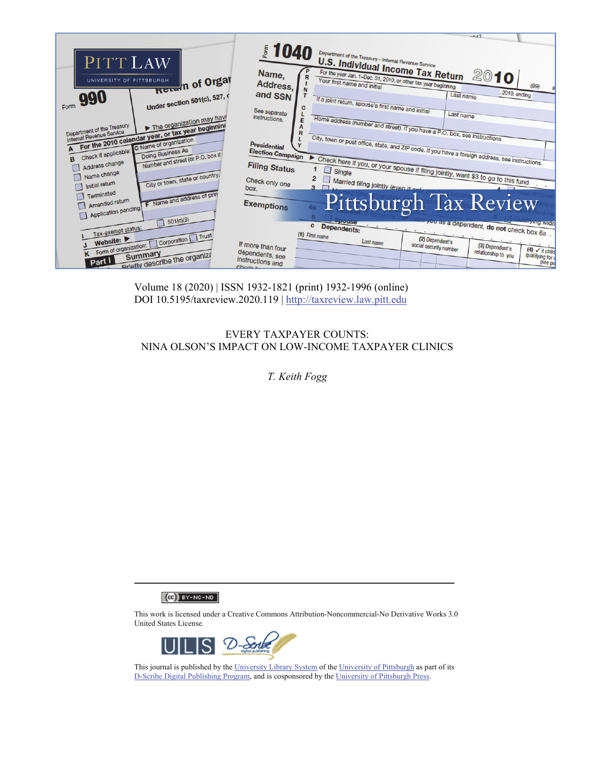Volume 18 (2020) | ISSN 1932-1821 (print) 1932-1996 (online)
DOI 10.5195/taxreview.2020.119 | http://taxreview.law.pitt.edu

# EVERY TAXPAYER COUNTS: NINA OLSON'S IMPACT ON LOW-INCOME TAXPAYER CLINICS

*T. Keith Fogg*

---

This work is licensed under a Creative Commons Attribution-Noncommercial-No Derivative Works 3.0 United States License.

This journal is published by the University Library System of the University of Pittsburgh as part of its D-Scribe Digital Publishing Program, and is cosponsored by the University of Pittsburgh Press.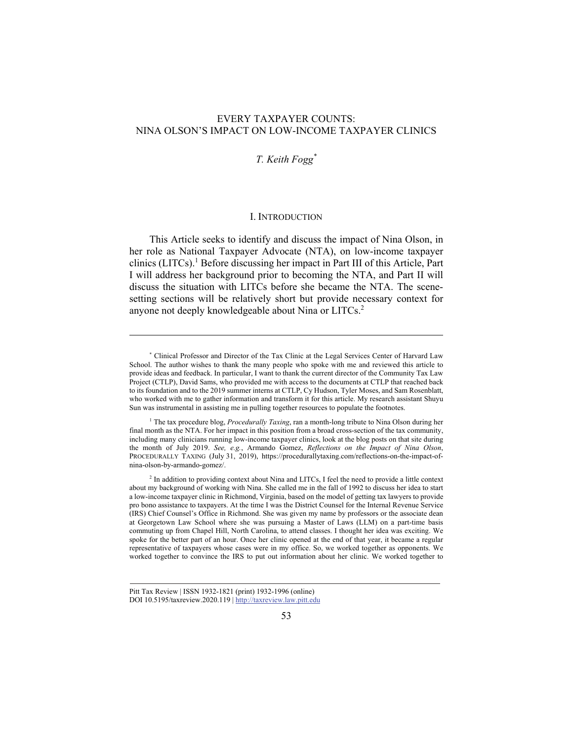# EVERY TAXPAYER COUNTS: NINA OLSON'S IMPACT ON LOW-INCOME TAXPAYER CLINICS

*T. Keith Fogg*[*]

## I. INTRODUCTION

This Article seeks to identify and discuss the impact of Nina Olson, in her role as National Taxpayer Advocate (NTA), on low-income taxpayer clinics (LITCs).[1] Before discussing her impact in Part III of this Article, Part I will address her background prior to becoming the NTA, and Part II will discuss the situation with LITCs before she became the NTA. The scene-setting sections will be relatively short but provide necessary context for anyone not deeply knowledgeable about Nina or LITCs.[2]

---

[*] Clinical Professor and Director of the Tax Clinic at the Legal Services Center of Harvard Law School. The author wishes to thank the many people who spoke with me and reviewed this article to provide ideas and feedback. In particular, I want to thank the current director of the Community Tax Law Project (CTLP), David Sams, who provided me with access to the documents at CTLP that reached back to its foundation and to the 2019 summer interns at CTLP, Cy Hudson, Tyler Moses, and Sam Rosenblatt, who worked with me to gather information and transform it for this article. My research assistant Shuyu Sun was instrumental in assisting me in pulling together resources to populate the footnotes.

[1] The tax procedure blog, *Procedurally Taxing*, ran a month-long tribute to Nina Olson during her final month as the NTA. For her impact in this position from a broad cross-section of the tax community, including many clinicians running low-income taxpayer clinics, look at the blog posts on that site during the month of July 2019. *See, e.g.*, Armando Gomez, *Reflections on the Impact of Nina Olson*, PROCEDURALLY TAXING (July 31, 2019), https://procedurallytaxing.com/reflections-on-the-impact-of-nina-olson-by-armando-gomez/.

[2] In addition to providing context about Nina and LITCs, I feel the need to provide a little context about my background of working with Nina. She called me in the fall of 1992 to discuss her idea to start a low-income taxpayer clinic in Richmond, Virginia, based on the model of getting tax lawyers to provide pro bono assistance to taxpayers. At the time I was the District Counsel for the Internal Revenue Service (IRS) Chief Counsel's Office in Richmond. She was given my name by professors or the associate dean at Georgetown Law School where she was pursuing a Master of Laws (LLM) on a part-time basis commuting up from Chapel Hill, North Carolina, to attend classes. I thought her idea was exciting. We spoke for the better part of an hour. Once her clinic opened at the end of that year, it became a regular representative of taxpayers whose cases were in my office. So, we worked together as opponents. We worked together to convince the IRS to put out information about her clinic. We worked together to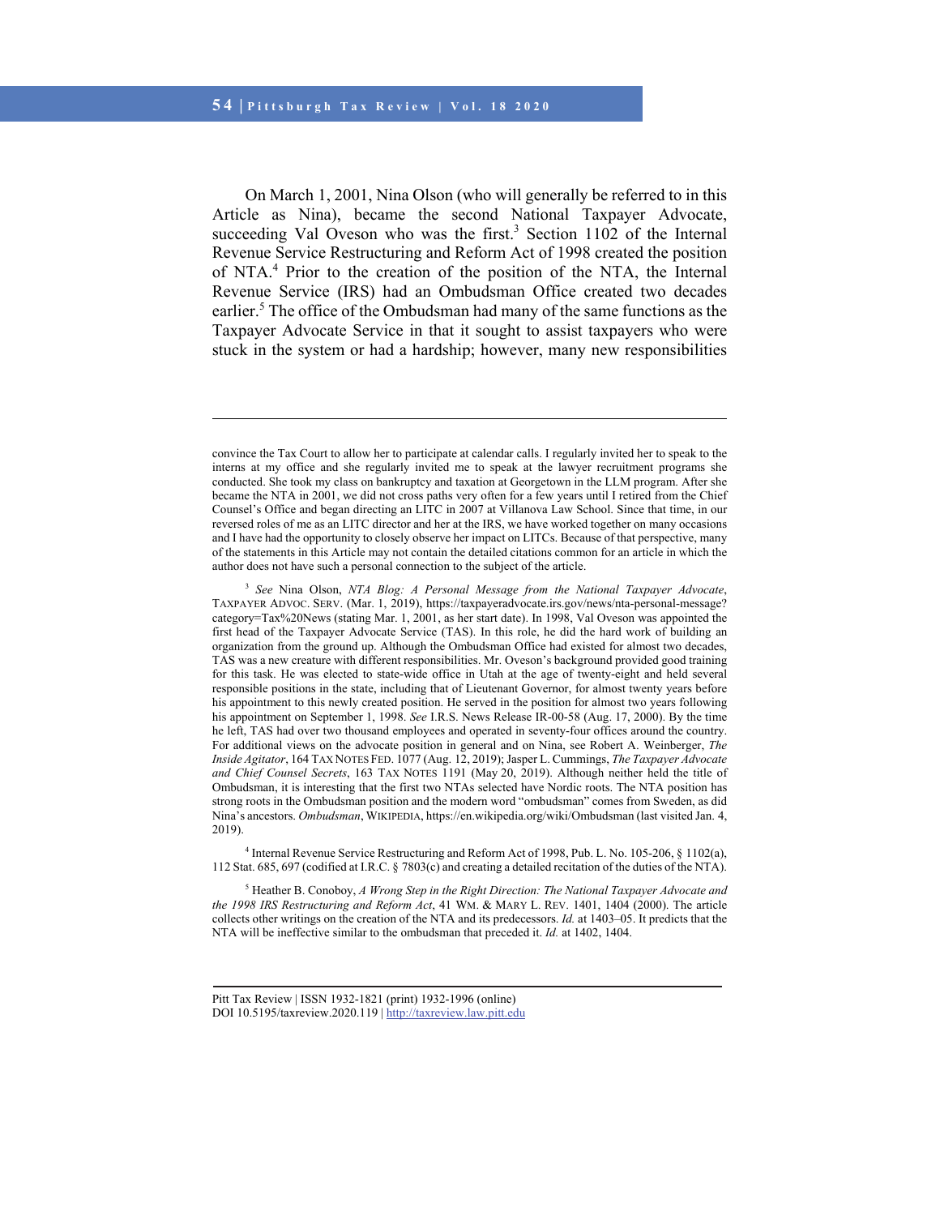On March 1, 2001, Nina Olson (who will generally be referred to in this Article as Nina), became the second National Taxpayer Advocate, succeeding Val Oveson who was the first.[3] Section 1102 of the Internal Revenue Service Restructuring and Reform Act of 1998 created the position of NTA.[4] Prior to the creation of the position of the NTA, the Internal Revenue Service (IRS) had an Ombudsman Office created two decades earlier.[5] The office of the Ombudsman had many of the same functions as the Taxpayer Advocate Service in that it sought to assist taxpayers who were stuck in the system or had a hardship; however, many new responsibilities

---

convince the Tax Court to allow her to participate at calendar calls. I regularly invited her to speak to the interns at my office and she regularly invited me to speak at the lawyer recruitment programs she conducted. She took my class on bankruptcy and taxation at Georgetown in the LLM program. After she became the NTA in 2001, we did not cross paths very often for a few years until I retired from the Chief Counsel's Office and began directing an LITC in 2007 at Villanova Law School. Since that time, in our reversed roles of me as an LITC director and her at the IRS, we have worked together on many occasions and I have had the opportunity to closely observe her impact on LITCs. Because of that perspective, many of the statements in this Article may not contain the detailed citations common for an article in which the author does not have such a personal connection to the subject of the article.

[3] *See* Nina Olson, *NTA Blog: A Personal Message from the National Taxpayer Advocate*, TAXPAYER ADVOC. SERV. (Mar. 1, 2019), https://taxpayeradvocate.irs.gov/news/nta-personal-message?category=Tax%20News (stating Mar. 1, 2001, as her start date). In 1998, Val Oveson was appointed the first head of the Taxpayer Advocate Service (TAS). In this role, he did the hard work of building an organization from the ground up. Although the Ombudsman Office had existed for almost two decades, TAS was a new creature with different responsibilities. Mr. Oveson's background provided good training for this task. He was elected to state-wide office in Utah at the age of twenty-eight and held several responsible positions in the state, including that of Lieutenant Governor, for almost twenty years before his appointment to this newly created position. He served in the position for almost two years following his appointment on September 1, 1998. *See* I.R.S. News Release IR-00-58 (Aug. 17, 2000). By the time he left, TAS had over two thousand employees and operated in seventy-four offices around the country. For additional views on the advocate position in general and on Nina, see Robert A. Weinberger, *The Inside Agitator*, 164 TAX NOTES FED. 1077 (Aug. 12, 2019); Jasper L. Cummings, *The Taxpayer Advocate and Chief Counsel Secrets*, 163 TAX NOTES 1191 (May 20, 2019). Although neither held the title of Ombudsman, it is interesting that the first two NTAs selected have Nordic roots. The NTA position has strong roots in the Ombudsman position and the modern word "ombudsman" comes from Sweden, as did Nina's ancestors. *Ombudsman*, WIKIPEDIA, https://en.wikipedia.org/wiki/Ombudsman (last visited Jan. 4, 2019).

[4] Internal Revenue Service Restructuring and Reform Act of 1998, Pub. L. No. 105-206, § 1102(a), 112 Stat. 685, 697 (codified at I.R.C. § 7803(c) and creating a detailed recitation of the duties of the NTA).

[5] Heather B. Conoboy, *A Wrong Step in the Right Direction: The National Taxpayer Advocate and the 1998 IRS Restructuring and Reform Act*, 41 WM. & MARY L. REV. 1401, 1404 (2000). The article collects other writings on the creation of the NTA and its predecessors. *Id.* at 1403–05. It predicts that the NTA will be ineffective similar to the ombudsman that preceded it. *Id.* at 1402, 1404.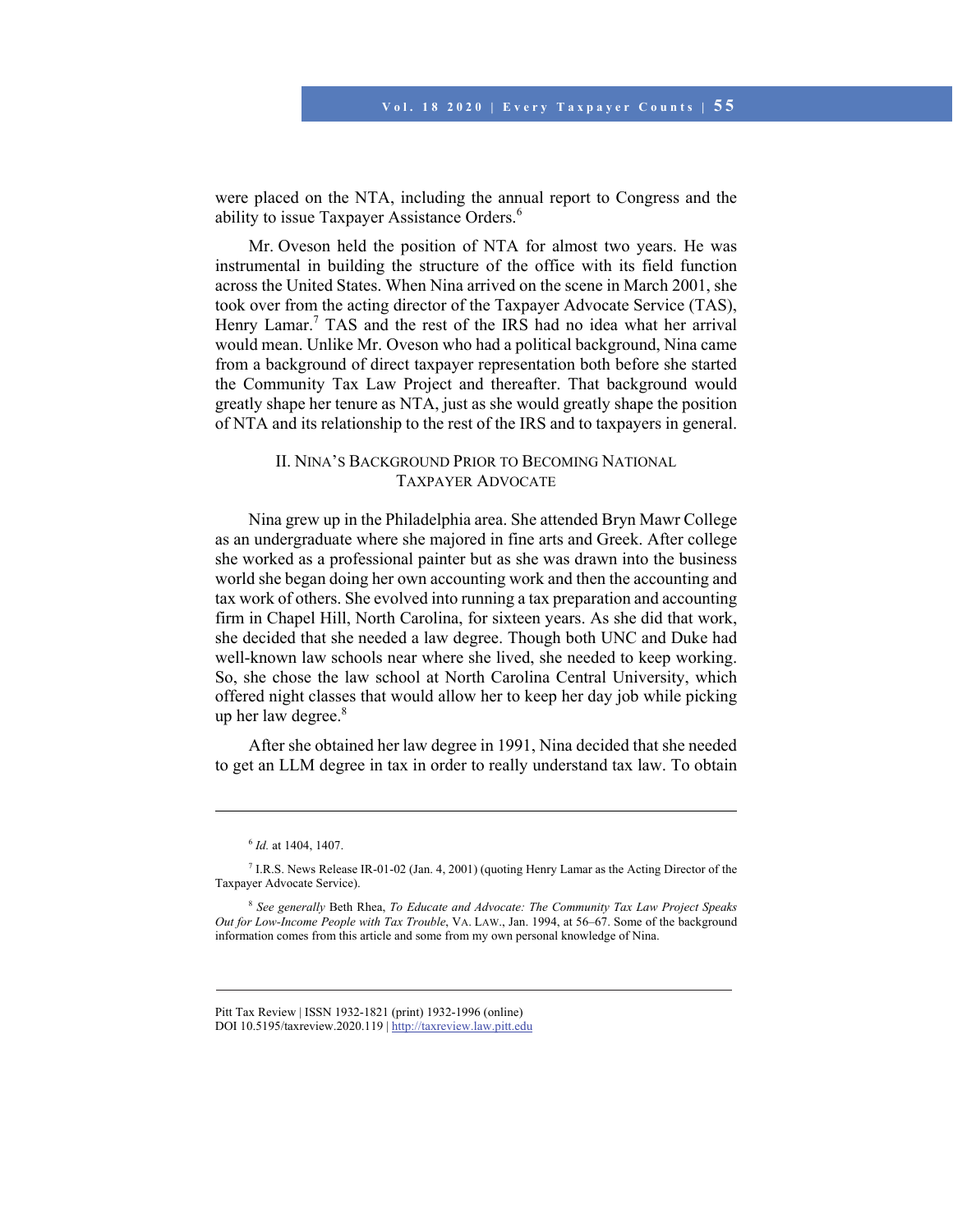were placed on the NTA, including the annual report to Congress and the ability to issue Taxpayer Assistance Orders.[6]

Mr. Oveson held the position of NTA for almost two years. He was instrumental in building the structure of the office with its field function across the United States. When Nina arrived on the scene in March 2001, she took over from the acting director of the Taxpayer Advocate Service (TAS), Henry Lamar.[7] TAS and the rest of the IRS had no idea what her arrival would mean. Unlike Mr. Oveson who had a political background, Nina came from a background of direct taxpayer representation both before she started the Community Tax Law Project and thereafter. That background would greatly shape her tenure as NTA, just as she would greatly shape the position of NTA and its relationship to the rest of the IRS and to taxpayers in general.

## II. Nina's Background Prior to Becoming National Taxpayer Advocate

Nina grew up in the Philadelphia area. She attended Bryn Mawr College as an undergraduate where she majored in fine arts and Greek. After college she worked as a professional painter but as she was drawn into the business world she began doing her own accounting work and then the accounting and tax work of others. She evolved into running a tax preparation and accounting firm in Chapel Hill, North Carolina, for sixteen years. As she did that work, she decided that she needed a law degree. Though both UNC and Duke had well-known law schools near where she lived, she needed to keep working. So, she chose the law school at North Carolina Central University, which offered night classes that would allow her to keep her day job while picking up her law degree.[8]

After she obtained her law degree in 1991, Nina decided that she needed to get an LLM degree in tax in order to really understand tax law. To obtain

---

[6] *Id.* at 1404, 1407.

[7] I.R.S. News Release IR-01-02 (Jan. 4, 2001) (quoting Henry Lamar as the Acting Director of the Taxpayer Advocate Service).

[8] *See generally* Beth Rhea, *To Educate and Advocate: The Community Tax Law Project Speaks Out for Low-Income People with Tax Trouble*, VA. LAW., Jan. 1994, at 56–67. Some of the background information comes from this article and some from my own personal knowledge of Nina.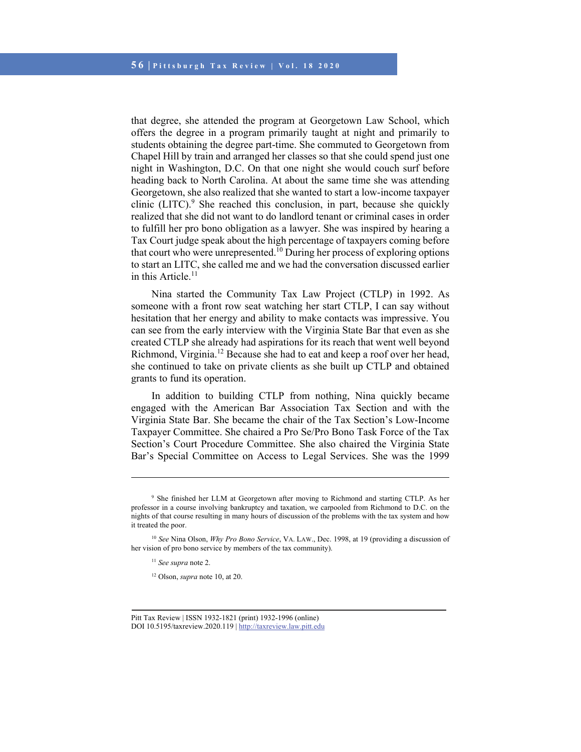that degree, she attended the program at Georgetown Law School, which offers the degree in a program primarily taught at night and primarily to students obtaining the degree part-time. She commuted to Georgetown from Chapel Hill by train and arranged her classes so that she could spend just one night in Washington, D.C. On that one night she would couch surf before heading back to North Carolina. At about the same time she was attending Georgetown, she also realized that she wanted to start a low-income taxpayer clinic (LITC).[9] She reached this conclusion, in part, because she quickly realized that she did not want to do landlord tenant or criminal cases in order to fulfill her pro bono obligation as a lawyer. She was inspired by hearing a Tax Court judge speak about the high percentage of taxpayers coming before that court who were unrepresented.[10] During her process of exploring options to start an LITC, she called me and we had the conversation discussed earlier in this Article.[11]

Nina started the Community Tax Law Project (CTLP) in 1992. As someone with a front row seat watching her start CTLP, I can say without hesitation that her energy and ability to make contacts was impressive. You can see from the early interview with the Virginia State Bar that even as she created CTLP she already had aspirations for its reach that went well beyond Richmond, Virginia.[12] Because she had to eat and keep a roof over her head, she continued to take on private clients as she built up CTLP and obtained grants to fund its operation.

In addition to building CTLP from nothing, Nina quickly became engaged with the American Bar Association Tax Section and with the Virginia State Bar. She became the chair of the Tax Section's Low-Income Taxpayer Committee. She chaired a Pro Se/Pro Bono Task Force of the Tax Section's Court Procedure Committee. She also chaired the Virginia State Bar's Special Committee on Access to Legal Services. She was the 1999

---

[9] She finished her LLM at Georgetown after moving to Richmond and starting CTLP. As her professor in a course involving bankruptcy and taxation, we carpooled from Richmond to D.C. on the nights of that course resulting in many hours of discussion of the problems with the tax system and how it treated the poor.

[10] *See* Nina Olson, *Why Pro Bono Service*, VA. LAW., Dec. 1998, at 19 (providing a discussion of her vision of pro bono service by members of the tax community).

[11] *See supra* note 2.

[12] Olson, *supra* note 10, at 20.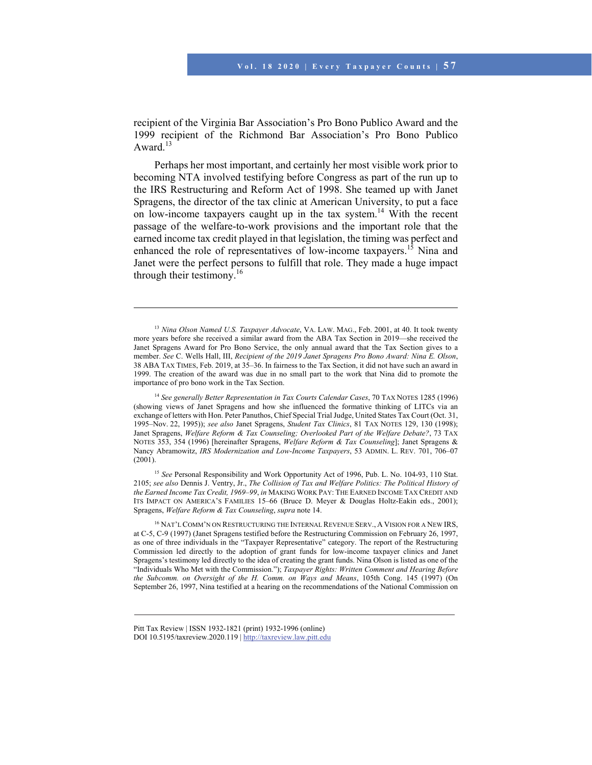recipient of the Virginia Bar Association's Pro Bono Publico Award and the 1999 recipient of the Richmond Bar Association's Pro Bono Publico Award.[13]

Perhaps her most important, and certainly her most visible work prior to becoming NTA involved testifying before Congress as part of the run up to the IRS Restructuring and Reform Act of 1998. She teamed up with Janet Spragens, the director of the tax clinic at American University, to put a face on low-income taxpayers caught up in the tax system.[14] With the recent passage of the welfare-to-work provisions and the important role that the earned income tax credit played in that legislation, the timing was perfect and enhanced the role of representatives of low-income taxpayers.[15] Nina and Janet were the perfect persons to fulfill that role. They made a huge impact through their testimony.[16]

---

[13] *Nina Olson Named U.S. Taxpayer Advocate*, VA. LAW. MAG., Feb. 2001, at 40. It took twenty more years before she received a similar award from the ABA Tax Section in 2019—she received the Janet Spragens Award for Pro Bono Service, the only annual award that the Tax Section gives to a member. *See* C. Wells Hall, III, *Recipient of the 2019 Janet Spragens Pro Bono Award: Nina E. Olson*, 38 ABA TAX TIMES, Feb. 2019, at 35–36. In fairness to the Tax Section, it did not have such an award in 1999. The creation of the award was due in no small part to the work that Nina did to promote the importance of pro bono work in the Tax Section.

[14] *See generally Better Representation in Tax Courts Calendar Cases*, 70 TAX NOTES 1285 (1996) (showing views of Janet Spragens and how she influenced the formative thinking of LITCs via an exchange of letters with Hon. Peter Panuthos, Chief Special Trial Judge, United States Tax Court (Oct. 31, 1995–Nov. 22, 1995)); *see also* Janet Spragens, *Student Tax Clinics*, 81 TAX NOTES 129, 130 (1998); Janet Spragens, *Welfare Reform & Tax Counseling; Overlooked Part of the Welfare Debate?*, 73 TAX NOTES 353, 354 (1996) [hereinafter Spragens, *Welfare Reform & Tax Counseling*]; Janet Spragens & Nancy Abramowitz, *IRS Modernization and Low-Income Taxpayers*, 53 ADMIN. L. REV. 701, 706–07 (2001).

[15] *See* Personal Responsibility and Work Opportunity Act of 1996, Pub. L. No. 104-93, 110 Stat. 2105; *see also* Dennis J. Ventry, Jr., *The Collision of Tax and Welfare Politics: The Political History of the Earned Income Tax Credit, 1969–99*, *in* MAKING WORK PAY: THE EARNED INCOME TAX CREDIT AND ITS IMPACT ON AMERICA'S FAMILIES 15–66 (Bruce D. Meyer & Douglas Holtz-Eakin eds., 2001); Spragens, *Welfare Reform & Tax Counseling*, *supra* note 14.

[16] NAT'L COMM'N ON RESTRUCTURING THE INTERNAL REVENUE SERV., A VISION FOR A NEW IRS, at C-5, C-9 (1997) (Janet Spragens testified before the Restructuring Commission on February 26, 1997, as one of three individuals in the "Taxpayer Representative" category. The report of the Restructuring Commission led directly to the adoption of grant funds for low-income taxpayer clinics and Janet Spragens's testimony led directly to the idea of creating the grant funds. Nina Olson is listed as one of the "Individuals Who Met with the Commission."); *Taxpayer Rights: Written Comment and Hearing Before the Subcomm. on Oversight of the H. Comm. on Ways and Means*, 105th Cong. 145 (1997) (On September 26, 1997, Nina testified at a hearing on the recommendations of the National Commission on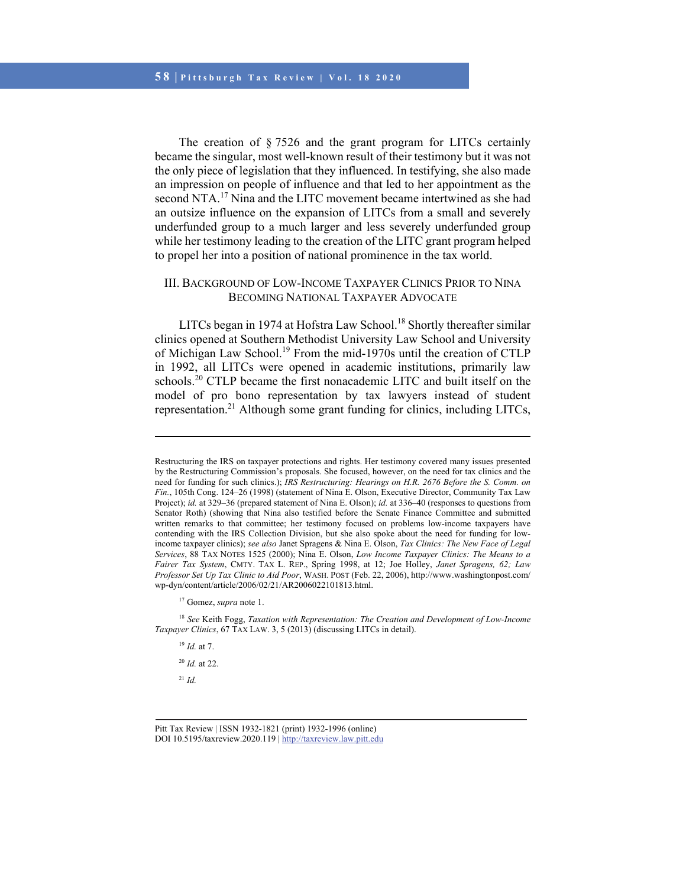The creation of § 7526 and the grant program for LITCs certainly became the singular, most well-known result of their testimony but it was not the only piece of legislation that they influenced. In testifying, she also made an impression on people of influence and that led to her appointment as the second NTA.[17] Nina and the LITC movement became intertwined as she had an outsize influence on the expansion of LITCs from a small and severely underfunded group to a much larger and less severely underfunded group while her testimony leading to the creation of the LITC grant program helped to propel her into a position of national prominence in the tax world.

## III. Background of Low-Income Taxpayer Clinics Prior to Nina Becoming National Taxpayer Advocate

LITCs began in 1974 at Hofstra Law School.[18] Shortly thereafter similar clinics opened at Southern Methodist University Law School and University of Michigan Law School.[19] From the mid-1970s until the creation of CTLP in 1992, all LITCs were opened in academic institutions, primarily law schools.[20] CTLP became the first nonacademic LITC and built itself on the model of pro bono representation by tax lawyers instead of student representation.[21] Although some grant funding for clinics, including LITCs,

---

Restructuring the IRS on taxpayer protections and rights. Her testimony covered many issues presented by the Restructuring Commission's proposals. She focused, however, on the need for tax clinics and the need for funding for such clinics.); *IRS Restructuring: Hearings on H.R. 2676 Before the S. Comm. on Fin.*, 105th Cong. 124–26 (1998) (statement of Nina E. Olson, Executive Director, Community Tax Law Project); *id.* at 329–36 (prepared statement of Nina E. Olson); *id.* at 336–40 (responses to questions from Senator Roth) (showing that Nina also testified before the Senate Finance Committee and submitted written remarks to that committee; her testimony focused on problems low-income taxpayers have contending with the IRS Collection Division, but she also spoke about the need for funding for low-income taxpayer clinics); *see also* Janet Spragens & Nina E. Olson, *Tax Clinics: The New Face of Legal Services*, 88 TAX NOTES 1525 (2000); Nina E. Olson, *Low Income Taxpayer Clinics: The Means to a Fairer Tax System*, CMTY. TAX L. REP., Spring 1998, at 12; Joe Holley, *Janet Spragens, 62; Law Professor Set Up Tax Clinic to Aid Poor*, WASH. POST (Feb. 22, 2006), http://www.washingtonpost.com/wp-dyn/content/article/2006/02/21/AR2006022101813.html.

[17] Gomez, *supra* note 1.

[18] *See* Keith Fogg, *Taxation with Representation: The Creation and Development of Low-Income Taxpayer Clinics*, 67 TAX LAW. 3, 5 (2013) (discussing LITCs in detail).

[19] *Id.* at 7.

[20] *Id.* at 22.

[21] *Id.*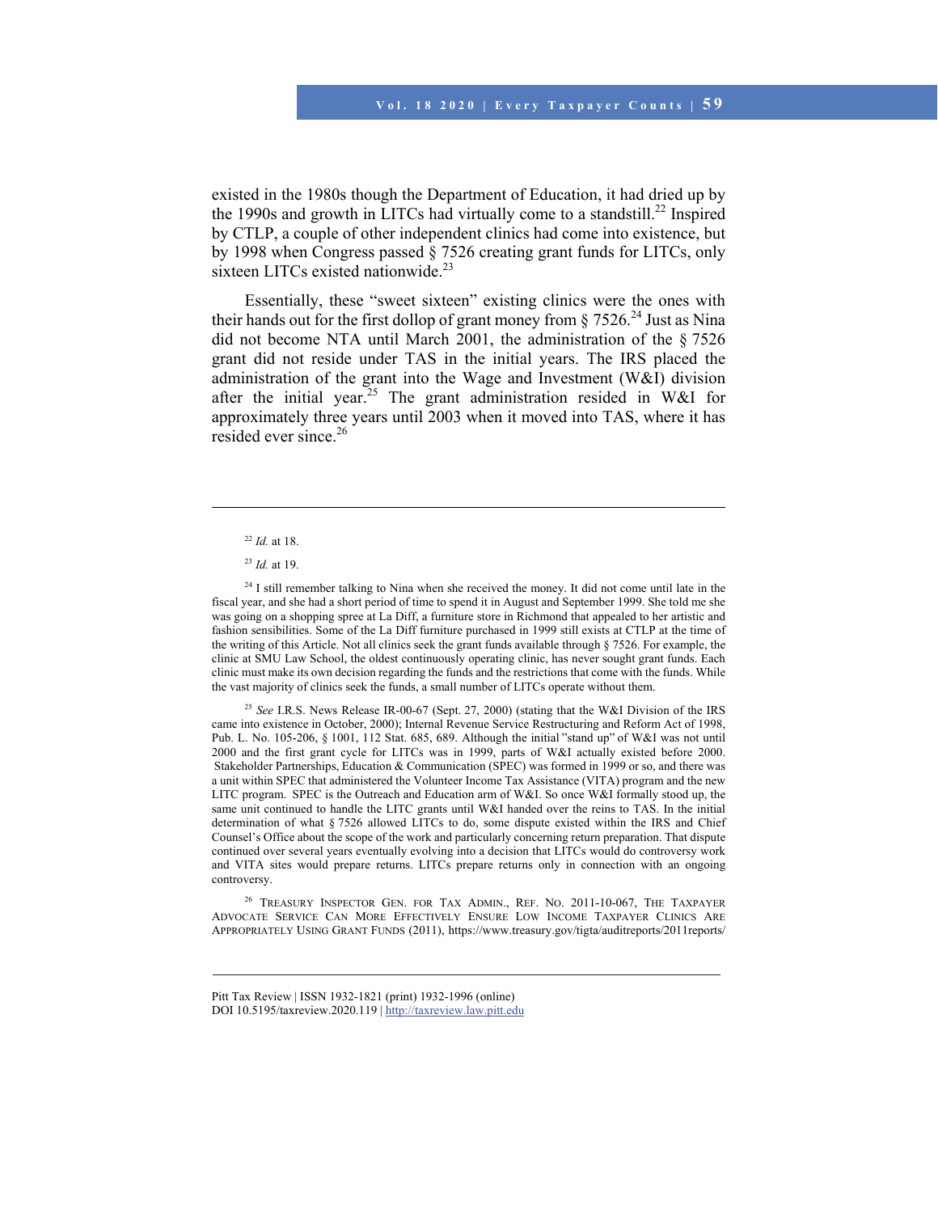existed in the 1980s though the Department of Education, it had dried up by the 1990s and growth in LITCs had virtually come to a standstill.[22] Inspired by CTLP, a couple of other independent clinics had come into existence, but by 1998 when Congress passed § 7526 creating grant funds for LITCs, only sixteen LITCs existed nationwide.[23]

Essentially, these "sweet sixteen" existing clinics were the ones with their hands out for the first dollop of grant money from § 7526.[24] Just as Nina did not become NTA until March 2001, the administration of the § 7526 grant did not reside under TAS in the initial years. The IRS placed the administration of the grant into the Wage and Investment (W&I) division after the initial year.[25] The grant administration resided in W&I for approximately three years until 2003 when it moved into TAS, where it has resided ever since.[26]

---

[22] *Id.* at 18.

[23] *Id.* at 19.

[24] I still remember talking to Nina when she received the money. It did not come until late in the fiscal year, and she had a short period of time to spend it in August and September 1999. She told me she was going on a shopping spree at La Diff, a furniture store in Richmond that appealed to her artistic and fashion sensibilities. Some of the La Diff furniture purchased in 1999 still exists at CTLP at the time of the writing of this Article. Not all clinics seek the grant funds available through § 7526. For example, the clinic at SMU Law School, the oldest continuously operating clinic, has never sought grant funds. Each clinic must make its own decision regarding the funds and the restrictions that come with the funds. While the vast majority of clinics seek the funds, a small number of LITCs operate without them.

[25] *See* I.R.S. News Release IR-00-67 (Sept. 27, 2000) (stating that the W&I Division of the IRS came into existence in October, 2000); Internal Revenue Service Restructuring and Reform Act of 1998, Pub. L. No. 105-206, § 1001, 112 Stat. 685, 689. Although the initial "stand up" of W&I was not until 2000 and the first grant cycle for LITCs was in 1999, parts of W&I actually existed before 2000. Stakeholder Partnerships, Education & Communication (SPEC) was formed in 1999 or so, and there was a unit within SPEC that administered the Volunteer Income Tax Assistance (VITA) program and the new LITC program. SPEC is the Outreach and Education arm of W&I. So once W&I formally stood up, the same unit continued to handle the LITC grants until W&I handed over the reins to TAS. In the initial determination of what § 7526 allowed LITCs to do, some dispute existed within the IRS and Chief Counsel's Office about the scope of the work and particularly concerning return preparation. That dispute continued over several years eventually evolving into a decision that LITCs would do controversy work and VITA sites would prepare returns. LITCs prepare returns only in connection with an ongoing controversy.

[26] Treasury Inspector Gen. for Tax Admin., Ref. No. 2011-10-067, The Taxpayer Advocate Service Can More Effectively Ensure Low Income Taxpayer Clinics Are Appropriately Using Grant Funds (2011), https://www.treasury.gov/tigta/auditreports/2011reports/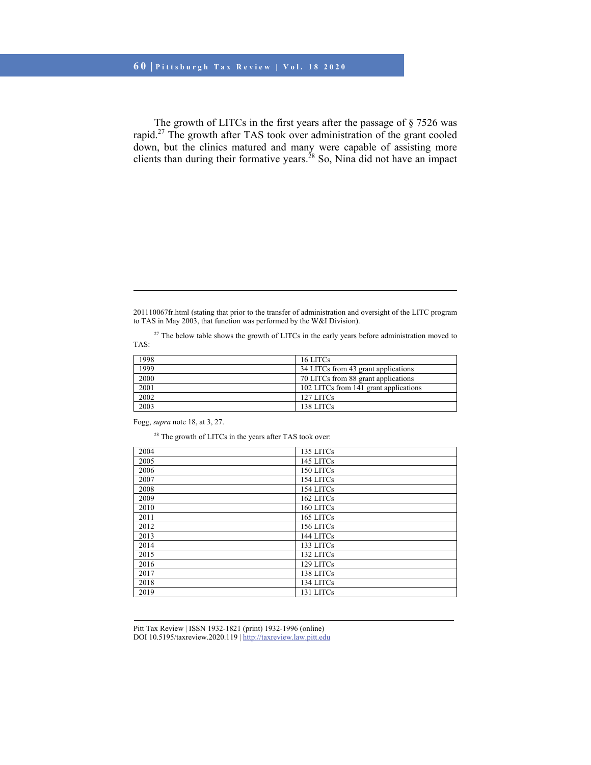The growth of LITCs in the first years after the passage of § 7526 was rapid.[27] The growth after TAS took over administration of the grant cooled down, but the clinics matured and many were capable of assisting more clients than during their formative years.[28] So, Nina did not have an impact

---

201110067fr.html (stating that prior to the transfer of administration and oversight of the LITC program to TAS in May 2003, that function was performed by the W&I Division).

[27] The below table shows the growth of LITCs in the early years before administration moved to TAS:

| | |
|---|---|
| 1998 | 16 LITCs |
| 1999 | 34 LITCs from 43 grant applications |
| 2000 | 70 LITCs from 88 grant applications |
| 2001 | 102 LITCs from 141 grant applications |
| 2002 | 127 LITCs |
| 2003 | 138 LITCs |

Fogg, *supra* note 18, at 3, 27.

[28] The growth of LITCs in the years after TAS took over:

| | |
|---|---|
| 2004 | 135 LITCs |
| 2005 | 145 LITCs |
| 2006 | 150 LITCs |
| 2007 | 154 LITCs |
| 2008 | 154 LITCs |
| 2009 | 162 LITCs |
| 2010 | 160 LITCs |
| 2011 | 165 LITCs |
| 2012 | 156 LITCs |
| 2013 | 144 LITCs |
| 2014 | 133 LITCs |
| 2015 | 132 LITCs |
| 2016 | 129 LITCs |
| 2017 | 138 LITCs |
| 2018 | 134 LITCs |
| 2019 | 131 LITCs |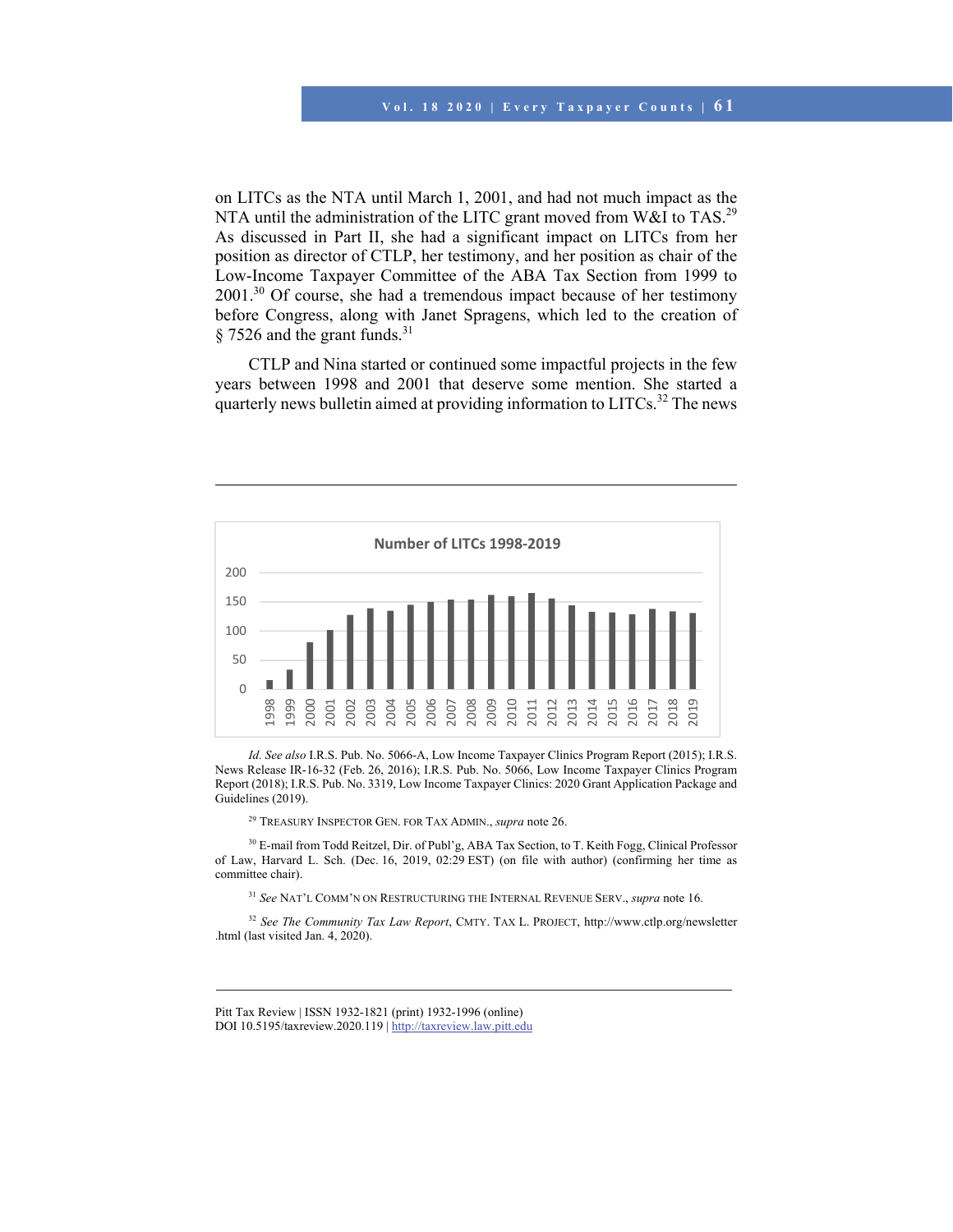on LITCs as the NTA until March 1, 2001, and had not much impact as the NTA until the administration of the LITC grant moved from W&I to TAS.[29] As discussed in Part II, she had a significant impact on LITCs from her position as director of CTLP, her testimony, and her position as chair of the Low-Income Taxpayer Committee of the ABA Tax Section from 1999 to 2001.[30] Of course, she had a tremendous impact because of her testimony before Congress, along with Janet Spragens, which led to the creation of § 7526 and the grant funds.[31]

CTLP and Nina started or continued some impactful projects in the few years between 1998 and 2001 that deserve some mention. She started a quarterly news bulletin aimed at providing information to LITCs.[32] The news

---

**Number of LITCs 1998-2019**

*Id. See also* I.R.S. Pub. No. 5066-A, Low Income Taxpayer Clinics Program Report (2015); I.R.S. News Release IR-16-32 (Feb. 26, 2016); I.R.S. Pub. No. 5066, Low Income Taxpayer Clinics Program Report (2018); I.R.S. Pub. No. 3319, Low Income Taxpayer Clinics: 2020 Grant Application Package and Guidelines (2019).

[29] TREASURY INSPECTOR GEN. FOR TAX ADMIN., *supra* note 26.

[30] E-mail from Todd Reitzel, Dir. of Publ'g, ABA Tax Section, to T. Keith Fogg, Clinical Professor of Law, Harvard L. Sch. (Dec. 16, 2019, 02:29 EST) (on file with author) (confirming her time as committee chair).

[31] *See* NAT'L COMM'N ON RESTRUCTURING THE INTERNAL REVENUE SERV., *supra* note 16.

[32] *See The Community Tax Law Report*, CMTY. TAX L. PROJECT, http://www.ctlp.org/newsletter.html (last visited Jan. 4, 2020).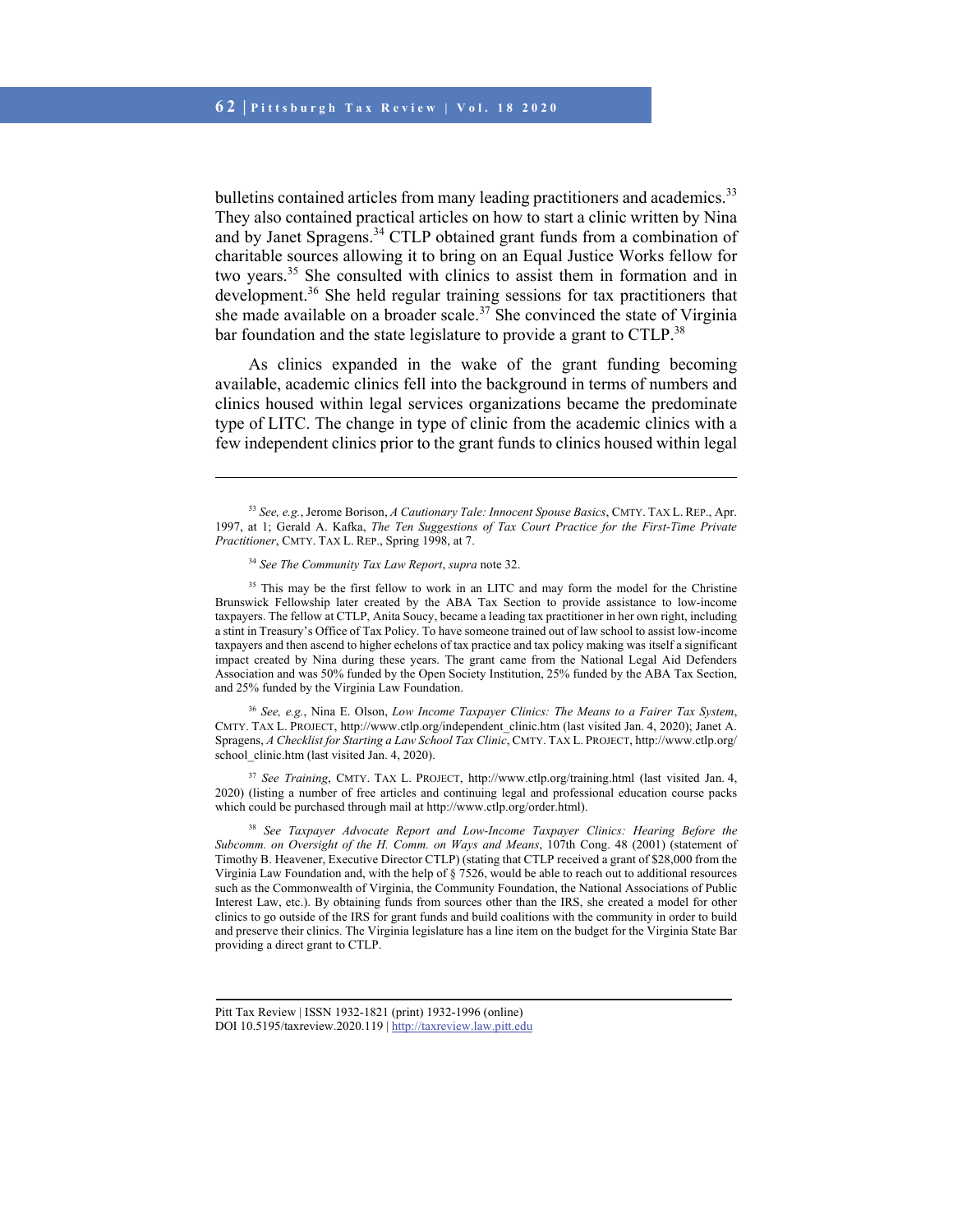bulletins contained articles from many leading practitioners and academics.[33] They also contained practical articles on how to start a clinic written by Nina and by Janet Spragens.[34] CTLP obtained grant funds from a combination of charitable sources allowing it to bring on an Equal Justice Works fellow for two years.[35] She consulted with clinics to assist them in formation and in development.[36] She held regular training sessions for tax practitioners that she made available on a broader scale.[37] She convinced the state of Virginia bar foundation and the state legislature to provide a grant to CTLP.[38]

As clinics expanded in the wake of the grant funding becoming available, academic clinics fell into the background in terms of numbers and clinics housed within legal services organizations became the predominate type of LITC. The change in type of clinic from the academic clinics with a few independent clinics prior to the grant funds to clinics housed within legal

---

[33] *See, e.g.*, Jerome Borison, *A Cautionary Tale: Innocent Spouse Basics*, CMTY. TAX L. REP., Apr. 1997, at 1; Gerald A. Kafka, *The Ten Suggestions of Tax Court Practice for the First-Time Private Practitioner*, CMTY. TAX L. REP., Spring 1998, at 7.

[34] *See The Community Tax Law Report*, *supra* note 32.

[35] This may be the first fellow to work in an LITC and may form the model for the Christine Brunswick Fellowship later created by the ABA Tax Section to provide assistance to low-income taxpayers. The fellow at CTLP, Anita Soucy, became a leading tax practitioner in her own right, including a stint in Treasury's Office of Tax Policy. To have someone trained out of law school to assist low-income taxpayers and then ascend to higher echelons of tax practice and tax policy making was itself a significant impact created by Nina during these years. The grant came from the National Legal Aid Defenders Association and was 50% funded by the Open Society Institution, 25% funded by the ABA Tax Section, and 25% funded by the Virginia Law Foundation.

[36] *See, e.g.*, Nina E. Olson, *Low Income Taxpayer Clinics: The Means to a Fairer Tax System*, CMTY. TAX L. PROJECT, http://www.ctlp.org/independent_clinic.htm (last visited Jan. 4, 2020); Janet A. Spragens, *A Checklist for Starting a Law School Tax Clinic*, CMTY. TAX L. PROJECT, http://www.ctlp.org/school_clinic.htm (last visited Jan. 4, 2020).

[37] *See Training*, CMTY. TAX L. PROJECT, http://www.ctlp.org/training.html (last visited Jan. 4, 2020) (listing a number of free articles and continuing legal and professional education course packs which could be purchased through mail at http://www.ctlp.org/order.html).

[38] *See Taxpayer Advocate Report and Low-Income Taxpayer Clinics: Hearing Before the Subcomm. on Oversight of the H. Comm. on Ways and Means*, 107th Cong. 48 (2001) (statement of Timothy B. Heavener, Executive Director CTLP) (stating that CTLP received a grant of $28,000 from the Virginia Law Foundation and, with the help of § 7526, would be able to reach out to additional resources such as the Commonwealth of Virginia, the Community Foundation, the National Associations of Public Interest Law, etc.). By obtaining funds from sources other than the IRS, she created a model for other clinics to go outside of the IRS for grant funds and build coalitions with the community in order to build and preserve their clinics. The Virginia legislature has a line item on the budget for the Virginia State Bar providing a direct grant to CTLP.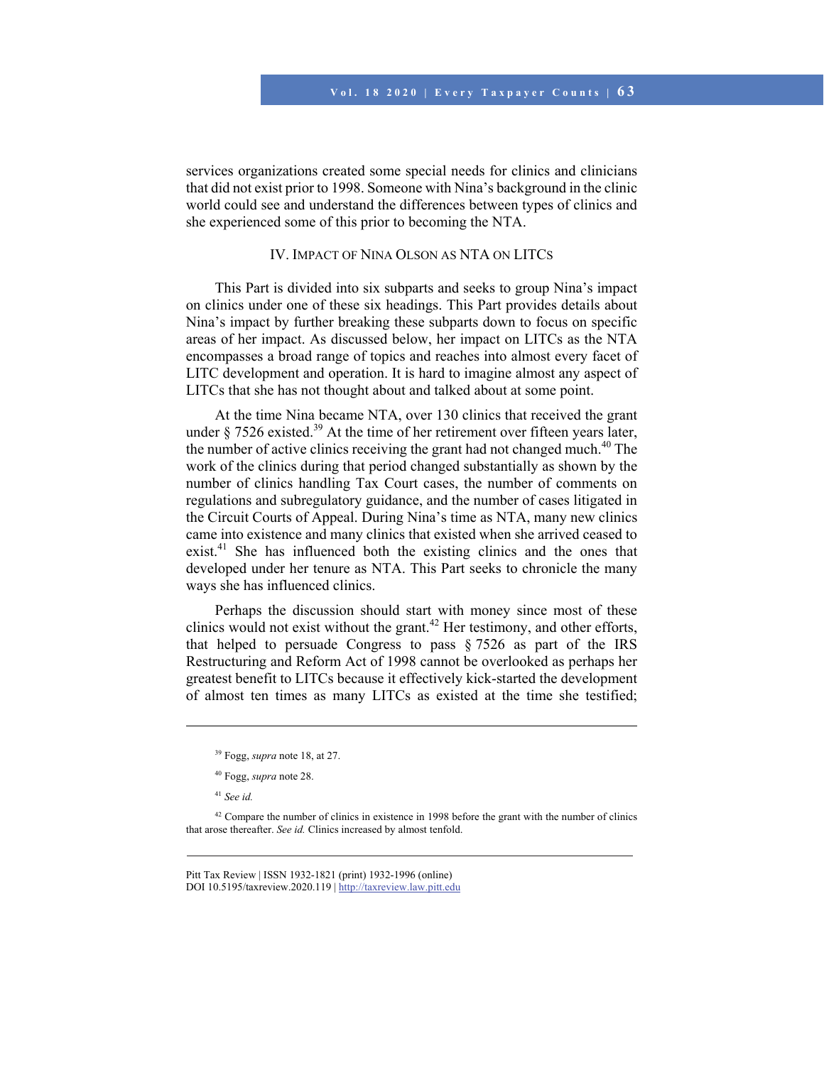services organizations created some special needs for clinics and clinicians that did not exist prior to 1998. Someone with Nina's background in the clinic world could see and understand the differences between types of clinics and she experienced some of this prior to becoming the NTA.

## IV. Impact of Nina Olson as NTA on LITCs

This Part is divided into six subparts and seeks to group Nina's impact on clinics under one of these six headings. This Part provides details about Nina's impact by further breaking these subparts down to focus on specific areas of her impact. As discussed below, her impact on LITCs as the NTA encompasses a broad range of topics and reaches into almost every facet of LITC development and operation. It is hard to imagine almost any aspect of LITCs that she has not thought about and talked about at some point.

At the time Nina became NTA, over 130 clinics that received the grant under § 7526 existed.[39] At the time of her retirement over fifteen years later, the number of active clinics receiving the grant had not changed much.[40] The work of the clinics during that period changed substantially as shown by the number of clinics handling Tax Court cases, the number of comments on regulations and subregulatory guidance, and the number of cases litigated in the Circuit Courts of Appeal. During Nina's time as NTA, many new clinics came into existence and many clinics that existed when she arrived ceased to exist.[41] She has influenced both the existing clinics and the ones that developed under her tenure as NTA. This Part seeks to chronicle the many ways she has influenced clinics.

Perhaps the discussion should start with money since most of these clinics would not exist without the grant.[42] Her testimony, and other efforts, that helped to persuade Congress to pass § 7526 as part of the IRS Restructuring and Reform Act of 1998 cannot be overlooked as perhaps her greatest benefit to LITCs because it effectively kick-started the development of almost ten times as many LITCs as existed at the time she testified;

---

[39] Fogg, *supra* note 18, at 27.

[40] Fogg, *supra* note 28.

[41] *See id.*

[42] Compare the number of clinics in existence in 1998 before the grant with the number of clinics that arose thereafter. *See id.* Clinics increased by almost tenfold.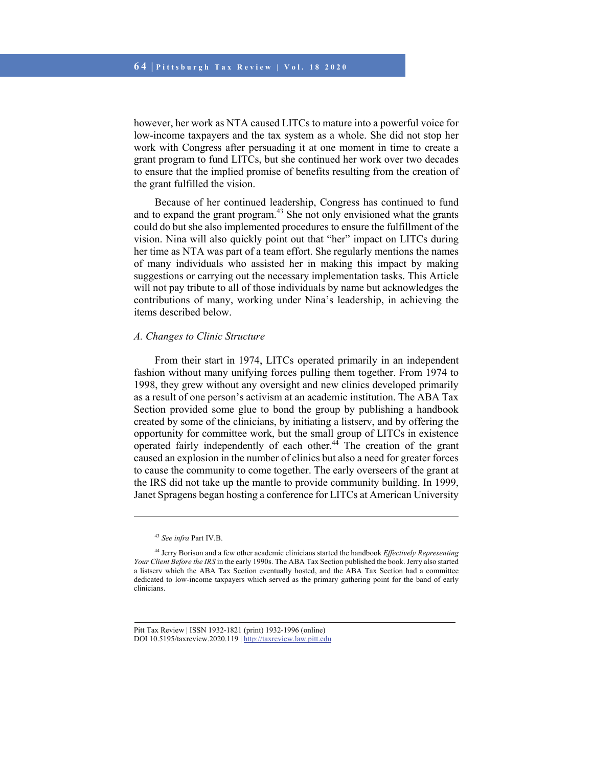however, her work as NTA caused LITCs to mature into a powerful voice for low-income taxpayers and the tax system as a whole. She did not stop her work with Congress after persuading it at one moment in time to create a grant program to fund LITCs, but she continued her work over two decades to ensure that the implied promise of benefits resulting from the creation of the grant fulfilled the vision.

Because of her continued leadership, Congress has continued to fund and to expand the grant program.[43] She not only envisioned what the grants could do but she also implemented procedures to ensure the fulfillment of the vision. Nina will also quickly point out that "her" impact on LITCs during her time as NTA was part of a team effort. She regularly mentions the names of many individuals who assisted her in making this impact by making suggestions or carrying out the necessary implementation tasks. This Article will not pay tribute to all of those individuals by name but acknowledges the contributions of many, working under Nina's leadership, in achieving the items described below.

### *A. Changes to Clinic Structure*

From their start in 1974, LITCs operated primarily in an independent fashion without many unifying forces pulling them together. From 1974 to 1998, they grew without any oversight and new clinics developed primarily as a result of one person's activism at an academic institution. The ABA Tax Section provided some glue to bond the group by publishing a handbook created by some of the clinicians, by initiating a listserv, and by offering the opportunity for committee work, but the small group of LITCs in existence operated fairly independently of each other.[44] The creation of the grant caused an explosion in the number of clinics but also a need for greater forces to cause the community to come together. The early overseers of the grant at the IRS did not take up the mantle to provide community building. In 1999, Janet Spragens began hosting a conference for LITCs at American University

---

[43] *See infra* Part IV.B.

[44] Jerry Borison and a few other academic clinicians started the handbook *Effectively Representing Your Client Before the IRS* in the early 1990s. The ABA Tax Section published the book. Jerry also started a listserv which the ABA Tax Section eventually hosted, and the ABA Tax Section had a committee dedicated to low-income taxpayers which served as the primary gathering point for the band of early clinicians.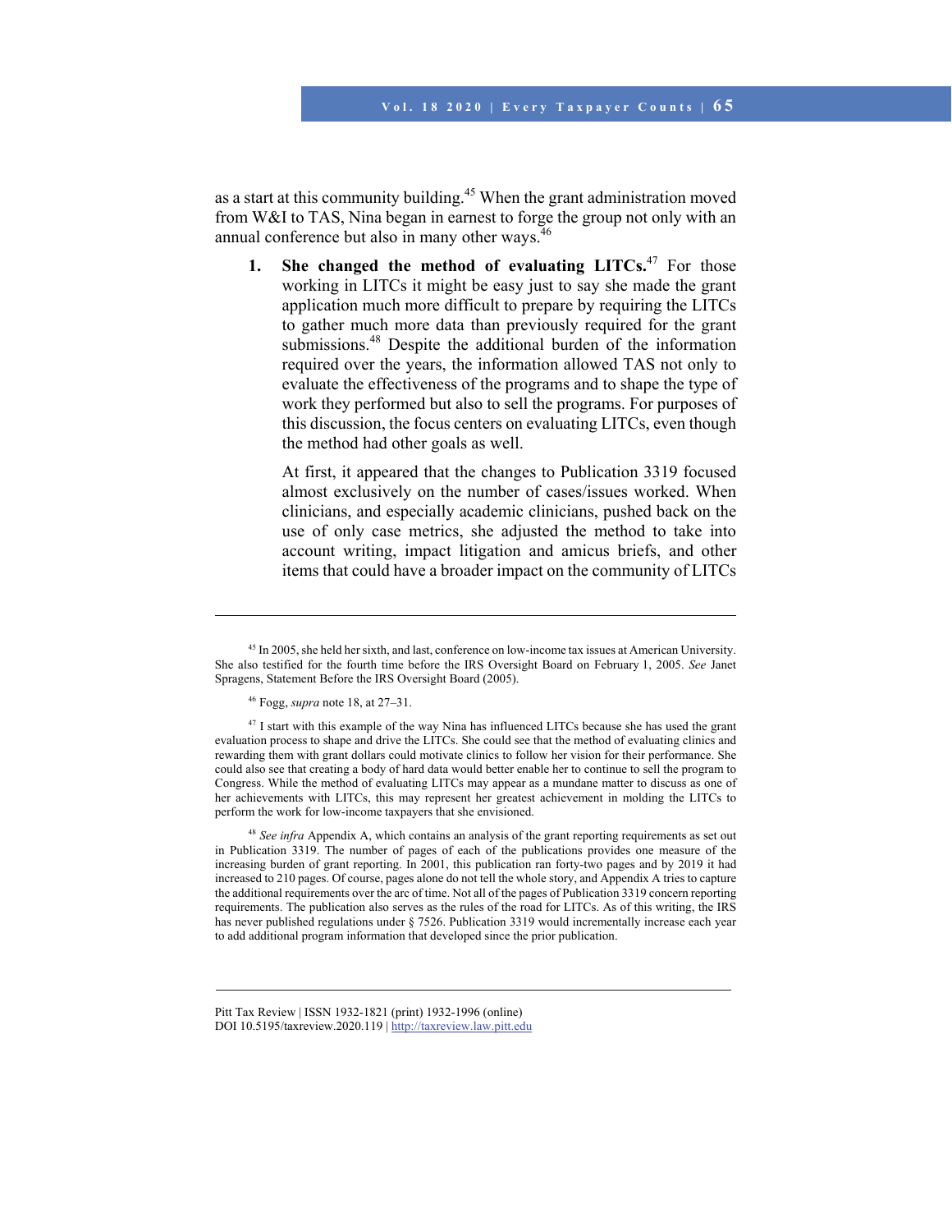as a start at this community building.[45] When the grant administration moved from W&I to TAS, Nina began in earnest to forge the group not only with an annual conference but also in many other ways.[46]

1. **She changed the method of evaluating LITCs.**[47] For those working in LITCs it might be easy just to say she made the grant application much more difficult to prepare by requiring the LITCs to gather much more data than previously required for the grant submissions.[48] Despite the additional burden of the information required over the years, the information allowed TAS not only to evaluate the effectiveness of the programs and to shape the type of work they performed but also to sell the programs. For purposes of this discussion, the focus centers on evaluating LITCs, even though the method had other goals as well.

   At first, it appeared that the changes to Publication 3319 focused almost exclusively on the number of cases/issues worked. When clinicians, and especially academic clinicians, pushed back on the use of only case metrics, she adjusted the method to take into account writing, impact litigation and amicus briefs, and other items that could have a broader impact on the community of LITCs

---

[45] In 2005, she held her sixth, and last, conference on low-income tax issues at American University. She also testified for the fourth time before the IRS Oversight Board on February 1, 2005. *See* Janet Spragens, Statement Before the IRS Oversight Board (2005).

[46] Fogg, *supra* note 18, at 27–31.

[47] I start with this example of the way Nina has influenced LITCs because she has used the grant evaluation process to shape and drive the LITCs. She could see that the method of evaluating clinics and rewarding them with grant dollars could motivate clinics to follow her vision for their performance. She could also see that creating a body of hard data would better enable her to continue to sell the program to Congress. While the method of evaluating LITCs may appear as a mundane matter to discuss as one of her achievements with LITCs, this may represent her greatest achievement in molding the LITCs to perform the work for low-income taxpayers that she envisioned.

[48] *See infra* Appendix A, which contains an analysis of the grant reporting requirements as set out in Publication 3319. The number of pages of each of the publications provides one measure of the increasing burden of grant reporting. In 2001, this publication ran forty-two pages and by 2019 it had increased to 210 pages. Of course, pages alone do not tell the whole story, and Appendix A tries to capture the additional requirements over the arc of time. Not all of the pages of Publication 3319 concern reporting requirements. The publication also serves as the rules of the road for LITCs. As of this writing, the IRS has never published regulations under § 7526. Publication 3319 would incrementally increase each year to add additional program information that developed since the prior publication.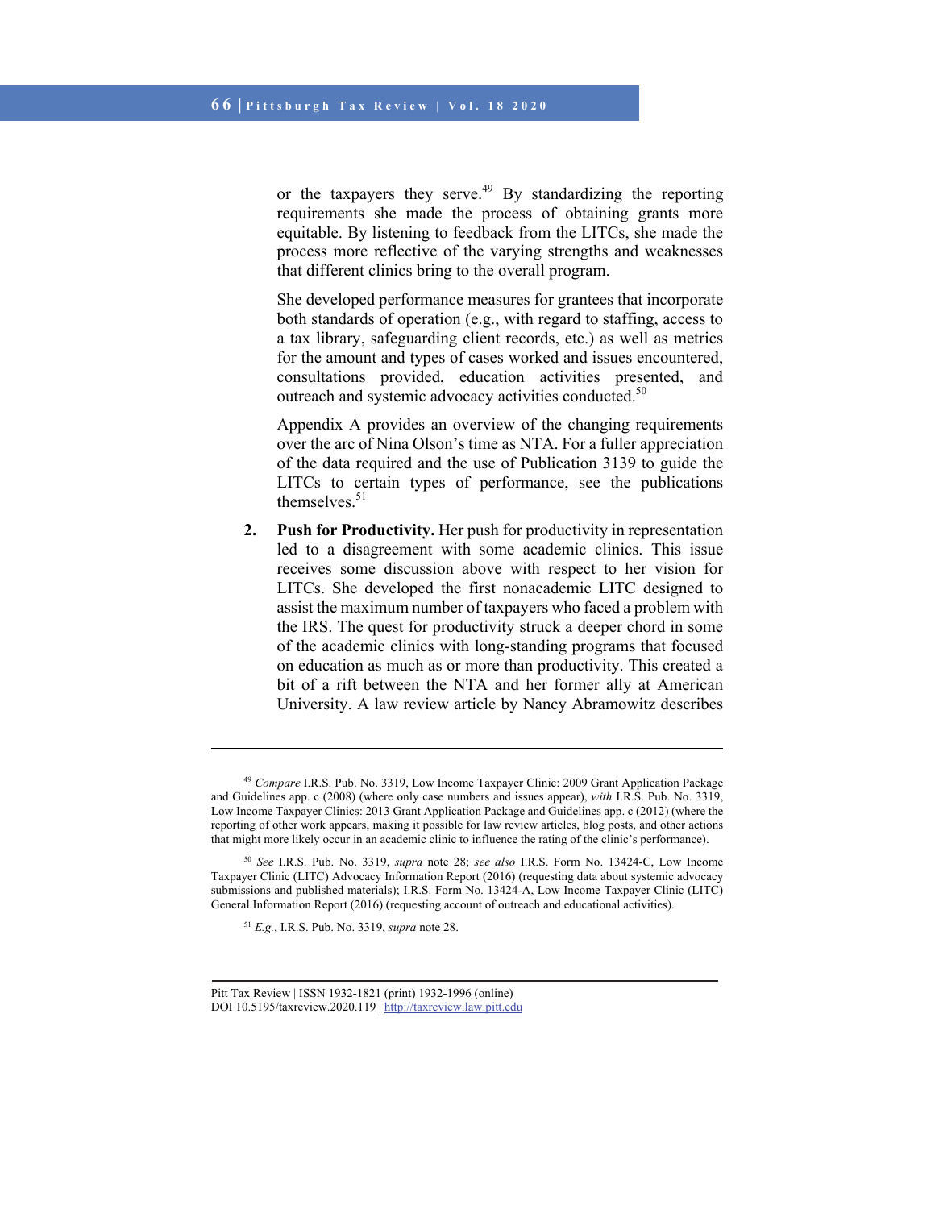or the taxpayers they serve.[49] By standardizing the reporting requirements she made the process of obtaining grants more equitable. By listening to feedback from the LITCs, she made the process more reflective of the varying strengths and weaknesses that different clinics bring to the overall program.

She developed performance measures for grantees that incorporate both standards of operation (e.g., with regard to staffing, access to a tax library, safeguarding client records, etc.) as well as metrics for the amount and types of cases worked and issues encountered, consultations provided, education activities presented, and outreach and systemic advocacy activities conducted.[50]

Appendix A provides an overview of the changing requirements over the arc of Nina Olson's time as NTA. For a fuller appreciation of the data required and the use of Publication 3139 to guide the LITCs to certain types of performance, see the publications themselves.[51]

2. **Push for Productivity.** Her push for productivity in representation led to a disagreement with some academic clinics. This issue receives some discussion above with respect to her vision for LITCs. She developed the first nonacademic LITC designed to assist the maximum number of taxpayers who faced a problem with the IRS. The quest for productivity struck a deeper chord in some of the academic clinics with long-standing programs that focused on education as much as or more than productivity. This created a bit of a rift between the NTA and her former ally at American University. A law review article by Nancy Abramowitz describes

---

[49] *Compare* I.R.S. Pub. No. 3319, Low Income Taxpayer Clinic: 2009 Grant Application Package and Guidelines app. c (2008) (where only case numbers and issues appear), *with* I.R.S. Pub. No. 3319, Low Income Taxpayer Clinics: 2013 Grant Application Package and Guidelines app. c (2012) (where the reporting of other work appears, making it possible for law review articles, blog posts, and other actions that might more likely occur in an academic clinic to influence the rating of the clinic's performance).

[50] *See* I.R.S. Pub. No. 3319, *supra* note 28; *see also* I.R.S. Form No. 13424-C, Low Income Taxpayer Clinic (LITC) Advocacy Information Report (2016) (requesting data about systemic advocacy submissions and published materials); I.R.S. Form No. 13424-A, Low Income Taxpayer Clinic (LITC) General Information Report (2016) (requesting account of outreach and educational activities).

[51] *E.g.*, I.R.S. Pub. No. 3319, *supra* note 28.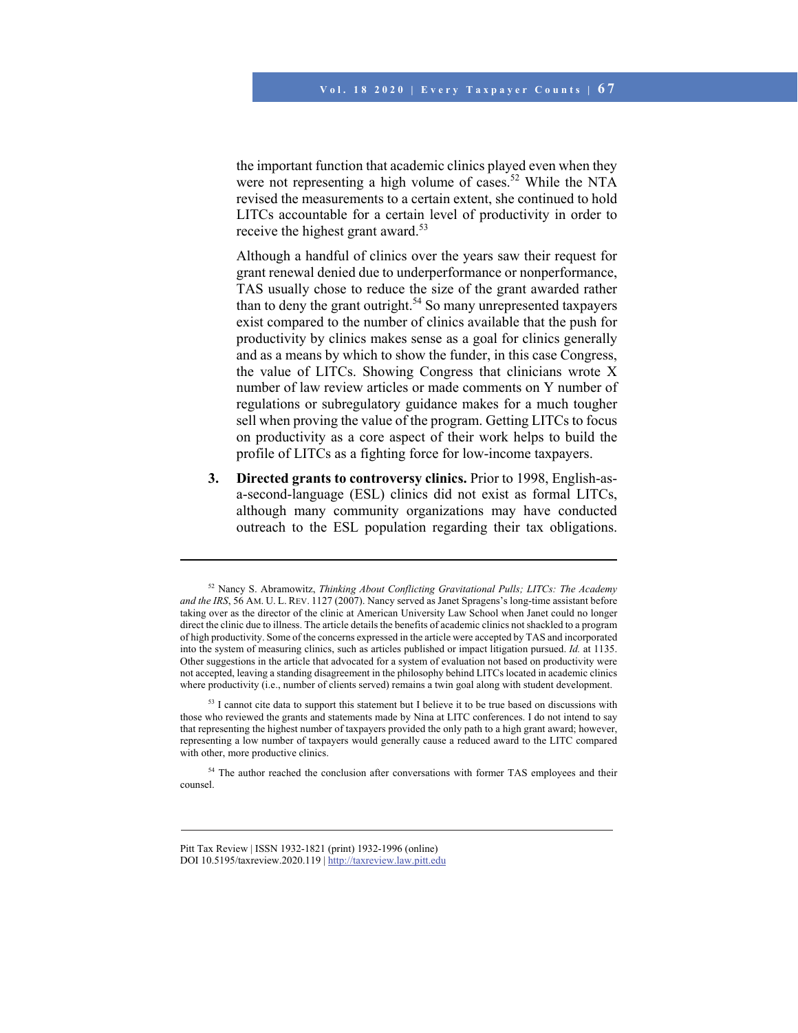the important function that academic clinics played even when they were not representing a high volume of cases.[52] While the NTA revised the measurements to a certain extent, she continued to hold LITCs accountable for a certain level of productivity in order to receive the highest grant award.[53]

Although a handful of clinics over the years saw their request for grant renewal denied due to underperformance or nonperformance, TAS usually chose to reduce the size of the grant awarded rather than to deny the grant outright.[54] So many unrepresented taxpayers exist compared to the number of clinics available that the push for productivity by clinics makes sense as a goal for clinics generally and as a means by which to show the funder, in this case Congress, the value of LITCs. Showing Congress that clinicians wrote X number of law review articles or made comments on Y number of regulations or subregulatory guidance makes for a much tougher sell when proving the value of the program. Getting LITCs to focus on productivity as a core aspect of their work helps to build the profile of LITCs as a fighting force for low-income taxpayers.

3. **Directed grants to controversy clinics.** Prior to 1998, English-as-a-second-language (ESL) clinics did not exist as formal LITCs, although many community organizations may have conducted outreach to the ESL population regarding their tax obligations.

---

[52] Nancy S. Abramowitz, *Thinking About Conflicting Gravitational Pulls; LITCs: The Academy and the IRS*, 56 AM. U. L. REV. 1127 (2007). Nancy served as Janet Spragens's long-time assistant before taking over as the director of the clinic at American University Law School when Janet could no longer direct the clinic due to illness. The article details the benefits of academic clinics not shackled to a program of high productivity. Some of the concerns expressed in the article were accepted by TAS and incorporated into the system of measuring clinics, such as articles published or impact litigation pursued. *Id.* at 1135. Other suggestions in the article that advocated for a system of evaluation not based on productivity were not accepted, leaving a standing disagreement in the philosophy behind LITCs located in academic clinics where productivity (i.e., number of clients served) remains a twin goal along with student development.

[53] I cannot cite data to support this statement but I believe it to be true based on discussions with those who reviewed the grants and statements made by Nina at LITC conferences. I do not intend to say that representing the highest number of taxpayers provided the only path to a high grant award; however, representing a low number of taxpayers would generally cause a reduced award to the LITC compared with other, more productive clinics.

[54] The author reached the conclusion after conversations with former TAS employees and their counsel.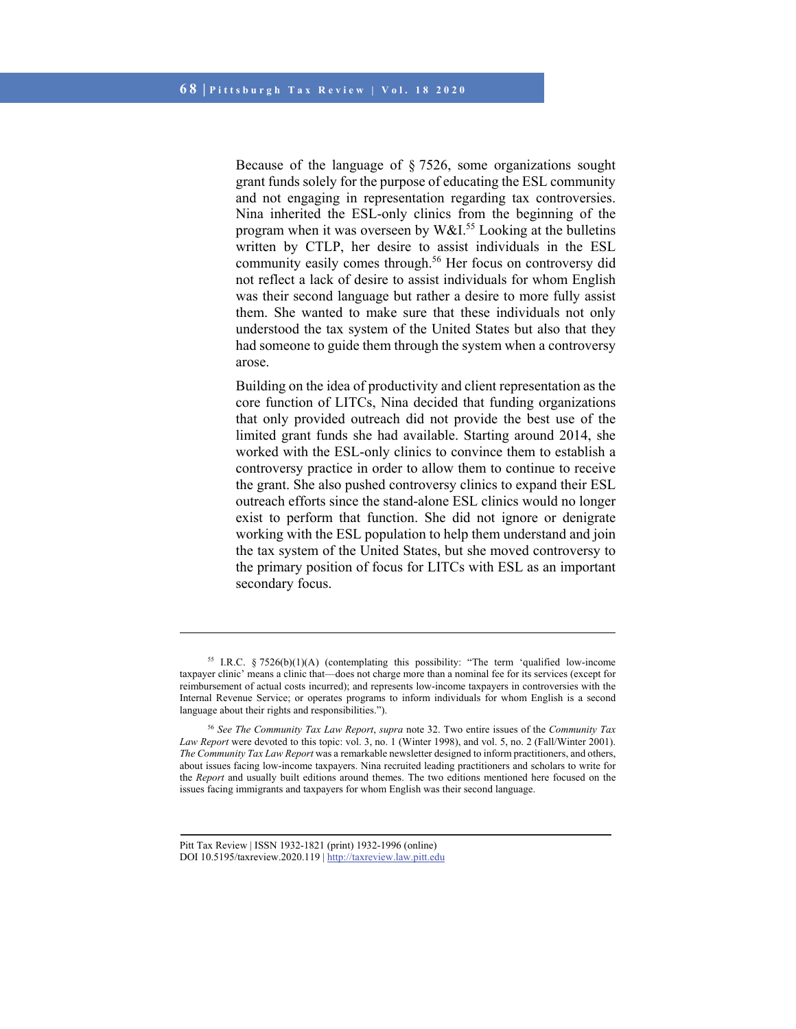Because of the language of § 7526, some organizations sought grant funds solely for the purpose of educating the ESL community and not engaging in representation regarding tax controversies. Nina inherited the ESL-only clinics from the beginning of the program when it was overseen by W&I.[55] Looking at the bulletins written by CTLP, her desire to assist individuals in the ESL community easily comes through.[56] Her focus on controversy did not reflect a lack of desire to assist individuals for whom English was their second language but rather a desire to more fully assist them. She wanted to make sure that these individuals not only understood the tax system of the United States but also that they had someone to guide them through the system when a controversy arose.

Building on the idea of productivity and client representation as the core function of LITCs, Nina decided that funding organizations that only provided outreach did not provide the best use of the limited grant funds she had available. Starting around 2014, she worked with the ESL-only clinics to convince them to establish a controversy practice in order to allow them to continue to receive the grant. She also pushed controversy clinics to expand their ESL outreach efforts since the stand-alone ESL clinics would no longer exist to perform that function. She did not ignore or denigrate working with the ESL population to help them understand and join the tax system of the United States, but she moved controversy to the primary position of focus for LITCs with ESL as an important secondary focus.

---

[55] I.R.C. § 7526(b)(1)(A) (contemplating this possibility: "The term 'qualified low-income taxpayer clinic' means a clinic that—does not charge more than a nominal fee for its services (except for reimbursement of actual costs incurred); and represents low-income taxpayers in controversies with the Internal Revenue Service; or operates programs to inform individuals for whom English is a second language about their rights and responsibilities.").

[56] *See The Community Tax Law Report*, *supra* note 32. Two entire issues of the *Community Tax Law Report* were devoted to this topic: vol. 3, no. 1 (Winter 1998), and vol. 5, no. 2 (Fall/Winter 2001). *The Community Tax Law Report* was a remarkable newsletter designed to inform practitioners, and others, about issues facing low-income taxpayers. Nina recruited leading practitioners and scholars to write for the *Report* and usually built editions around themes. The two editions mentioned here focused on the issues facing immigrants and taxpayers for whom English was their second language.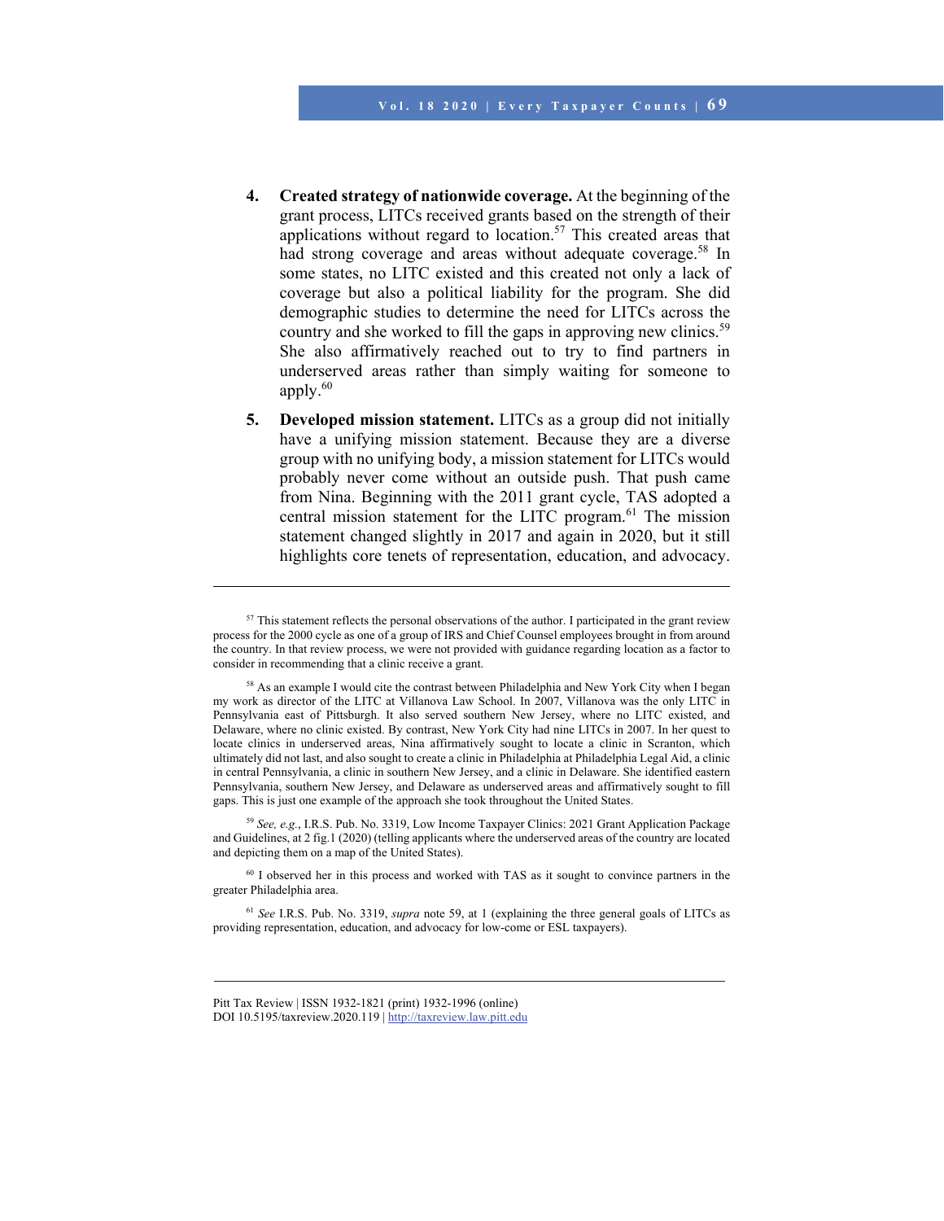4. **Created strategy of nationwide coverage.** At the beginning of the grant process, LITCs received grants based on the strength of their applications without regard to location.[57] This created areas that had strong coverage and areas without adequate coverage.[58] In some states, no LITC existed and this created not only a lack of coverage but also a political liability for the program. She did demographic studies to determine the need for LITCs across the country and she worked to fill the gaps in approving new clinics.[59] She also affirmatively reached out to try to find partners in underserved areas rather than simply waiting for someone to apply.[60]

5. **Developed mission statement.** LITCs as a group did not initially have a unifying mission statement. Because they are a diverse group with no unifying body, a mission statement for LITCs would probably never come without an outside push. That push came from Nina. Beginning with the 2011 grant cycle, TAS adopted a central mission statement for the LITC program.[61] The mission statement changed slightly in 2017 and again in 2020, but it still highlights core tenets of representation, education, and advocacy.

---

[57] This statement reflects the personal observations of the author. I participated in the grant review process for the 2000 cycle as one of a group of IRS and Chief Counsel employees brought in from around the country. In that review process, we were not provided with guidance regarding location as a factor to consider in recommending that a clinic receive a grant.

[58] As an example I would cite the contrast between Philadelphia and New York City when I began my work as director of the LITC at Villanova Law School. In 2007, Villanova was the only LITC in Pennsylvania east of Pittsburgh. It also served southern New Jersey, where no LITC existed, and Delaware, where no clinic existed. By contrast, New York City had nine LITCs in 2007. In her quest to locate clinics in underserved areas, Nina affirmatively sought to locate a clinic in Scranton, which ultimately did not last, and also sought to create a clinic in Philadelphia at Philadelphia Legal Aid, a clinic in central Pennsylvania, a clinic in southern New Jersey, and a clinic in Delaware. She identified eastern Pennsylvania, southern New Jersey, and Delaware as underserved areas and affirmatively sought to fill gaps. This is just one example of the approach she took throughout the United States.

[59] *See, e.g.*, I.R.S. Pub. No. 3319, Low Income Taxpayer Clinics: 2021 Grant Application Package and Guidelines, at 2 fig.1 (2020) (telling applicants where the underserved areas of the country are located and depicting them on a map of the United States).

[60] I observed her in this process and worked with TAS as it sought to convince partners in the greater Philadelphia area.

[61] *See* I.R.S. Pub. No. 3319, *supra* note 59, at 1 (explaining the three general goals of LITCs as providing representation, education, and advocacy for low-come or ESL taxpayers).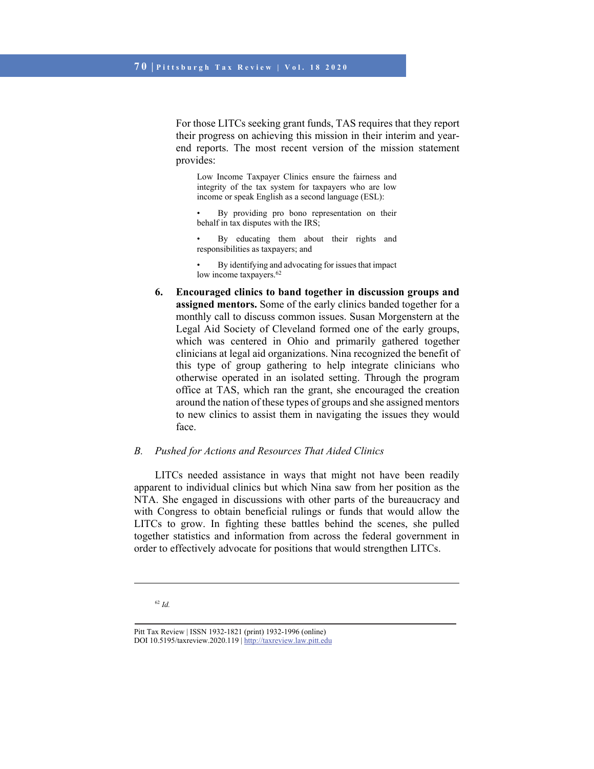For those LITCs seeking grant funds, TAS requires that they report their progress on achieving this mission in their interim and year-end reports. The most recent version of the mission statement provides:

> Low Income Taxpayer Clinics ensure the fairness and integrity of the tax system for taxpayers who are low income or speak English as a second language (ESL):
>
> - By providing pro bono representation on their behalf in tax disputes with the IRS;
> - By educating them about their rights and responsibilities as taxpayers; and
> - By identifying and advocating for issues that impact low income taxpayers.[62]

6. **Encouraged clinics to band together in discussion groups and assigned mentors.** Some of the early clinics banded together for a monthly call to discuss common issues. Susan Morgenstern at the Legal Aid Society of Cleveland formed one of the early groups, which was centered in Ohio and primarily gathered together clinicians at legal aid organizations. Nina recognized the benefit of this type of group gathering to help integrate clinicians who otherwise operated in an isolated setting. Through the program office at TAS, which ran the grant, she encouraged the creation around the nation of these types of groups and she assigned mentors to new clinics to assist them in navigating the issues they would face.

### B. *Pushed for Actions and Resources That Aided Clinics*

LITCs needed assistance in ways that might not have been readily apparent to individual clinics but which Nina saw from her position as the NTA. She engaged in discussions with other parts of the bureaucracy and with Congress to obtain beneficial rulings or funds that would allow the LITCs to grow. In fighting these battles behind the scenes, she pulled together statistics and information from across the federal government in order to effectively advocate for positions that would strengthen LITCs.

---

[62] *Id.*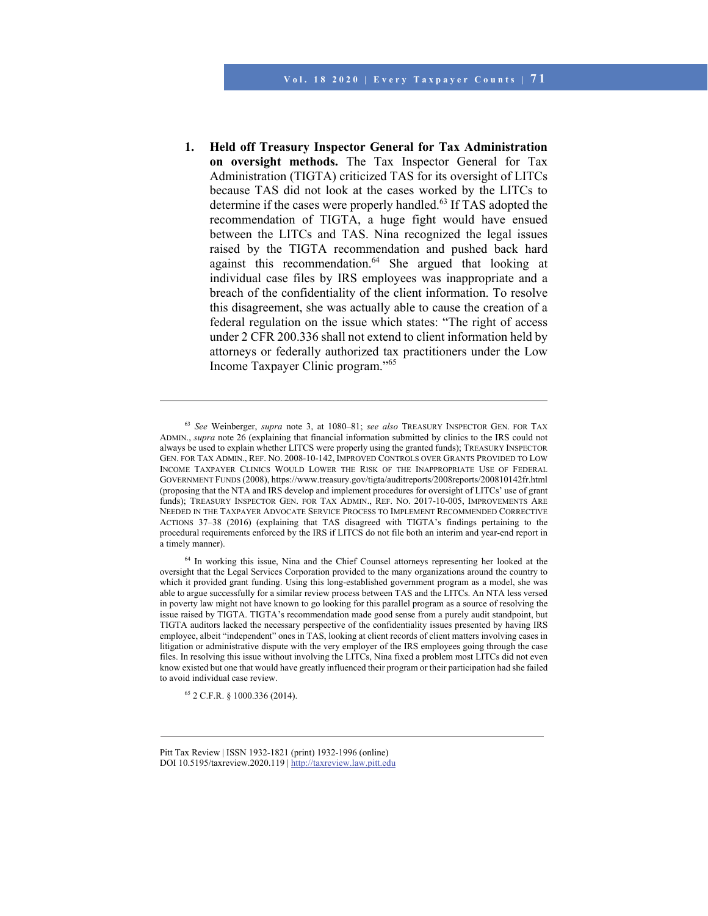1. **Held off Treasury Inspector General for Tax Administration on oversight methods.** The Tax Inspector General for Tax Administration (TIGTA) criticized TAS for its oversight of LITCs because TAS did not look at the cases worked by the LITCs to determine if the cases were properly handled.[63] If TAS adopted the recommendation of TIGTA, a huge fight would have ensued between the LITCs and TAS. Nina recognized the legal issues raised by the TIGTA recommendation and pushed back hard against this recommendation.[64] She argued that looking at individual case files by IRS employees was inappropriate and a breach of the confidentiality of the client information. To resolve this disagreement, she was actually able to cause the creation of a federal regulation on the issue which states: "The right of access under 2 CFR 200.336 shall not extend to client information held by attorneys or federally authorized tax practitioners under the Low Income Taxpayer Clinic program."[65]

---

[63] *See* Weinberger, *supra* note 3, at 1080–81; *see also* TREASURY INSPECTOR GEN. FOR TAX ADMIN., *supra* note 26 (explaining that financial information submitted by clinics to the IRS could not always be used to explain whether LITCS were properly using the granted funds); TREASURY INSPECTOR GEN. FOR TAX ADMIN., REF. NO. 2008-10-142, IMPROVED CONTROLS OVER GRANTS PROVIDED TO LOW INCOME TAXPAYER CLINICS WOULD LOWER THE RISK OF THE INAPPROPRIATE USE OF FEDERAL GOVERNMENT FUNDS (2008), https://www.treasury.gov/tigta/auditreports/2008reports/200810142fr.html (proposing that the NTA and IRS develop and implement procedures for oversight of LITCs' use of grant funds); TREASURY INSPECTOR GEN. FOR TAX ADMIN., REF. NO. 2017-10-005, IMPROVEMENTS ARE NEEDED IN THE TAXPAYER ADVOCATE SERVICE PROCESS TO IMPLEMENT RECOMMENDED CORRECTIVE ACTIONS 37–38 (2016) (explaining that TAS disagreed with TIGTA's findings pertaining to the procedural requirements enforced by the IRS if LITCS do not file both an interim and year-end report in a timely manner).

[64] In working this issue, Nina and the Chief Counsel attorneys representing her looked at the oversight that the Legal Services Corporation provided to the many organizations around the country to which it provided grant funding. Using this long-established government program as a model, she was able to argue successfully for a similar review process between TAS and the LITCs. An NTA less versed in poverty law might not have known to go looking for this parallel program as a source of resolving the issue raised by TIGTA. TIGTA's recommendation made good sense from a purely audit standpoint, but TIGTA auditors lacked the necessary perspective of the confidentiality issues presented by having IRS employee, albeit "independent" ones in TAS, looking at client records of client matters involving cases in litigation or administrative dispute with the very employer of the IRS employees going through the case files. In resolving this issue without involving the LITCs, Nina fixed a problem most LITCs did not even know existed but one that would have greatly influenced their program or their participation had she failed to avoid individual case review.

[65] 2 C.F.R. § 1000.336 (2014).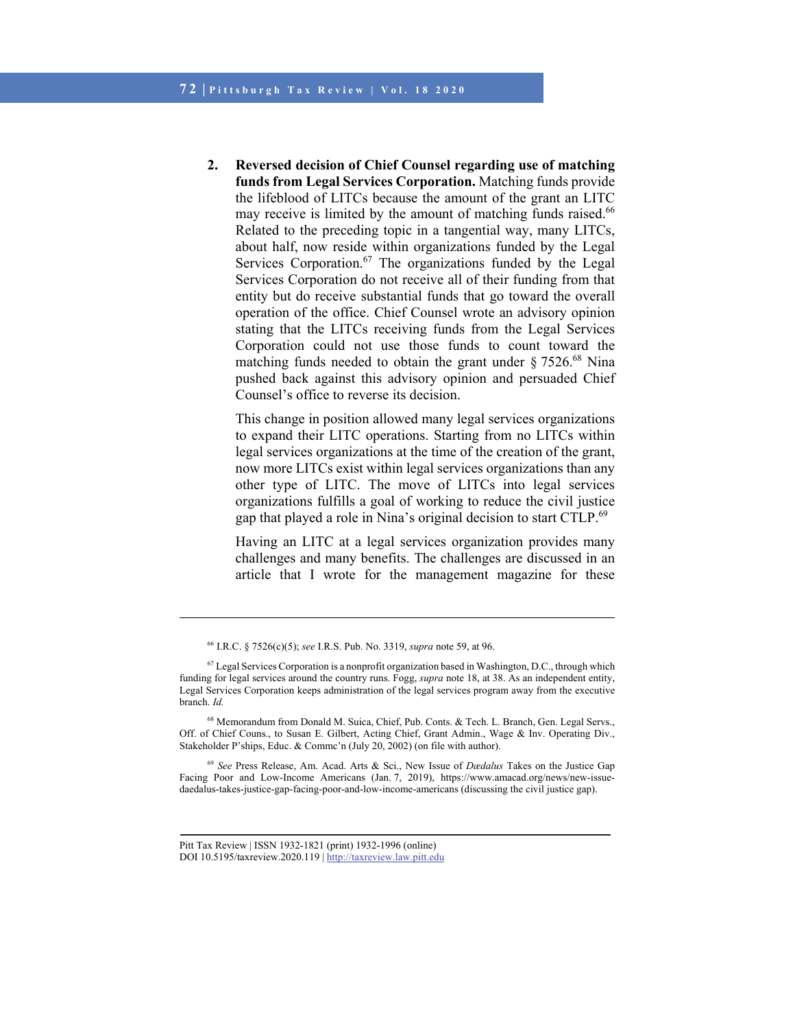2. **Reversed decision of Chief Counsel regarding use of matching funds from Legal Services Corporation.** Matching funds provide the lifeblood of LITCs because the amount of the grant an LITC may receive is limited by the amount of matching funds raised.[66] Related to the preceding topic in a tangential way, many LITCs, about half, now reside within organizations funded by the Legal Services Corporation.[67] The organizations funded by the Legal Services Corporation do not receive all of their funding from that entity but do receive substantial funds that go toward the overall operation of the office. Chief Counsel wrote an advisory opinion stating that the LITCs receiving funds from the Legal Services Corporation could not use those funds to count toward the matching funds needed to obtain the grant under § 7526.[68] Nina pushed back against this advisory opinion and persuaded Chief Counsel's office to reverse its decision.

   This change in position allowed many legal services organizations to expand their LITC operations. Starting from no LITCs within legal services organizations at the time of the creation of the grant, now more LITCs exist within legal services organizations than any other type of LITC. The move of LITCs into legal services organizations fulfills a goal of working to reduce the civil justice gap that played a role in Nina's original decision to start CTLP.[69]

   Having an LITC at a legal services organization provides many challenges and many benefits. The challenges are discussed in an article that I wrote for the management magazine for these

---

[66] I.R.C. § 7526(c)(5); *see* I.R.S. Pub. No. 3319, *supra* note 59, at 96.

[67] Legal Services Corporation is a nonprofit organization based in Washington, D.C., through which funding for legal services around the country runs. Fogg, *supra* note 18, at 38. As an independent entity, Legal Services Corporation keeps administration of the legal services program away from the executive branch. *Id.*

[68] Memorandum from Donald M. Suica, Chief, Pub. Conts. & Tech. L. Branch, Gen. Legal Servs., Off. of Chief Couns., to Susan E. Gilbert, Acting Chief, Grant Admin., Wage & Inv. Operating Div., Stakeholder P'ships, Educ. & Commc'n (July 20, 2002) (on file with author).

[69] *See* Press Release, Am. Acad. Arts & Sci., New Issue of *Dædalus* Takes on the Justice Gap Facing Poor and Low-Income Americans (Jan. 7, 2019), https://www.amacad.org/news/new-issue-daedalus-takes-justice-gap-facing-poor-and-low-income-americans (discussing the civil justice gap).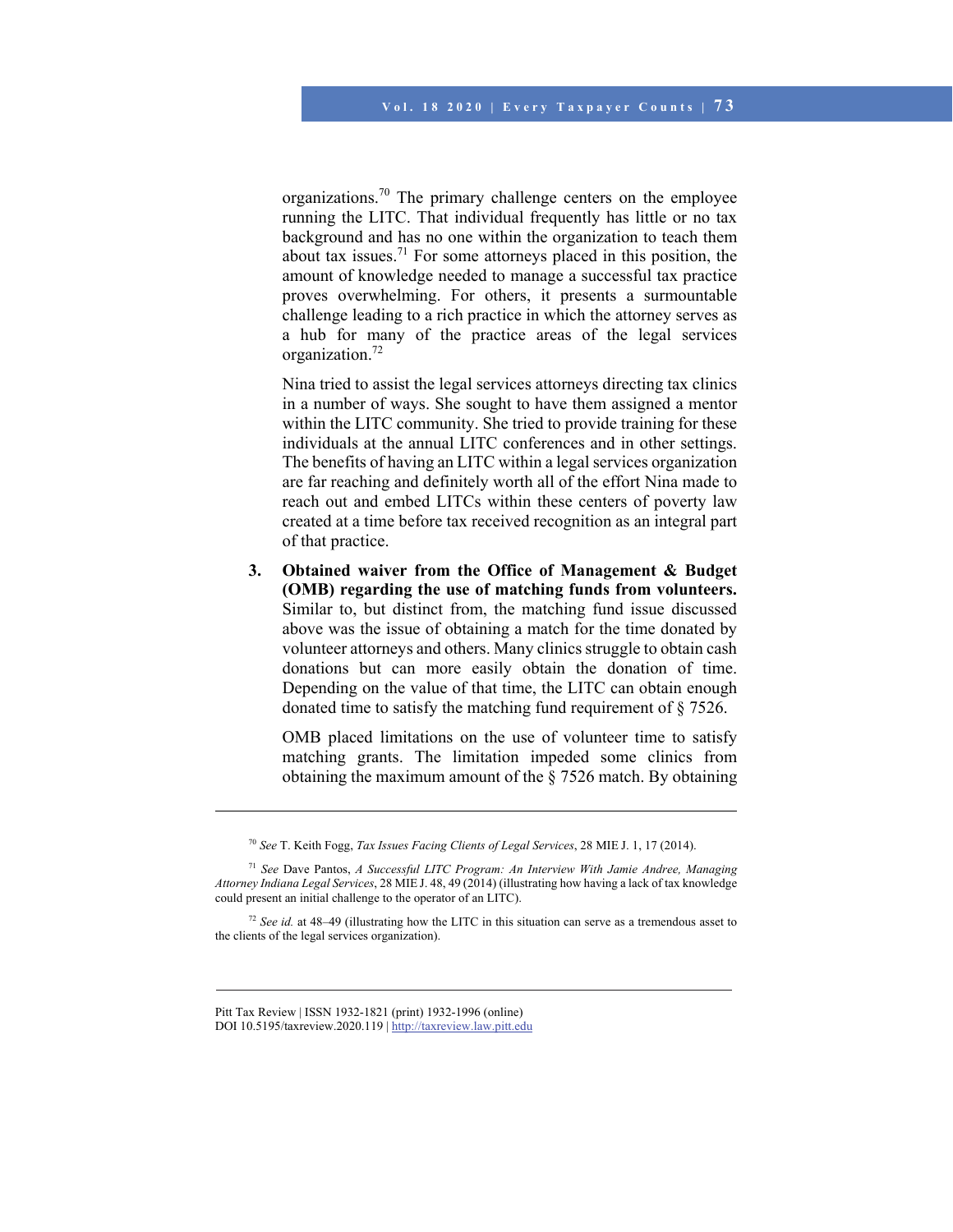organizations.[70] The primary challenge centers on the employee running the LITC. That individual frequently has little or no tax background and has no one within the organization to teach them about tax issues.[71] For some attorneys placed in this position, the amount of knowledge needed to manage a successful tax practice proves overwhelming. For others, it presents a surmountable challenge leading to a rich practice in which the attorney serves as a hub for many of the practice areas of the legal services organization.[72]

Nina tried to assist the legal services attorneys directing tax clinics in a number of ways. She sought to have them assigned a mentor within the LITC community. She tried to provide training for these individuals at the annual LITC conferences and in other settings. The benefits of having an LITC within a legal services organization are far reaching and definitely worth all of the effort Nina made to reach out and embed LITCs within these centers of poverty law created at a time before tax received recognition as an integral part of that practice.

3. **Obtained waiver from the Office of Management & Budget (OMB) regarding the use of matching funds from volunteers.** Similar to, but distinct from, the matching fund issue discussed above was the issue of obtaining a match for the time donated by volunteer attorneys and others. Many clinics struggle to obtain cash donations but can more easily obtain the donation of time. Depending on the value of that time, the LITC can obtain enough donated time to satisfy the matching fund requirement of § 7526.

   OMB placed limitations on the use of volunteer time to satisfy matching grants. The limitation impeded some clinics from obtaining the maximum amount of the § 7526 match. By obtaining

---

[70] *See* T. Keith Fogg, *Tax Issues Facing Clients of Legal Services*, 28 MIE J. 1, 17 (2014).

[71] *See* Dave Pantos, *A Successful LITC Program: An Interview With Jamie Andree, Managing Attorney Indiana Legal Services*, 28 MIE J. 48, 49 (2014) (illustrating how having a lack of tax knowledge could present an initial challenge to the operator of an LITC).

[72] *See id.* at 48–49 (illustrating how the LITC in this situation can serve as a tremendous asset to the clients of the legal services organization).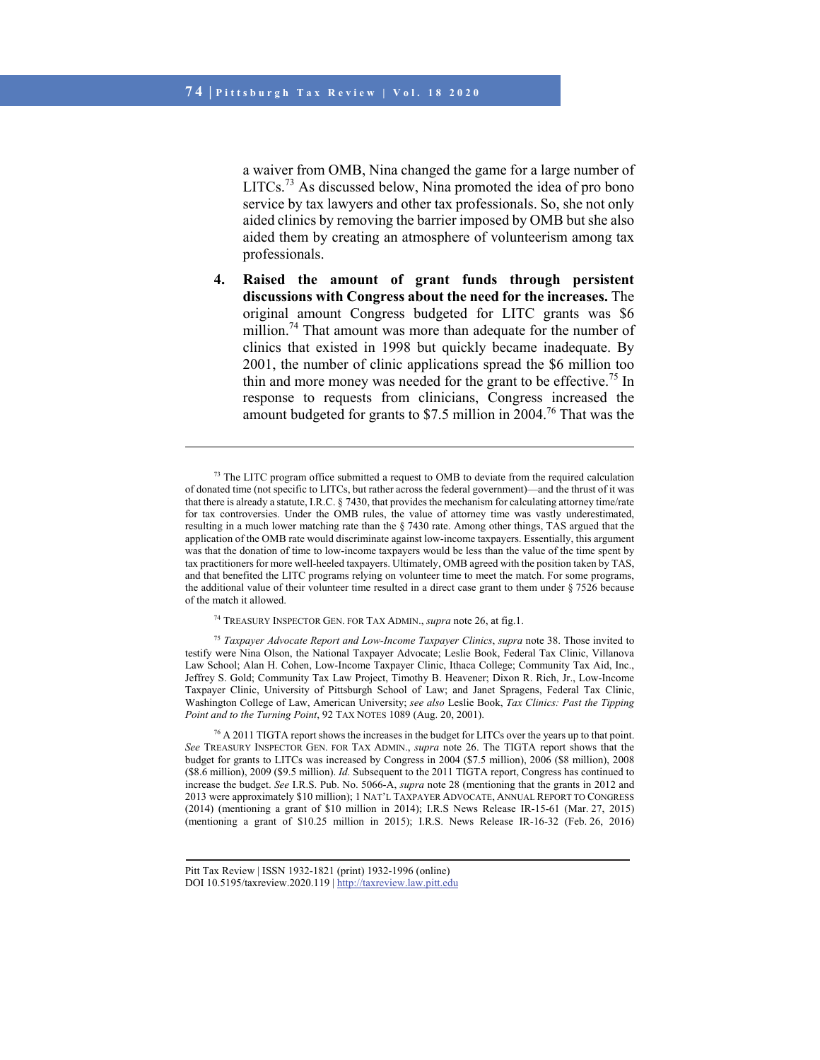a waiver from OMB, Nina changed the game for a large number of LITCs.[73] As discussed below, Nina promoted the idea of pro bono service by tax lawyers and other tax professionals. So, she not only aided clinics by removing the barrier imposed by OMB but she also aided them by creating an atmosphere of volunteerism among tax professionals.

4. **Raised the amount of grant funds through persistent discussions with Congress about the need for the increases.** The original amount Congress budgeted for LITC grants was $6 million.[74] That amount was more than adequate for the number of clinics that existed in 1998 but quickly became inadequate. By 2001, the number of clinic applications spread the $6 million too thin and more money was needed for the grant to be effective.[75] In response to requests from clinicians, Congress increased the amount budgeted for grants to $7.5 million in 2004.[76] That was the

---

[73] The LITC program office submitted a request to OMB to deviate from the required calculation of donated time (not specific to LITCs, but rather across the federal government)—and the thrust of it was that there is already a statute, I.R.C. § 7430, that provides the mechanism for calculating attorney time/rate for tax controversies. Under the OMB rules, the value of attorney time was vastly underestimated, resulting in a much lower matching rate than the § 7430 rate. Among other things, TAS argued that the application of the OMB rate would discriminate against low-income taxpayers. Essentially, this argument was that the donation of time to low-income taxpayers would be less than the value of the time spent by tax practitioners for more well-heeled taxpayers. Ultimately, OMB agreed with the position taken by TAS, and that benefited the LITC programs relying on volunteer time to meet the match. For some programs, the additional value of their volunteer time resulted in a direct case grant to them under § 7526 because of the match it allowed.

[74] TREASURY INSPECTOR GEN. FOR TAX ADMIN., *supra* note 26, at fig.1.

[75] *Taxpayer Advocate Report and Low-Income Taxpayer Clinics*, *supra* note 38. Those invited to testify were Nina Olson, the National Taxpayer Advocate; Leslie Book, Federal Tax Clinic, Villanova Law School; Alan H. Cohen, Low-Income Taxpayer Clinic, Ithaca College; Community Tax Aid, Inc., Jeffrey S. Gold; Community Tax Law Project, Timothy B. Heavener; Dixon R. Rich, Jr., Low-Income Taxpayer Clinic, University of Pittsburgh School of Law; and Janet Spragens, Federal Tax Clinic, Washington College of Law, American University; *see also* Leslie Book, *Tax Clinics: Past the Tipping Point and to the Turning Point*, 92 TAX NOTES 1089 (Aug. 20, 2001).

[76] A 2011 TIGTA report shows the increases in the budget for LITCs over the years up to that point. *See* TREASURY INSPECTOR GEN. FOR TAX ADMIN., *supra* note 26. The TIGTA report shows that the budget for grants to LITCs was increased by Congress in 2004 ($7.5 million), 2006 ($8 million), 2008 ($8.6 million), 2009 ($9.5 million). *Id.* Subsequent to the 2011 TIGTA report, Congress has continued to increase the budget. *See* I.R.S. Pub. No. 5066-A, *supra* note 28 (mentioning that the grants in 2012 and 2013 were approximately $10 million); 1 NAT'L TAXPAYER ADVOCATE, ANNUAL REPORT TO CONGRESS (2014) (mentioning a grant of $10 million in 2014); I.R.S News Release IR-15-61 (Mar. 27, 2015) (mentioning a grant of $10.25 million in 2015); I.R.S. News Release IR-16-32 (Feb. 26, 2016)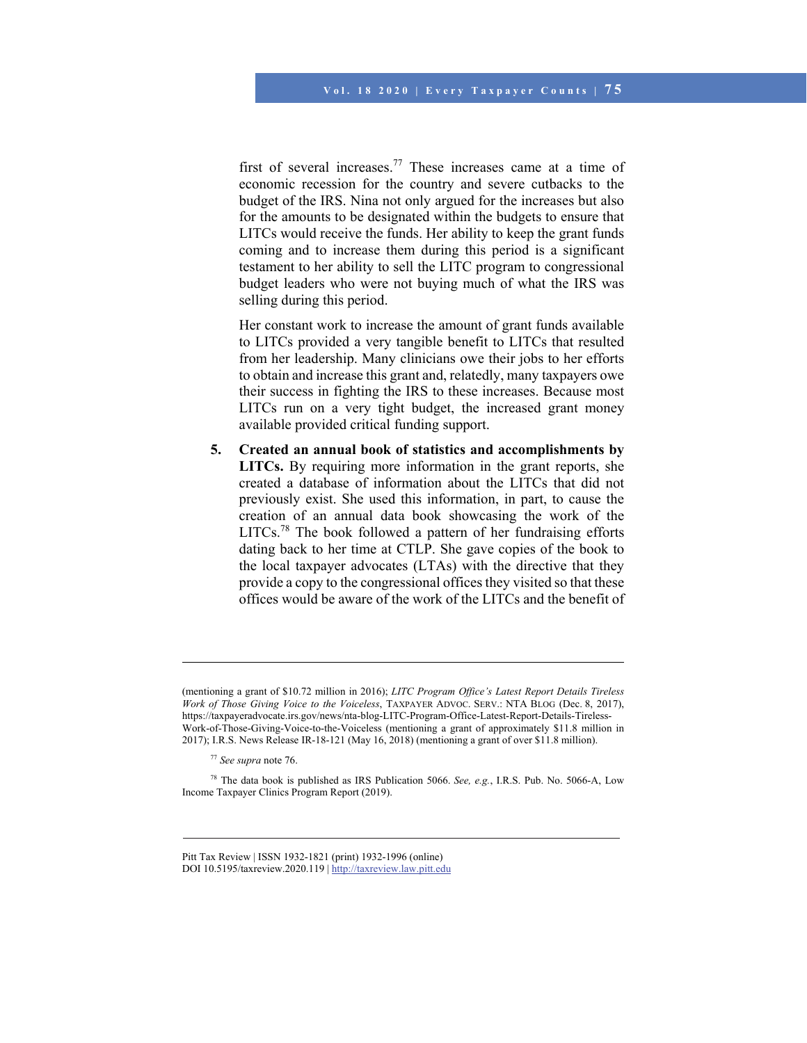first of several increases.[77] These increases came at a time of economic recession for the country and severe cutbacks to the budget of the IRS. Nina not only argued for the increases but also for the amounts to be designated within the budgets to ensure that LITCs would receive the funds. Her ability to keep the grant funds coming and to increase them during this period is a significant testament to her ability to sell the LITC program to congressional budget leaders who were not buying much of what the IRS was selling during this period.

Her constant work to increase the amount of grant funds available to LITCs provided a very tangible benefit to LITCs that resulted from her leadership. Many clinicians owe their jobs to her efforts to obtain and increase this grant and, relatedly, many taxpayers owe their success in fighting the IRS to these increases. Because most LITCs run on a very tight budget, the increased grant money available provided critical funding support.

5. **Created an annual book of statistics and accomplishments by LITCs.** By requiring more information in the grant reports, she created a database of information about the LITCs that did not previously exist. She used this information, in part, to cause the creation of an annual data book showcasing the work of the LITCs.[78] The book followed a pattern of her fundraising efforts dating back to her time at CTLP. She gave copies of the book to the local taxpayer advocates (LTAs) with the directive that they provide a copy to the congressional offices they visited so that these offices would be aware of the work of the LITCs and the benefit of

---

(mentioning a grant of $10.72 million in 2016); *LITC Program Office's Latest Report Details Tireless Work of Those Giving Voice to the Voiceless*, TAXPAYER ADVOC. SERV.: NTA BLOG (Dec. 8, 2017), https://taxpayeradvocate.irs.gov/news/nta-blog-LITC-Program-Office-Latest-Report-Details-Tireless-Work-of-Those-Giving-Voice-to-the-Voiceless (mentioning a grant of approximately $11.8 million in 2017); I.R.S. News Release IR-18-121 (May 16, 2018) (mentioning a grant of over $11.8 million).

[77] *See supra* note 76.

[78] The data book is published as IRS Publication 5066. *See, e.g.*, I.R.S. Pub. No. 5066-A, Low Income Taxpayer Clinics Program Report (2019).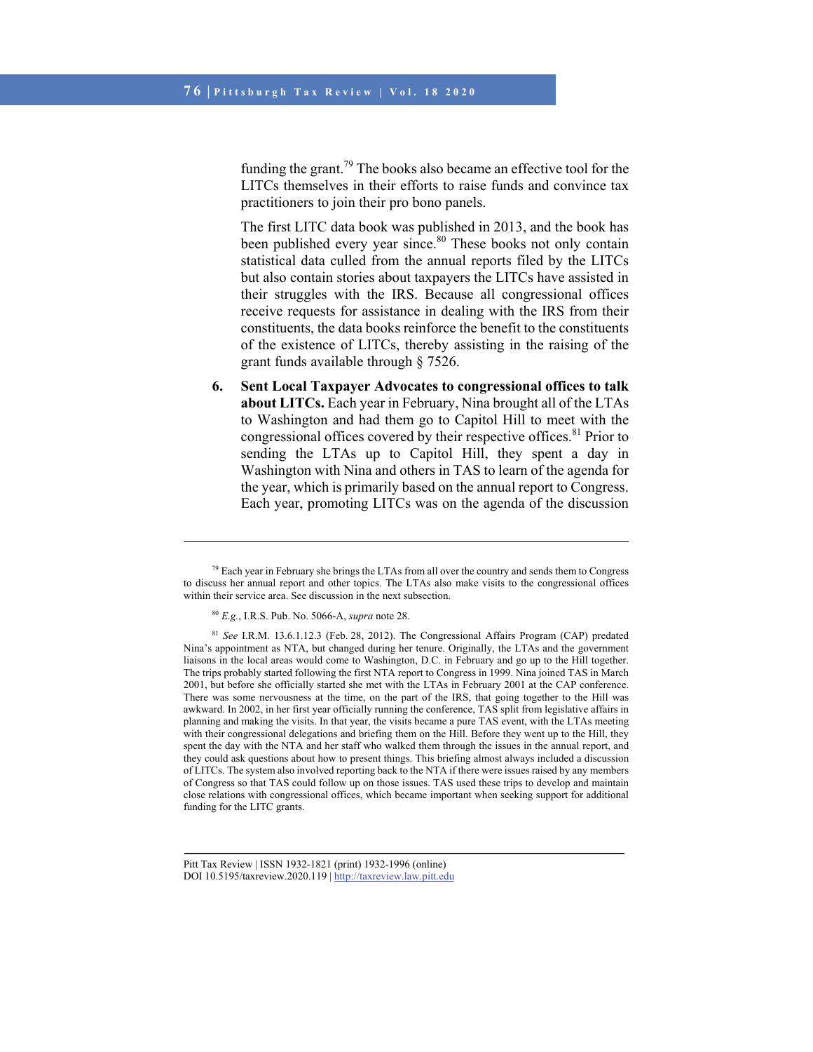funding the grant.[79] The books also became an effective tool for the LITCs themselves in their efforts to raise funds and convince tax practitioners to join their pro bono panels.

The first LITC data book was published in 2013, and the book has been published every year since.[80] These books not only contain statistical data culled from the annual reports filed by the LITCs but also contain stories about taxpayers the LITCs have assisted in their struggles with the IRS. Because all congressional offices receive requests for assistance in dealing with the IRS from their constituents, the data books reinforce the benefit to the constituents of the existence of LITCs, thereby assisting in the raising of the grant funds available through § 7526.

6. **Sent Local Taxpayer Advocates to congressional offices to talk about LITCs.** Each year in February, Nina brought all of the LTAs to Washington and had them go to Capitol Hill to meet with the congressional offices covered by their respective offices.[81] Prior to sending the LTAs up to Capitol Hill, they spent a day in Washington with Nina and others in TAS to learn of the agenda for the year, which is primarily based on the annual report to Congress. Each year, promoting LITCs was on the agenda of the discussion

---

[79] Each year in February she brings the LTAs from all over the country and sends them to Congress to discuss her annual report and other topics. The LTAs also make visits to the congressional offices within their service area. See discussion in the next subsection.

[80] *E.g.*, I.R.S. Pub. No. 5066-A, *supra* note 28.

[81] *See* I.R.M. 13.6.1.12.3 (Feb. 28, 2012). The Congressional Affairs Program (CAP) predated Nina's appointment as NTA, but changed during her tenure. Originally, the LTAs and the government liaisons in the local areas would come to Washington, D.C. in February and go up to the Hill together. The trips probably started following the first NTA report to Congress in 1999. Nina joined TAS in March 2001, but before she officially started she met with the LTAs in February 2001 at the CAP conference. There was some nervousness at the time, on the part of the IRS, that going together to the Hill was awkward. In 2002, in her first year officially running the conference, TAS split from legislative affairs in planning and making the visits. In that year, the visits became a pure TAS event, with the LTAs meeting with their congressional delegations and briefing them on the Hill. Before they went up to the Hill, they spent the day with the NTA and her staff who walked them through the issues in the annual report, and they could ask questions about how to present things. This briefing almost always included a discussion of LITCs. The system also involved reporting back to the NTA if there were issues raised by any members of Congress so that TAS could follow up on those issues. TAS used these trips to develop and maintain close relations with congressional offices, which became important when seeking support for additional funding for the LITC grants.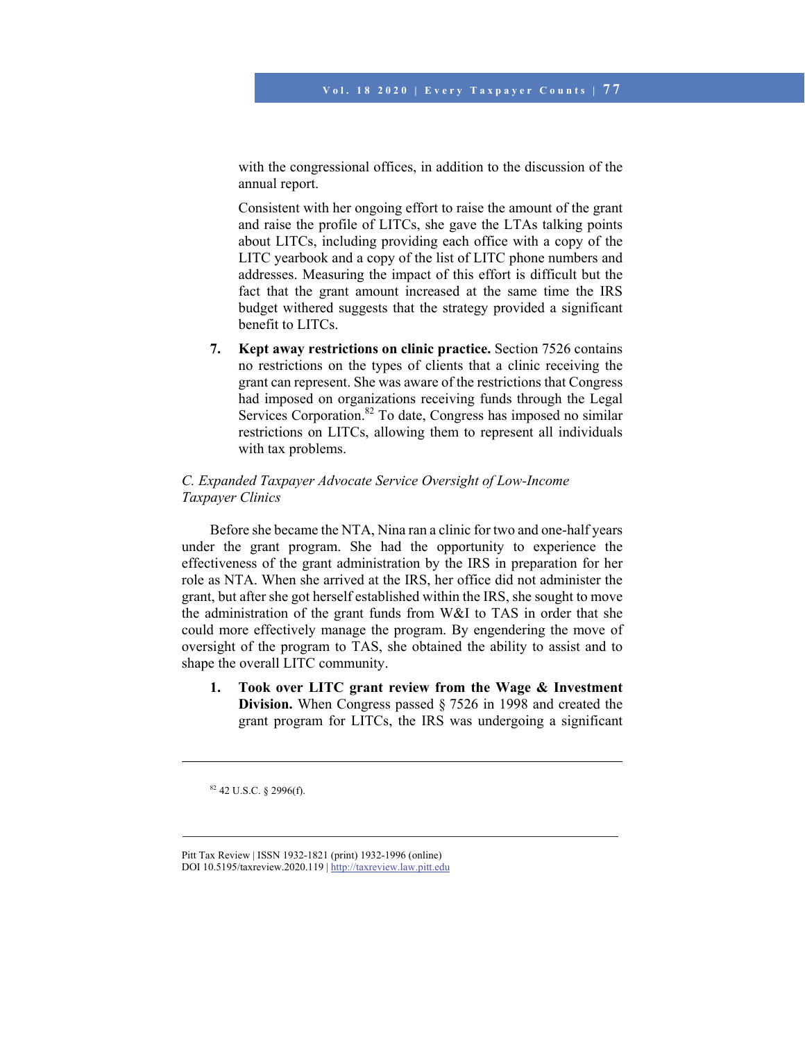with the congressional offices, in addition to the discussion of the annual report.

Consistent with her ongoing effort to raise the amount of the grant and raise the profile of LITCs, she gave the LTAs talking points about LITCs, including providing each office with a copy of the LITC yearbook and a copy of the list of LITC phone numbers and addresses. Measuring the impact of this effort is difficult but the fact that the grant amount increased at the same time the IRS budget withered suggests that the strategy provided a significant benefit to LITCs.

7. **Kept away restrictions on clinic practice.** Section 7526 contains no restrictions on the types of clients that a clinic receiving the grant can represent. She was aware of the restrictions that Congress had imposed on organizations receiving funds through the Legal Services Corporation.[82] To date, Congress has imposed no similar restrictions on LITCs, allowing them to represent all individuals with tax problems.

*C. Expanded Taxpayer Advocate Service Oversight of Low-Income Taxpayer Clinics*

Before she became the NTA, Nina ran a clinic for two and one-half years under the grant program. She had the opportunity to experience the effectiveness of the grant administration by the IRS in preparation for her role as NTA. When she arrived at the IRS, her office did not administer the grant, but after she got herself established within the IRS, she sought to move the administration of the grant funds from W&I to TAS in order that she could more effectively manage the program. By engendering the move of oversight of the program to TAS, she obtained the ability to assist and to shape the overall LITC community.

1. **Took over LITC grant review from the Wage & Investment Division.** When Congress passed § 7526 in 1998 and created the grant program for LITCs, the IRS was undergoing a significant

---

[82] 42 U.S.C. § 2996(f).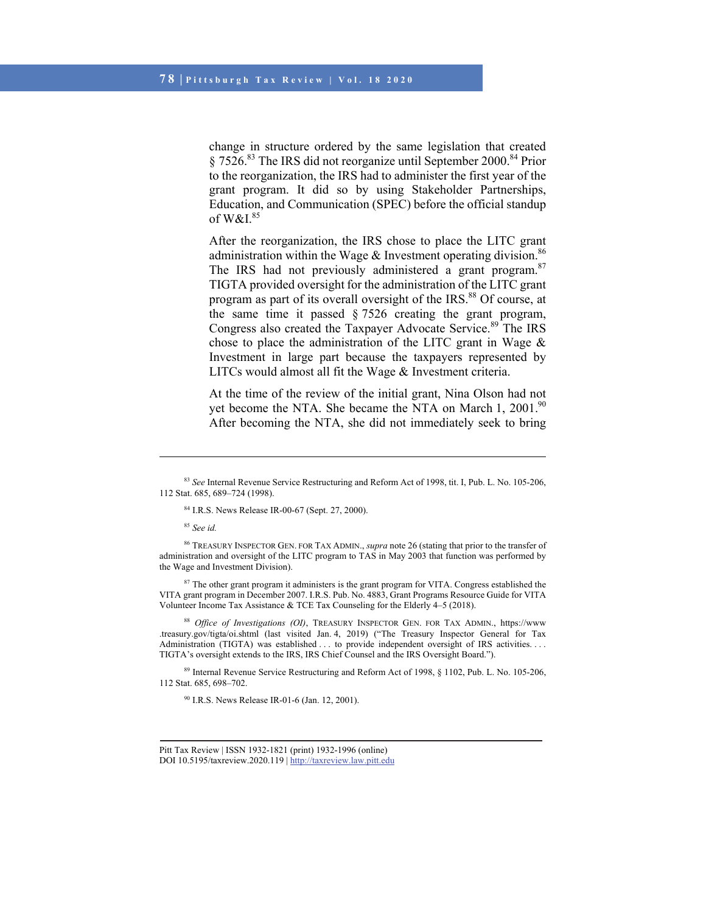change in structure ordered by the same legislation that created § 7526.[83] The IRS did not reorganize until September 2000.[84] Prior to the reorganization, the IRS had to administer the first year of the grant program. It did so by using Stakeholder Partnerships, Education, and Communication (SPEC) before the official standup of W&I.[85]

After the reorganization, the IRS chose to place the LITC grant administration within the Wage & Investment operating division.[86] The IRS had not previously administered a grant program.[87] TIGTA provided oversight for the administration of the LITC grant program as part of its overall oversight of the IRS.[88] Of course, at the same time it passed § 7526 creating the grant program, Congress also created the Taxpayer Advocate Service.[89] The IRS chose to place the administration of the LITC grant in Wage & Investment in large part because the taxpayers represented by LITCs would almost all fit the Wage & Investment criteria.

At the time of the review of the initial grant, Nina Olson had not yet become the NTA. She became the NTA on March 1, 2001.[90] After becoming the NTA, she did not immediately seek to bring

---

[83] *See* Internal Revenue Service Restructuring and Reform Act of 1998, tit. I, Pub. L. No. 105-206, 112 Stat. 685, 689–724 (1998).

[84] I.R.S. News Release IR-00-67 (Sept. 27, 2000).

[85] *See id.*

[86] TREASURY INSPECTOR GEN. FOR TAX ADMIN., *supra* note 26 (stating that prior to the transfer of administration and oversight of the LITC program to TAS in May 2003 that function was performed by the Wage and Investment Division).

[87] The other grant program it administers is the grant program for VITA. Congress established the VITA grant program in December 2007. I.R.S. Pub. No. 4883, Grant Programs Resource Guide for VITA Volunteer Income Tax Assistance & TCE Tax Counseling for the Elderly 4–5 (2018).

[88] *Office of Investigations (OI)*, TREASURY INSPECTOR GEN. FOR TAX ADMIN., https://www.treasury.gov/tigta/oi.shtml (last visited Jan. 4, 2019) ("The Treasury Inspector General for Tax Administration (TIGTA) was established . . . to provide independent oversight of IRS activities. . . . TIGTA's oversight extends to the IRS, IRS Chief Counsel and the IRS Oversight Board.").

[89] Internal Revenue Service Restructuring and Reform Act of 1998, § 1102, Pub. L. No. 105-206, 112 Stat. 685, 698–702.

[90] I.R.S. News Release IR-01-6 (Jan. 12, 2001).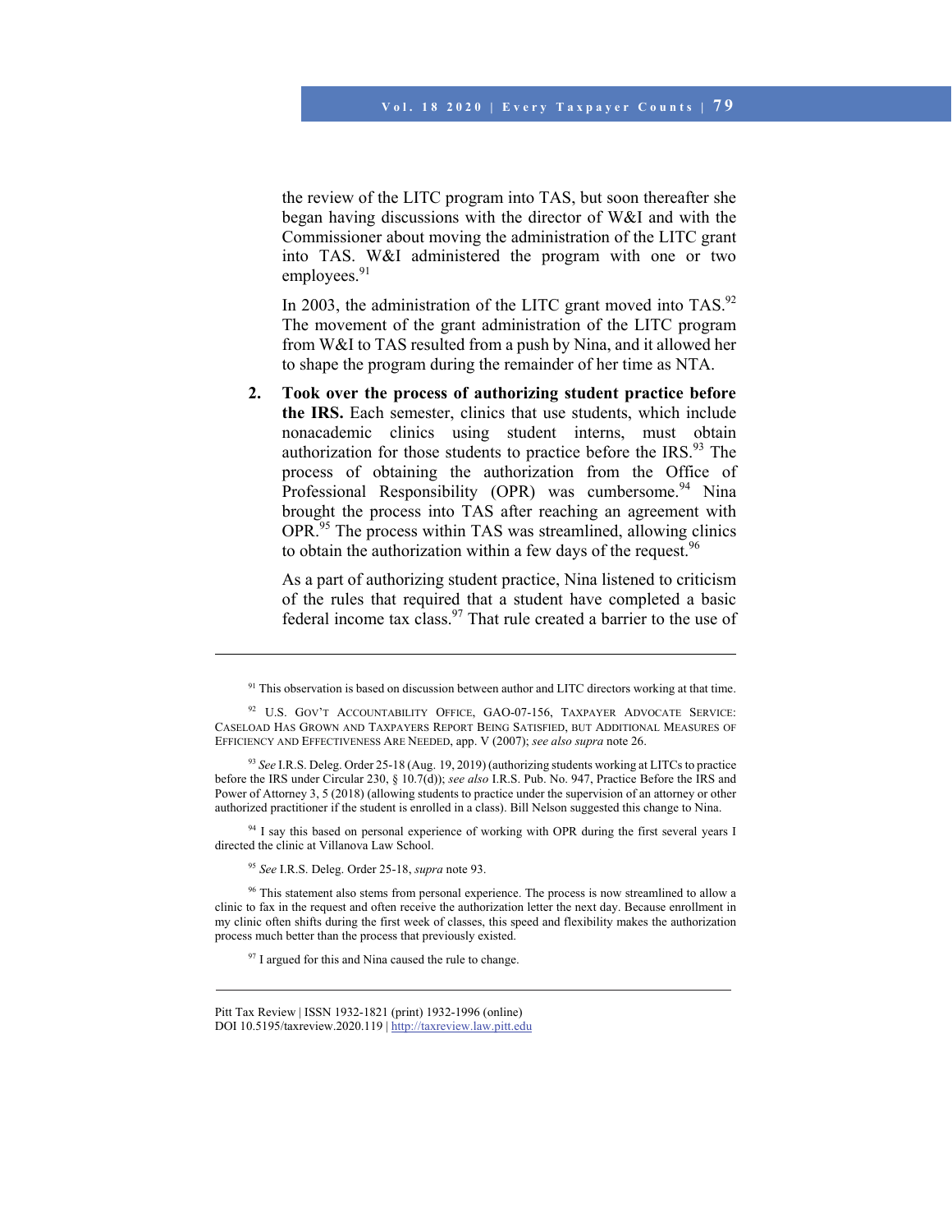the review of the LITC program into TAS, but soon thereafter she began having discussions with the director of W&I and with the Commissioner about moving the administration of the LITC grant into TAS. W&I administered the program with one or two employees.[91]

In 2003, the administration of the LITC grant moved into TAS.[92] The movement of the grant administration of the LITC program from W&I to TAS resulted from a push by Nina, and it allowed her to shape the program during the remainder of her time as NTA.

2. **Took over the process of authorizing student practice before the IRS.** Each semester, clinics that use students, which include nonacademic clinics using student interns, must obtain authorization for those students to practice before the IRS.[93] The process of obtaining the authorization from the Office of Professional Responsibility (OPR) was cumbersome.[94] Nina brought the process into TAS after reaching an agreement with OPR.[95] The process within TAS was streamlined, allowing clinics to obtain the authorization within a few days of the request.[96]

   As a part of authorizing student practice, Nina listened to criticism of the rules that required that a student have completed a basic federal income tax class.[97] That rule created a barrier to the use of

---

[91] This observation is based on discussion between author and LITC directors working at that time.

[92] U.S. GOV'T ACCOUNTABILITY OFFICE, GAO-07-156, TAXPAYER ADVOCATE SERVICE: CASELOAD HAS GROWN AND TAXPAYERS REPORT BEING SATISFIED, BUT ADDITIONAL MEASURES OF EFFICIENCY AND EFFECTIVENESS ARE NEEDED, app. V (2007); *see also supra* note 26.

[93] *See* I.R.S. Deleg. Order 25-18 (Aug. 19, 2019) (authorizing students working at LITCs to practice before the IRS under Circular 230, § 10.7(d)); *see also* I.R.S. Pub. No. 947, Practice Before the IRS and Power of Attorney 3, 5 (2018) (allowing students to practice under the supervision of an attorney or other authorized practitioner if the student is enrolled in a class). Bill Nelson suggested this change to Nina.

[94] I say this based on personal experience of working with OPR during the first several years I directed the clinic at Villanova Law School.

[95] *See* I.R.S. Deleg. Order 25-18, *supra* note 93.

[96] This statement also stems from personal experience. The process is now streamlined to allow a clinic to fax in the request and often receive the authorization letter the next day. Because enrollment in my clinic often shifts during the first week of classes, this speed and flexibility makes the authorization process much better than the process that previously existed.

[97] I argued for this and Nina caused the rule to change.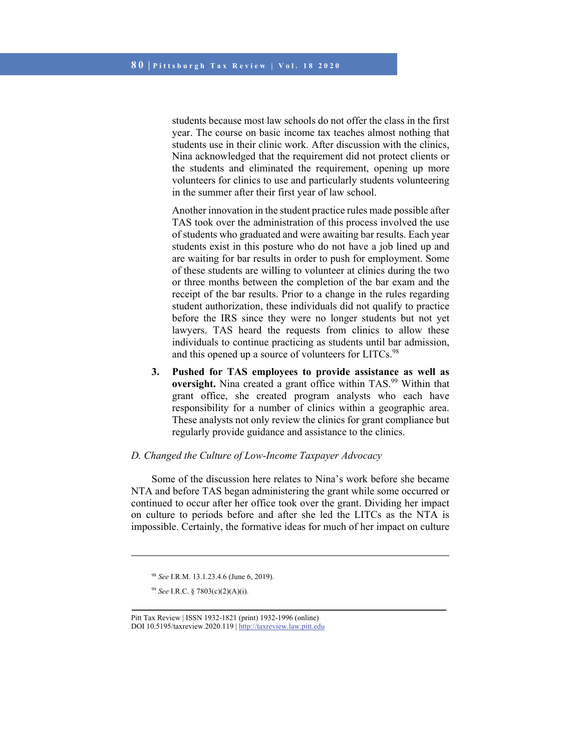students because most law schools do not offer the class in the first year. The course on basic income tax teaches almost nothing that students use in their clinic work. After discussion with the clinics, Nina acknowledged that the requirement did not protect clients or the students and eliminated the requirement, opening up more volunteers for clinics to use and particularly students volunteering in the summer after their first year of law school.

Another innovation in the student practice rules made possible after TAS took over the administration of this process involved the use of students who graduated and were awaiting bar results. Each year students exist in this posture who do not have a job lined up and are waiting for bar results in order to push for employment. Some of these students are willing to volunteer at clinics during the two or three months between the completion of the bar exam and the receipt of the bar results. Prior to a change in the rules regarding student authorization, these individuals did not qualify to practice before the IRS since they were no longer students but not yet lawyers. TAS heard the requests from clinics to allow these individuals to continue practicing as students until bar admission, and this opened up a source of volunteers for LITCs.[98]

3. **Pushed for TAS employees to provide assistance as well as oversight.** Nina created a grant office within TAS.[99] Within that grant office, she created program analysts who each have responsibility for a number of clinics within a geographic area. These analysts not only review the clinics for grant compliance but regularly provide guidance and assistance to the clinics.

### *D. Changed the Culture of Low-Income Taxpayer Advocacy*

Some of the discussion here relates to Nina's work before she became NTA and before TAS began administering the grant while some occurred or continued to occur after her office took over the grant. Dividing her impact on culture to periods before and after she led the LITCs as the NTA is impossible. Certainly, the formative ideas for much of her impact on culture

---

[98] *See* I.R.M. 13.1.23.4.6 (June 6, 2019).

[99] *See* I.R.C. § 7803(c)(2)(A)(i).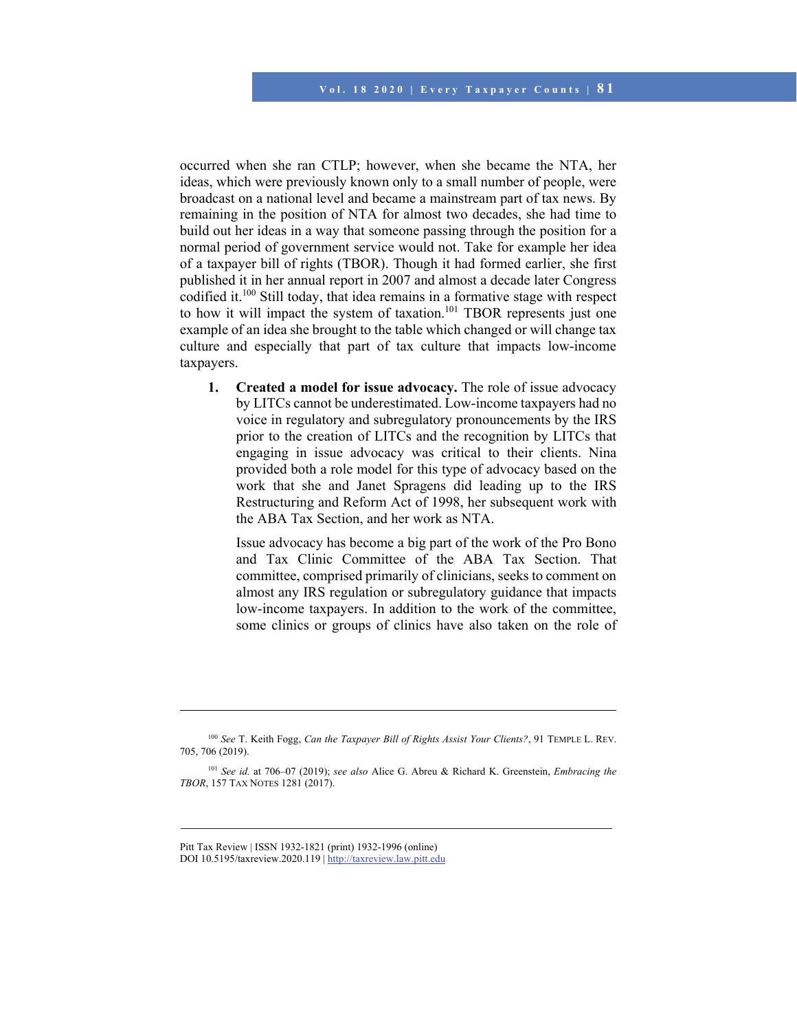occurred when she ran CTLP; however, when she became the NTA, her ideas, which were previously known only to a small number of people, were broadcast on a national level and became a mainstream part of tax news. By remaining in the position of NTA for almost two decades, she had time to build out her ideas in a way that someone passing through the position for a normal period of government service would not. Take for example her idea of a taxpayer bill of rights (TBOR). Though it had formed earlier, she first published it in her annual report in 2007 and almost a decade later Congress codified it.[100] Still today, that idea remains in a formative stage with respect to how it will impact the system of taxation.[101] TBOR represents just one example of an idea she brought to the table which changed or will change tax culture and especially that part of tax culture that impacts low-income taxpayers.

1. **Created a model for issue advocacy.** The role of issue advocacy by LITCs cannot be underestimated. Low-income taxpayers had no voice in regulatory and subregulatory pronouncements by the IRS prior to the creation of LITCs and the recognition by LITCs that engaging in issue advocacy was critical to their clients. Nina provided both a role model for this type of advocacy based on the work that she and Janet Spragens did leading up to the IRS Restructuring and Reform Act of 1998, her subsequent work with the ABA Tax Section, and her work as NTA.

   Issue advocacy has become a big part of the work of the Pro Bono and Tax Clinic Committee of the ABA Tax Section. That committee, comprised primarily of clinicians, seeks to comment on almost any IRS regulation or subregulatory guidance that impacts low-income taxpayers. In addition to the work of the committee, some clinics or groups of clinics have also taken on the role of

---

[100] *See* T. Keith Fogg, *Can the Taxpayer Bill of Rights Assist Your Clients?*, 91 TEMPLE L. REV. 705, 706 (2019).

[101] *See id.* at 706–07 (2019); *see also* Alice G. Abreu & Richard K. Greenstein, *Embracing the TBOR*, 157 TAX NOTES 1281 (2017).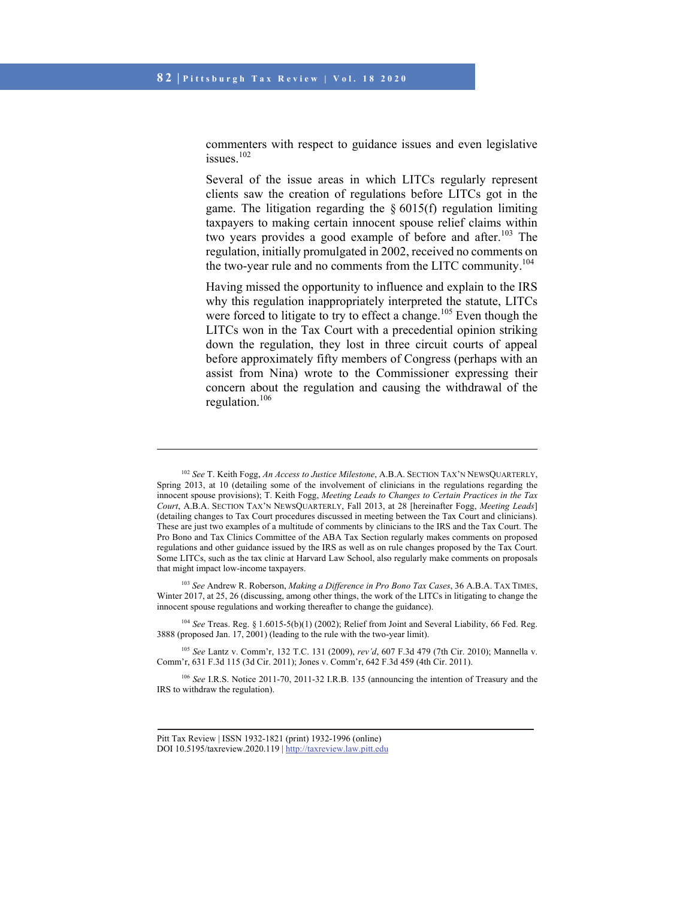commenters with respect to guidance issues and even legislative issues.[102]

Several of the issue areas in which LITCs regularly represent clients saw the creation of regulations before LITCs got in the game. The litigation regarding the § 6015(f) regulation limiting taxpayers to making certain innocent spouse relief claims within two years provides a good example of before and after.[103] The regulation, initially promulgated in 2002, received no comments on the two-year rule and no comments from the LITC community.[104]

Having missed the opportunity to influence and explain to the IRS why this regulation inappropriately interpreted the statute, LITCs were forced to litigate to try to effect a change.[105] Even though the LITCs won in the Tax Court with a precedential opinion striking down the regulation, they lost in three circuit courts of appeal before approximately fifty members of Congress (perhaps with an assist from Nina) wrote to the Commissioner expressing their concern about the regulation and causing the withdrawal of the regulation.[106]

---

[102] *See* T. Keith Fogg, *An Access to Justice Milestone*, A.B.A. SECTION TAX'N NEWSQUARTERLY, Spring 2013, at 10 (detailing some of the involvement of clinicians in the regulations regarding the innocent spouse provisions); T. Keith Fogg, *Meeting Leads to Changes to Certain Practices in the Tax Court*, A.B.A. SECTION TAX'N NEWSQUARTERLY, Fall 2013, at 28 [hereinafter Fogg, *Meeting Leads*] (detailing changes to Tax Court procedures discussed in meeting between the Tax Court and clinicians). These are just two examples of a multitude of comments by clinicians to the IRS and the Tax Court. The Pro Bono and Tax Clinics Committee of the ABA Tax Section regularly makes comments on proposed regulations and other guidance issued by the IRS as well as on rule changes proposed by the Tax Court. Some LITCs, such as the tax clinic at Harvard Law School, also regularly make comments on proposals that might impact low-income taxpayers.

[103] *See* Andrew R. Roberson, *Making a Difference in Pro Bono Tax Cases*, 36 A.B.A. TAX TIMES, Winter 2017, at 25, 26 (discussing, among other things, the work of the LITCs in litigating to change the innocent spouse regulations and working thereafter to change the guidance).

[104] *See* Treas. Reg. § 1.6015-5(b)(1) (2002); Relief from Joint and Several Liability, 66 Fed. Reg. 3888 (proposed Jan. 17, 2001) (leading to the rule with the two-year limit).

[105] *See* Lantz v. Comm'r, 132 T.C. 131 (2009), *rev'd*, 607 F.3d 479 (7th Cir. 2010); Mannella v. Comm'r, 631 F.3d 115 (3d Cir. 2011); Jones v. Comm'r, 642 F.3d 459 (4th Cir. 2011).

[106] *See* I.R.S. Notice 2011-70, 2011-32 I.R.B. 135 (announcing the intention of Treasury and the IRS to withdraw the regulation).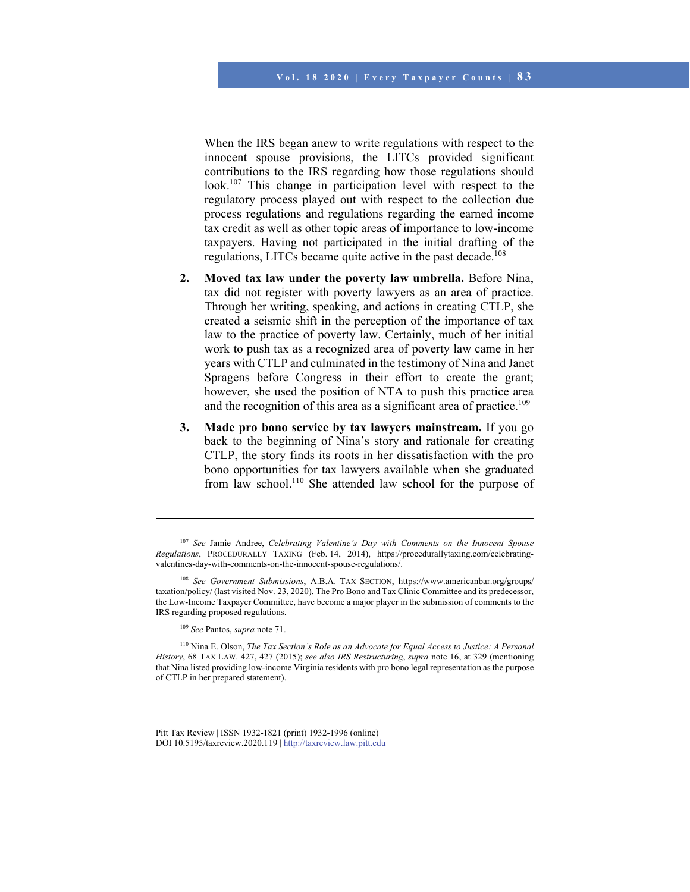When the IRS began anew to write regulations with respect to the innocent spouse provisions, the LITCs provided significant contributions to the IRS regarding how those regulations should look.[107] This change in participation level with respect to the regulatory process played out with respect to the collection due process regulations and regulations regarding the earned income tax credit as well as other topic areas of importance to low-income taxpayers. Having not participated in the initial drafting of the regulations, LITCs became quite active in the past decade.[108]

2. **Moved tax law under the poverty law umbrella.** Before Nina, tax did not register with poverty lawyers as an area of practice. Through her writing, speaking, and actions in creating CTLP, she created a seismic shift in the perception of the importance of tax law to the practice of poverty law. Certainly, much of her initial work to push tax as a recognized area of poverty law came in her years with CTLP and culminated in the testimony of Nina and Janet Spragens before Congress in their effort to create the grant; however, she used the position of NTA to push this practice area and the recognition of this area as a significant area of practice.[109]

3. **Made pro bono service by tax lawyers mainstream.** If you go back to the beginning of Nina's story and rationale for creating CTLP, the story finds its roots in her dissatisfaction with the pro bono opportunities for tax lawyers available when she graduated from law school.[110] She attended law school for the purpose of

---

[107] *See* Jamie Andree, *Celebrating Valentine's Day with Comments on the Innocent Spouse Regulations*, PROCEDURALLY TAXING (Feb. 14, 2014), https://procedurallytaxing.com/celebrating-valentines-day-with-comments-on-the-innocent-spouse-regulations/.

[108] *See Government Submissions*, A.B.A. TAX SECTION, https://www.americanbar.org/groups/taxation/policy/ (last visited Nov. 23, 2020). The Pro Bono and Tax Clinic Committee and its predecessor, the Low-Income Taxpayer Committee, have become a major player in the submission of comments to the IRS regarding proposed regulations.

[109] *See* Pantos, *supra* note 71.

[110] Nina E. Olson, *The Tax Section's Role as an Advocate for Equal Access to Justice: A Personal History*, 68 TAX LAW. 427, 427 (2015); *see also IRS Restructuring*, *supra* note 16, at 329 (mentioning that Nina listed providing low-income Virginia residents with pro bono legal representation as the purpose of CTLP in her prepared statement).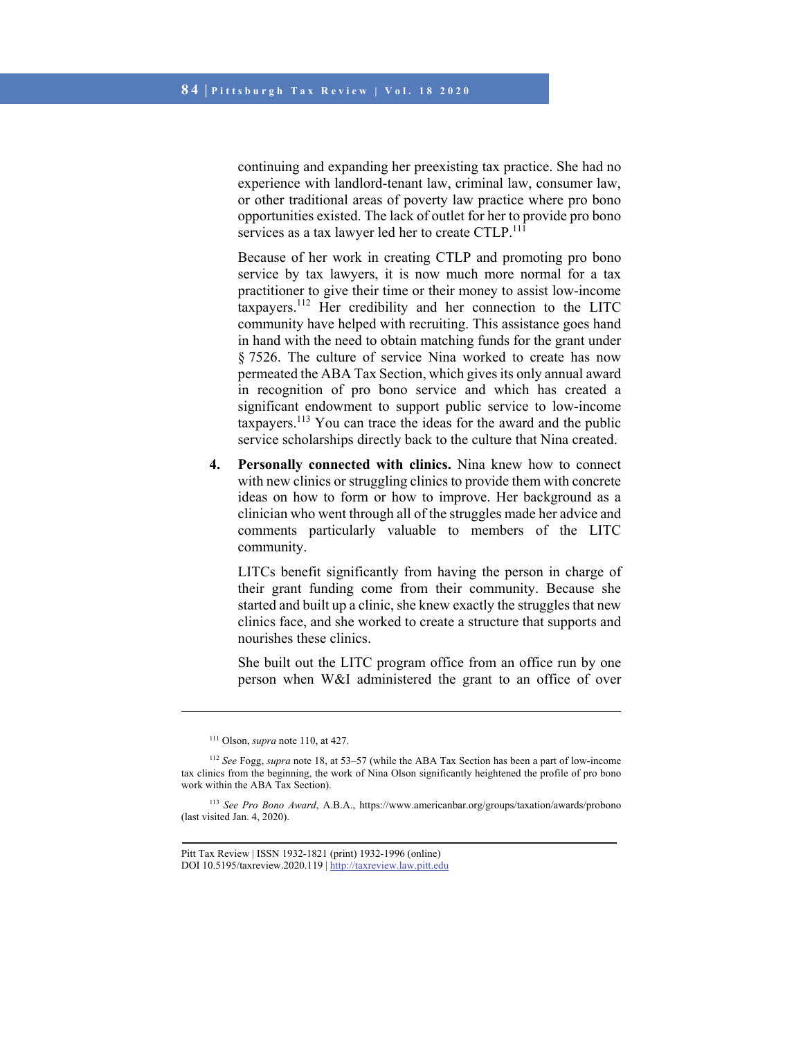continuing and expanding her preexisting tax practice. She had no experience with landlord-tenant law, criminal law, consumer law, or other traditional areas of poverty law practice where pro bono opportunities existed. The lack of outlet for her to provide pro bono services as a tax lawyer led her to create CTLP.[111]

Because of her work in creating CTLP and promoting pro bono service by tax lawyers, it is now much more normal for a tax practitioner to give their time or their money to assist low-income taxpayers.[112] Her credibility and her connection to the LITC community have helped with recruiting. This assistance goes hand in hand with the need to obtain matching funds for the grant under § 7526. The culture of service Nina worked to create has now permeated the ABA Tax Section, which gives its only annual award in recognition of pro bono service and which has created a significant endowment to support public service to low-income taxpayers.[113] You can trace the ideas for the award and the public service scholarships directly back to the culture that Nina created.

4. **Personally connected with clinics.** Nina knew how to connect with new clinics or struggling clinics to provide them with concrete ideas on how to form or how to improve. Her background as a clinician who went through all of the struggles made her advice and comments particularly valuable to members of the LITC community.

   LITCs benefit significantly from having the person in charge of their grant funding come from their community. Because she started and built up a clinic, she knew exactly the struggles that new clinics face, and she worked to create a structure that supports and nourishes these clinics.

   She built out the LITC program office from an office run by one person when W&I administered the grant to an office of over

---

[111] Olson, *supra* note 110, at 427.

[112] *See* Fogg, *supra* note 18, at 53–57 (while the ABA Tax Section has been a part of low-income tax clinics from the beginning, the work of Nina Olson significantly heightened the profile of pro bono work within the ABA Tax Section).

[113] *See Pro Bono Award*, A.B.A., https://www.americanbar.org/groups/taxation/awards/probono (last visited Jan. 4, 2020).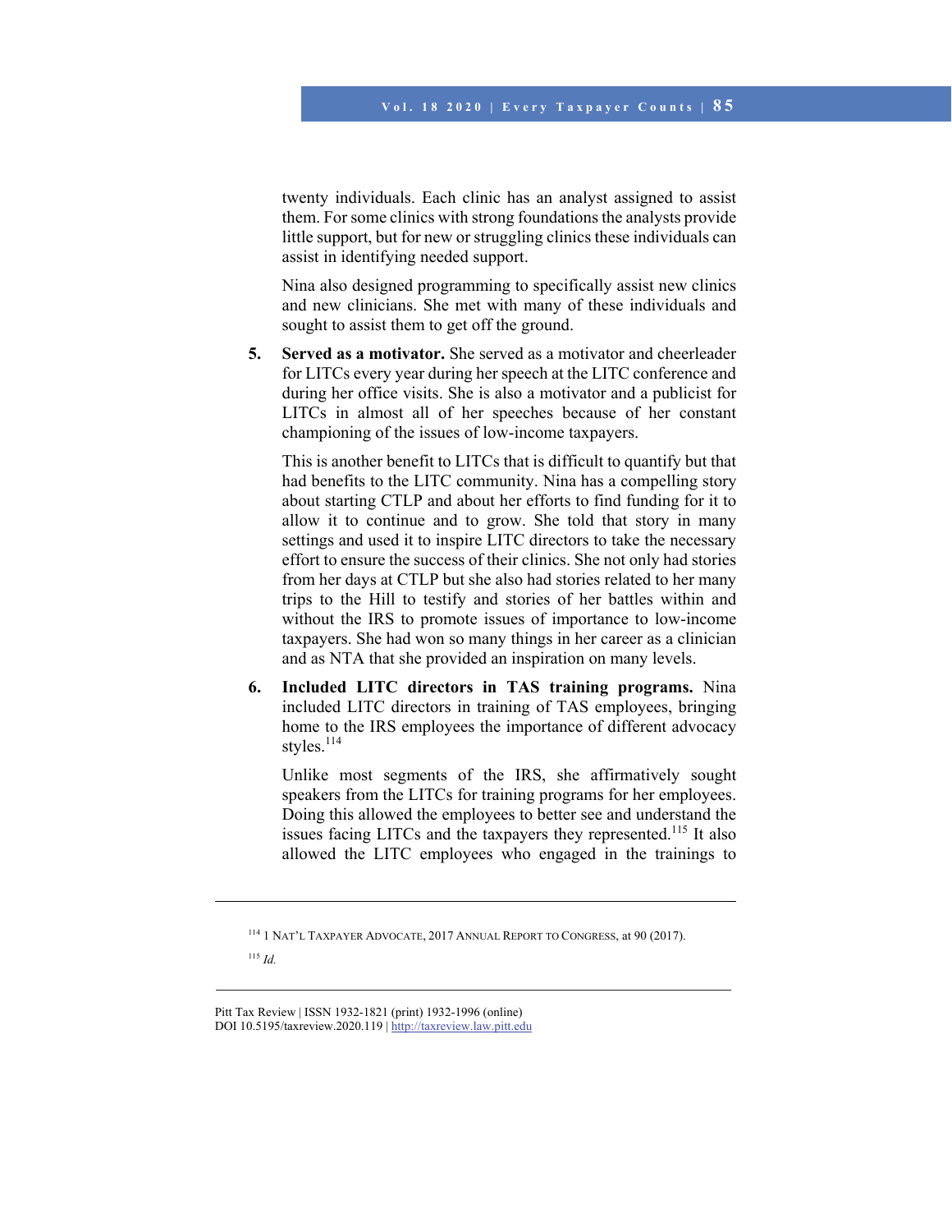twenty individuals. Each clinic has an analyst assigned to assist them. For some clinics with strong foundations the analysts provide little support, but for new or struggling clinics these individuals can assist in identifying needed support.

Nina also designed programming to specifically assist new clinics and new clinicians. She met with many of these individuals and sought to assist them to get off the ground.

5. **Served as a motivator.** She served as a motivator and cheerleader for LITCs every year during her speech at the LITC conference and during her office visits. She is also a motivator and a publicist for LITCs in almost all of her speeches because of her constant championing of the issues of low-income taxpayers.

   This is another benefit to LITCs that is difficult to quantify but that had benefits to the LITC community. Nina has a compelling story about starting CTLP and about her efforts to find funding for it to allow it to continue and to grow. She told that story in many settings and used it to inspire LITC directors to take the necessary effort to ensure the success of their clinics. She not only had stories from her days at CTLP but she also had stories related to her many trips to the Hill to testify and stories of her battles within and without the IRS to promote issues of importance to low-income taxpayers. She had won so many things in her career as a clinician and as NTA that she provided an inspiration on many levels.

6. **Included LITC directors in TAS training programs.** Nina included LITC directors in training of TAS employees, bringing home to the IRS employees the importance of different advocacy styles.[114]

   Unlike most segments of the IRS, she affirmatively sought speakers from the LITCs for training programs for her employees. Doing this allowed the employees to better see and understand the issues facing LITCs and the taxpayers they represented.[115] It also allowed the LITC employees who engaged in the trainings to

---

[114] 1 NAT'L TAXPAYER ADVOCATE, 2017 ANNUAL REPORT TO CONGRESS, at 90 (2017).

[115] *Id.*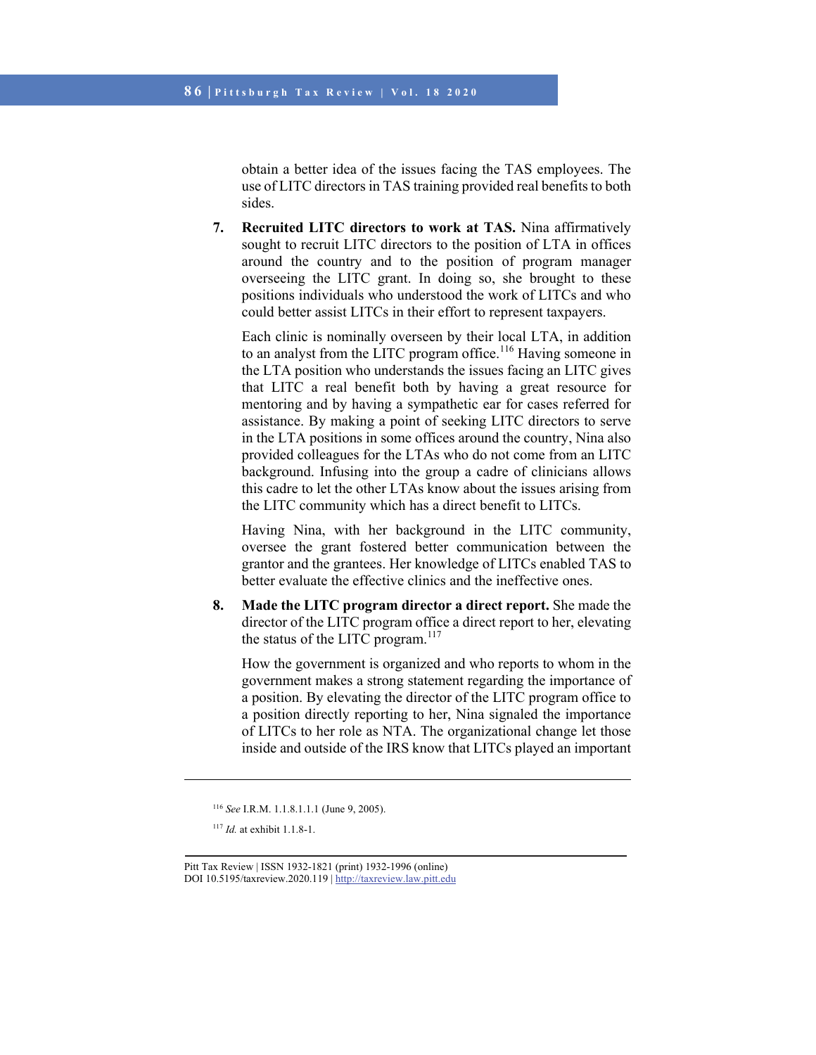obtain a better idea of the issues facing the TAS employees. The use of LITC directors in TAS training provided real benefits to both sides.

7. **Recruited LITC directors to work at TAS.** Nina affirmatively sought to recruit LITC directors to the position of LTA in offices around the country and to the position of program manager overseeing the LITC grant. In doing so, she brought to these positions individuals who understood the work of LITCs and who could better assist LITCs in their effort to represent taxpayers.

   Each clinic is nominally overseen by their local LTA, in addition to an analyst from the LITC program office.[116] Having someone in the LTA position who understands the issues facing an LITC gives that LITC a real benefit both by having a great resource for mentoring and by having a sympathetic ear for cases referred for assistance. By making a point of seeking LITC directors to serve in the LTA positions in some offices around the country, Nina also provided colleagues for the LTAs who do not come from an LITC background. Infusing into the group a cadre of clinicians allows this cadre to let the other LTAs know about the issues arising from the LITC community which has a direct benefit to LITCs.

   Having Nina, with her background in the LITC community, oversee the grant fostered better communication between the grantor and the grantees. Her knowledge of LITCs enabled TAS to better evaluate the effective clinics and the ineffective ones.

8. **Made the LITC program director a direct report.** She made the director of the LITC program office a direct report to her, elevating the status of the LITC program.[117]

   How the government is organized and who reports to whom in the government makes a strong statement regarding the importance of a position. By elevating the director of the LITC program office to a position directly reporting to her, Nina signaled the importance of LITCs to her role as NTA. The organizational change let those inside and outside of the IRS know that LITCs played an important

---

[116] *See* I.R.M. 1.1.8.1.1.1 (June 9, 2005).

[117] *Id.* at exhibit 1.1.8-1.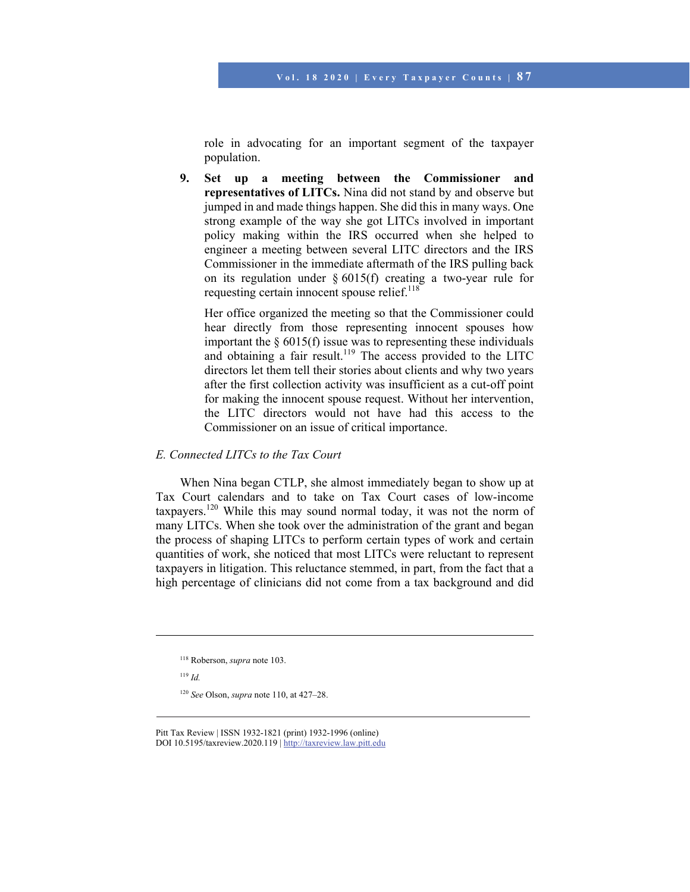role in advocating for an important segment of the taxpayer population.

9. **Set up a meeting between the Commissioner and representatives of LITCs.** Nina did not stand by and observe but jumped in and made things happen. She did this in many ways. One strong example of the way she got LITCs involved in important policy making within the IRS occurred when she helped to engineer a meeting between several LITC directors and the IRS Commissioner in the immediate aftermath of the IRS pulling back on its regulation under § 6015(f) creating a two-year rule for requesting certain innocent spouse relief.[118]

   Her office organized the meeting so that the Commissioner could hear directly from those representing innocent spouses how important the § 6015(f) issue was to representing these individuals and obtaining a fair result.[119] The access provided to the LITC directors let them tell their stories about clients and why two years after the first collection activity was insufficient as a cut-off point for making the innocent spouse request. Without her intervention, the LITC directors would not have had this access to the Commissioner on an issue of critical importance.

*E. Connected LITCs to the Tax Court*

When Nina began CTLP, she almost immediately began to show up at Tax Court calendars and to take on Tax Court cases of low-income taxpayers.[120] While this may sound normal today, it was not the norm of many LITCs. When she took over the administration of the grant and began the process of shaping LITCs to perform certain types of work and certain quantities of work, she noticed that most LITCs were reluctant to represent taxpayers in litigation. This reluctance stemmed, in part, from the fact that a high percentage of clinicians did not come from a tax background and did

---

[118] Roberson, *supra* note 103.

[119] *Id.*

[120] *See* Olson, *supra* note 110, at 427–28.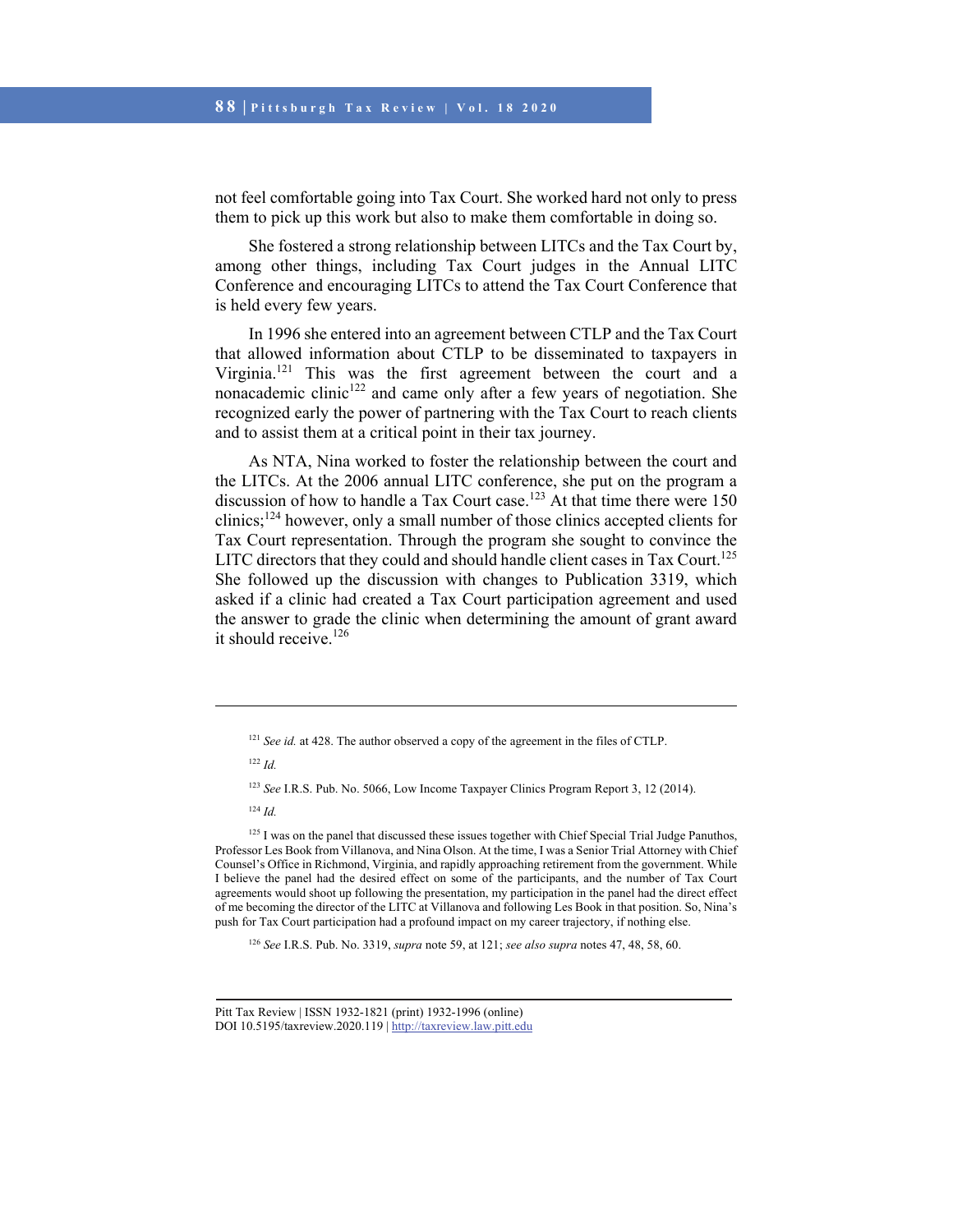not feel comfortable going into Tax Court. She worked hard not only to press them to pick up this work but also to make them comfortable in doing so.

She fostered a strong relationship between LITCs and the Tax Court by, among other things, including Tax Court judges in the Annual LITC Conference and encouraging LITCs to attend the Tax Court Conference that is held every few years.

In 1996 she entered into an agreement between CTLP and the Tax Court that allowed information about CTLP to be disseminated to taxpayers in Virginia.[121] This was the first agreement between the court and a nonacademic clinic[122] and came only after a few years of negotiation. She recognized early the power of partnering with the Tax Court to reach clients and to assist them at a critical point in their tax journey.

As NTA, Nina worked to foster the relationship between the court and the LITCs. At the 2006 annual LITC conference, she put on the program a discussion of how to handle a Tax Court case.[123] At that time there were 150 clinics;[124] however, only a small number of those clinics accepted clients for Tax Court representation. Through the program she sought to convince the LITC directors that they could and should handle client cases in Tax Court.[125] She followed up the discussion with changes to Publication 3319, which asked if a clinic had created a Tax Court participation agreement and used the answer to grade the clinic when determining the amount of grant award it should receive.[126]

---

[121] *See id.* at 428. The author observed a copy of the agreement in the files of CTLP.

[122] *Id.*

[123] *See* I.R.S. Pub. No. 5066, Low Income Taxpayer Clinics Program Report 3, 12 (2014).

[124] *Id.*

[125] I was on the panel that discussed these issues together with Chief Special Trial Judge Panuthos, Professor Les Book from Villanova, and Nina Olson. At the time, I was a Senior Trial Attorney with Chief Counsel's Office in Richmond, Virginia, and rapidly approaching retirement from the government. While I believe the panel had the desired effect on some of the participants, and the number of Tax Court agreements would shoot up following the presentation, my participation in the panel had the direct effect of me becoming the director of the LITC at Villanova and following Les Book in that position. So, Nina's push for Tax Court participation had a profound impact on my career trajectory, if nothing else.

[126] *See* I.R.S. Pub. No. 3319, *supra* note 59, at 121; *see also supra* notes 47, 48, 58, 60.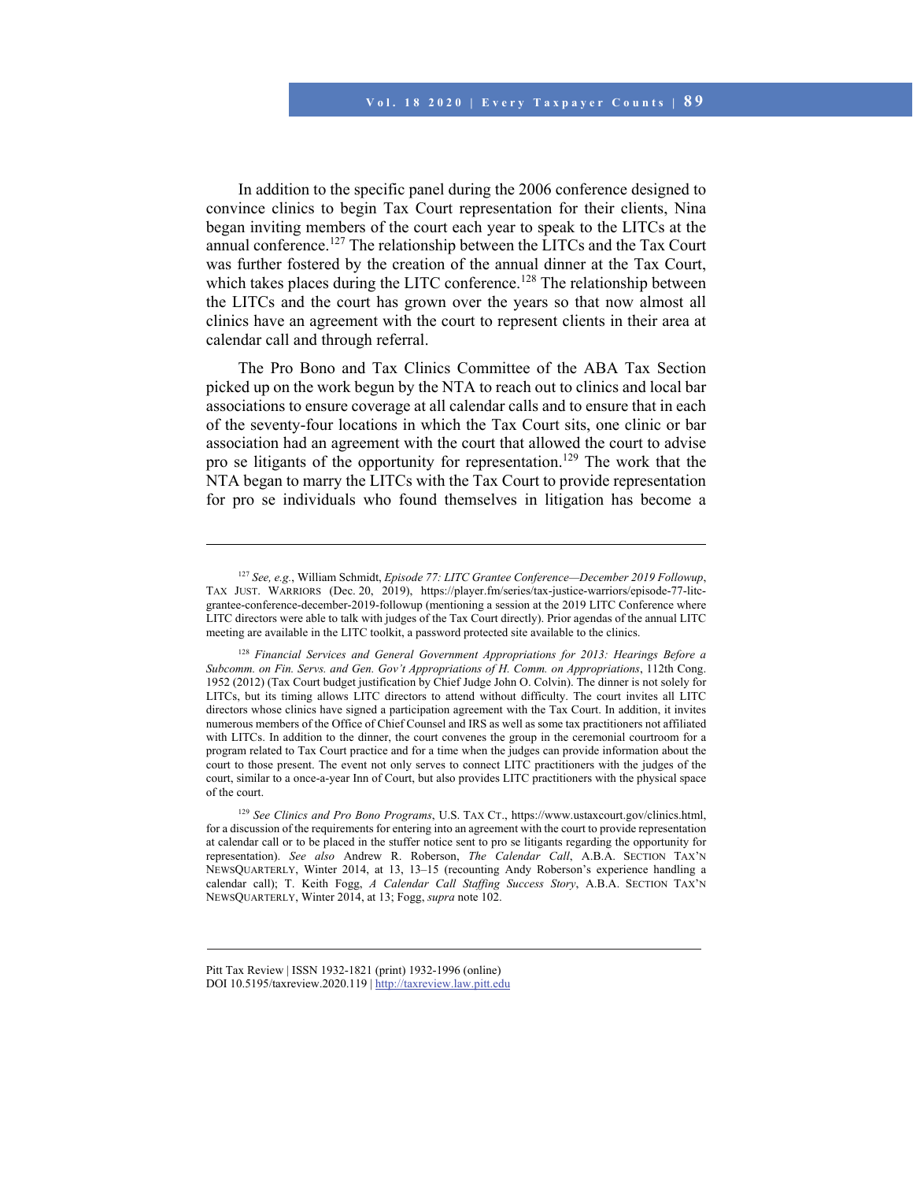In addition to the specific panel during the 2006 conference designed to convince clinics to begin Tax Court representation for their clients, Nina began inviting members of the court each year to speak to the LITCs at the annual conference.[127] The relationship between the LITCs and the Tax Court was further fostered by the creation of the annual dinner at the Tax Court, which takes places during the LITC conference.[128] The relationship between the LITCs and the court has grown over the years so that now almost all clinics have an agreement with the court to represent clients in their area at calendar call and through referral.

The Pro Bono and Tax Clinics Committee of the ABA Tax Section picked up on the work begun by the NTA to reach out to clinics and local bar associations to ensure coverage at all calendar calls and to ensure that in each of the seventy-four locations in which the Tax Court sits, one clinic or bar association had an agreement with the court that allowed the court to advise pro se litigants of the opportunity for representation.[129] The work that the NTA began to marry the LITCs with the Tax Court to provide representation for pro se individuals who found themselves in litigation has become a

---

[127] *See, e.g.*, William Schmidt, *Episode 77: LITC Grantee Conference—December 2019 Followup*, TAX JUST. WARRIORS (Dec. 20, 2019), https://player.fm/series/tax-justice-warriors/episode-77-litc-grantee-conference-december-2019-followup (mentioning a session at the 2019 LITC Conference where LITC directors were able to talk with judges of the Tax Court directly). Prior agendas of the annual LITC meeting are available in the LITC toolkit, a password protected site available to the clinics.

[128] *Financial Services and General Government Appropriations for 2013: Hearings Before a Subcomm. on Fin. Servs. and Gen. Gov't Appropriations of H. Comm. on Appropriations*, 112th Cong. 1952 (2012) (Tax Court budget justification by Chief Judge John O. Colvin). The dinner is not solely for LITCs, but its timing allows LITC directors to attend without difficulty. The court invites all LITC directors whose clinics have signed a participation agreement with the Tax Court. In addition, it invites numerous members of the Office of Chief Counsel and IRS as well as some tax practitioners not affiliated with LITCs. In addition to the dinner, the court convenes the group in the ceremonial courtroom for a program related to Tax Court practice and for a time when the judges can provide information about the court to those present. The event not only serves to connect LITC practitioners with the judges of the court, similar to a once-a-year Inn of Court, but also provides LITC practitioners with the physical space of the court.

[129] *See Clinics and Pro Bono Programs*, U.S. TAX CT., https://www.ustaxcourt.gov/clinics.html, for a discussion of the requirements for entering into an agreement with the court to provide representation at calendar call or to be placed in the stuffer notice sent to pro se litigants regarding the opportunity for representation). *See also* Andrew R. Roberson, *The Calendar Call*, A.B.A. SECTION TAX'N NEWSQUARTERLY, Winter 2014, at 13, 13–15 (recounting Andy Roberson's experience handling a calendar call); T. Keith Fogg, *A Calendar Call Staffing Success Story*, A.B.A. SECTION TAX'N NEWSQUARTERLY, Winter 2014, at 13; Fogg, *supra* note 102.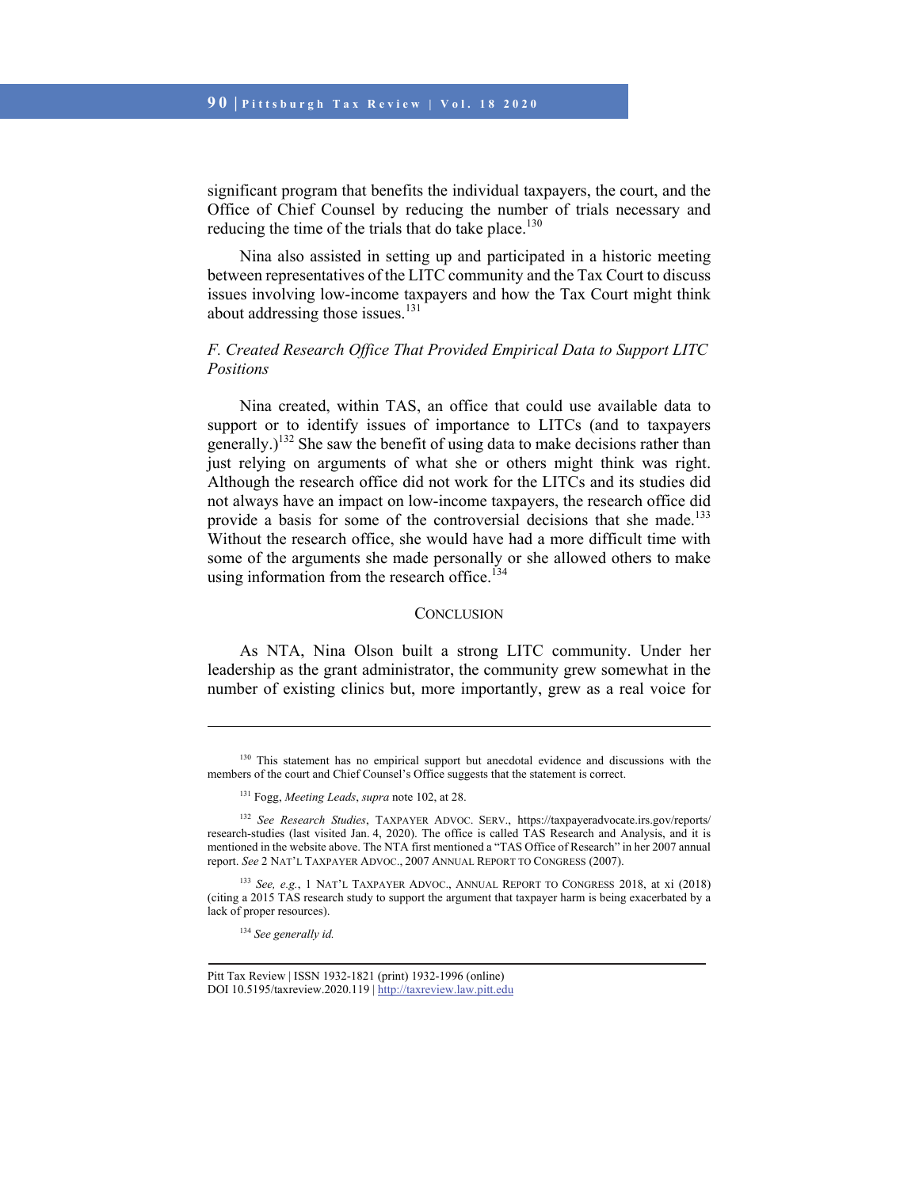significant program that benefits the individual taxpayers, the court, and the Office of Chief Counsel by reducing the number of trials necessary and reducing the time of the trials that do take place.[130]

Nina also assisted in setting up and participated in a historic meeting between representatives of the LITC community and the Tax Court to discuss issues involving low-income taxpayers and how the Tax Court might think about addressing those issues.[131]

### *F. Created Research Office That Provided Empirical Data to Support LITC Positions*

Nina created, within TAS, an office that could use available data to support or to identify issues of importance to LITCs (and to taxpayers generally.)[132] She saw the benefit of using data to make decisions rather than just relying on arguments of what she or others might think was right. Although the research office did not work for the LITCs and its studies did not always have an impact on low-income taxpayers, the research office did provide a basis for some of the controversial decisions that she made.[133] Without the research office, she would have had a more difficult time with some of the arguments she made personally or she allowed others to make using information from the research office.[134]

## CONCLUSION

As NTA, Nina Olson built a strong LITC community. Under her leadership as the grant administrator, the community grew somewhat in the number of existing clinics but, more importantly, grew as a real voice for

---

[130] This statement has no empirical support but anecdotal evidence and discussions with the members of the court and Chief Counsel's Office suggests that the statement is correct.

[131] Fogg, *Meeting Leads*, *supra* note 102, at 28.

[132] *See Research Studies*, TAXPAYER ADVOC. SERV., https://taxpayeradvocate.irs.gov/reports/research-studies (last visited Jan. 4, 2020). The office is called TAS Research and Analysis, and it is mentioned in the website above. The NTA first mentioned a "TAS Office of Research" in her 2007 annual report. *See* 2 NAT'L TAXPAYER ADVOC., 2007 ANNUAL REPORT TO CONGRESS (2007).

[133] *See, e.g.*, 1 NAT'L TAXPAYER ADVOC., ANNUAL REPORT TO CONGRESS 2018, at xi (2018) (citing a 2015 TAS research study to support the argument that taxpayer harm is being exacerbated by a lack of proper resources).

[134] *See generally id.*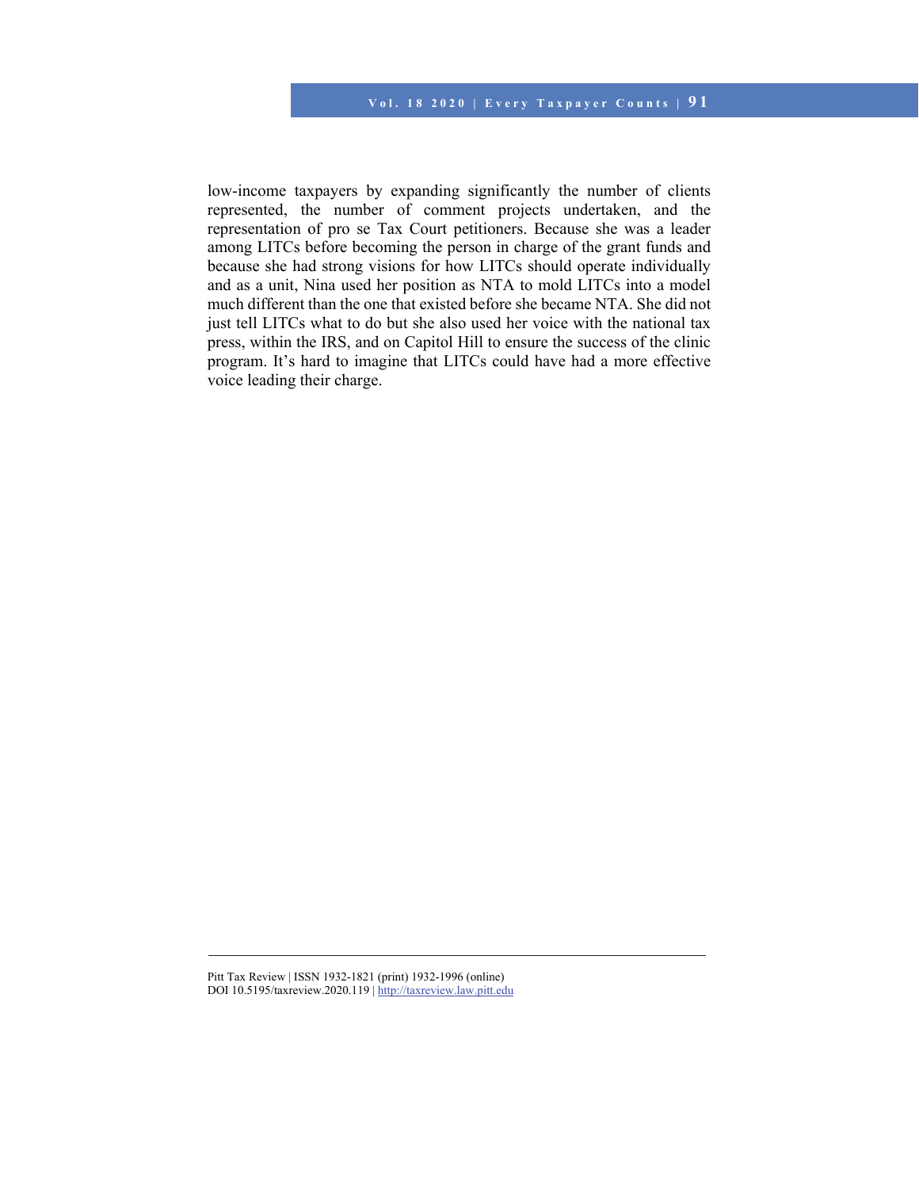low-income taxpayers by expanding significantly the number of clients represented, the number of comment projects undertaken, and the representation of pro se Tax Court petitioners. Because she was a leader among LITCs before becoming the person in charge of the grant funds and because she had strong visions for how LITCs should operate individually and as a unit, Nina used her position as NTA to mold LITCs into a model much different than the one that existed before she became NTA. She did not just tell LITCs what to do but she also used her voice with the national tax press, within the IRS, and on Capitol Hill to ensure the success of the clinic program. It's hard to imagine that LITCs could have had a more effective voice leading their charge.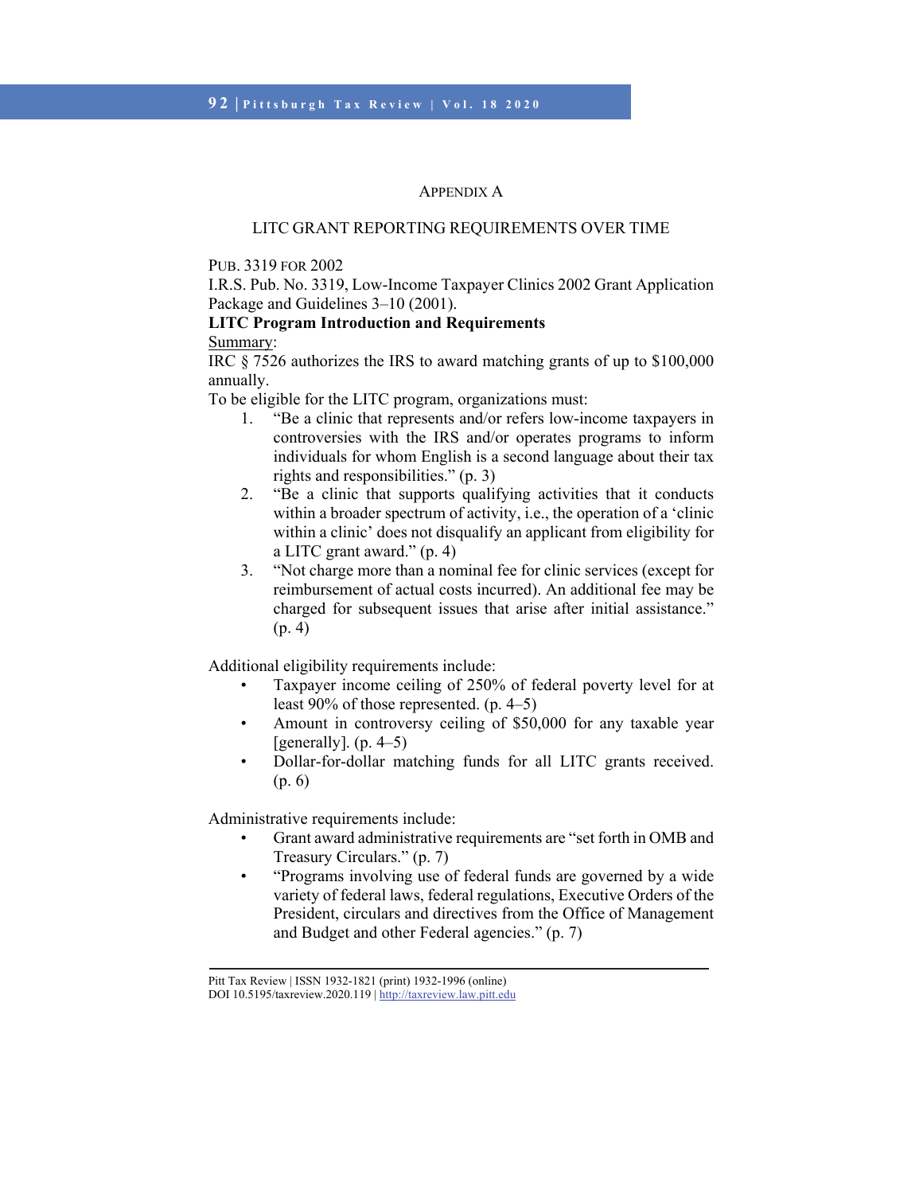## APPENDIX A

### LITC GRANT REPORTING REQUIREMENTS OVER TIME

PUB. 3319 FOR 2002

I.R.S. Pub. No. 3319, Low-Income Taxpayer Clinics 2002 Grant Application Package and Guidelines 3–10 (2001).

**LITC Program Introduction and Requirements**

<u>Summary</u>:

IRC § 7526 authorizes the IRS to award matching grants of up to $100,000 annually.

To be eligible for the LITC program, organizations must:

1. "Be a clinic that represents and/or refers low-income taxpayers in controversies with the IRS and/or operates programs to inform individuals for whom English is a second language about their tax rights and responsibilities." (p. 3)
2. "Be a clinic that supports qualifying activities that it conducts within a broader spectrum of activity, i.e., the operation of a 'clinic within a clinic' does not disqualify an applicant from eligibility for a LITC grant award." (p. 4)
3. "Not charge more than a nominal fee for clinic services (except for reimbursement of actual costs incurred). An additional fee may be charged for subsequent issues that arise after initial assistance." (p. 4)

Additional eligibility requirements include:

- Taxpayer income ceiling of 250% of federal poverty level for at least 90% of those represented. (p. 4–5)
- Amount in controversy ceiling of $50,000 for any taxable year [generally]. (p. 4–5)
- Dollar-for-dollar matching funds for all LITC grants received. (p. 6)

Administrative requirements include:

- Grant award administrative requirements are "set forth in OMB and Treasury Circulars." (p. 7)
- "Programs involving use of federal funds are governed by a wide variety of federal laws, federal regulations, Executive Orders of the President, circulars and directives from the Office of Management and Budget and other Federal agencies." (p. 7)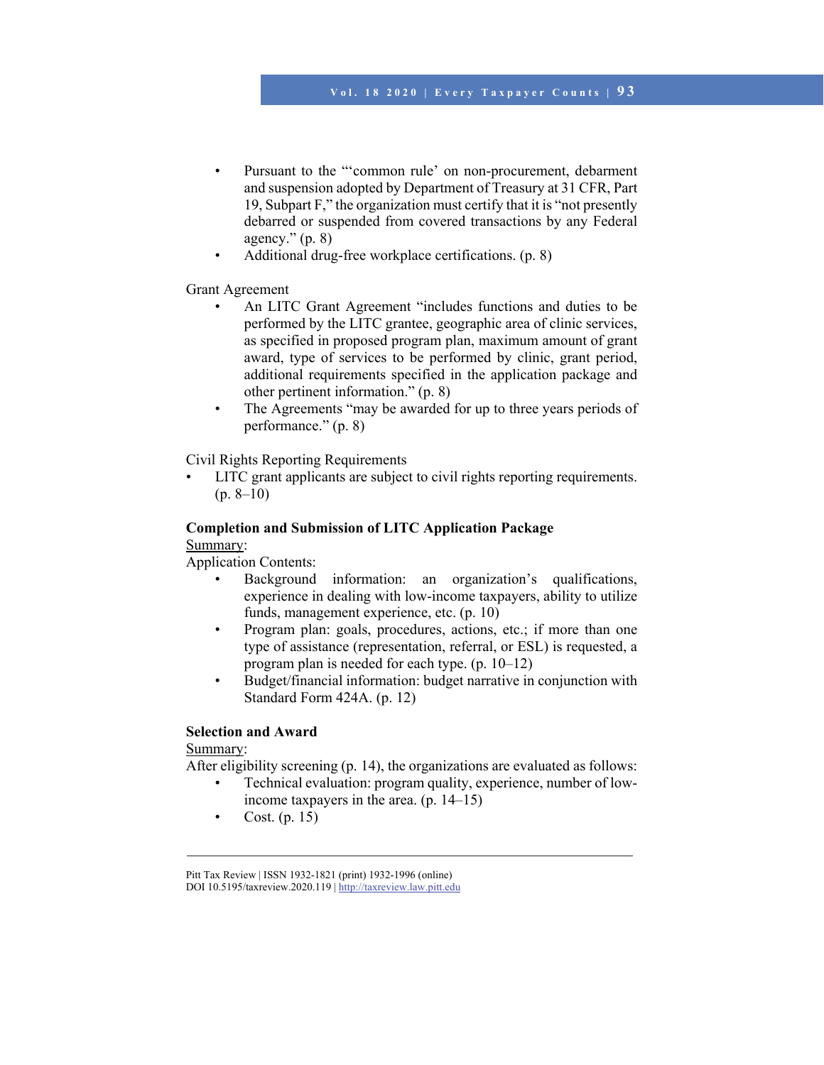- Pursuant to the "'common rule' on non-procurement, debarment and suspension adopted by Department of Treasury at 31 CFR, Part 19, Subpart F," the organization must certify that it is "not presently debarred or suspended from covered transactions by any Federal agency." (p. 8)
- Additional drug-free workplace certifications. (p. 8)

Grant Agreement

- An LITC Grant Agreement "includes functions and duties to be performed by the LITC grantee, geographic area of clinic services, as specified in proposed program plan, maximum amount of grant award, type of services to be performed by clinic, grant period, additional requirements specified in the application package and other pertinent information." (p. 8)
- The Agreements "may be awarded for up to three years periods of performance." (p. 8)

Civil Rights Reporting Requirements

- LITC grant applicants are subject to civil rights reporting requirements. (p. 8–10)

**Completion and Submission of LITC Application Package**

Summary:

Application Contents:

- Background information: an organization's qualifications, experience in dealing with low-income taxpayers, ability to utilize funds, management experience, etc. (p. 10)
- Program plan: goals, procedures, actions, etc.; if more than one type of assistance (representation, referral, or ESL) is requested, a program plan is needed for each type. (p. 10–12)
- Budget/financial information: budget narrative in conjunction with Standard Form 424A. (p. 12)

**Selection and Award**

Summary:

After eligibility screening (p. 14), the organizations are evaluated as follows:

- Technical evaluation: program quality, experience, number of low-income taxpayers in the area. (p. 14–15)
- Cost. (p. 15)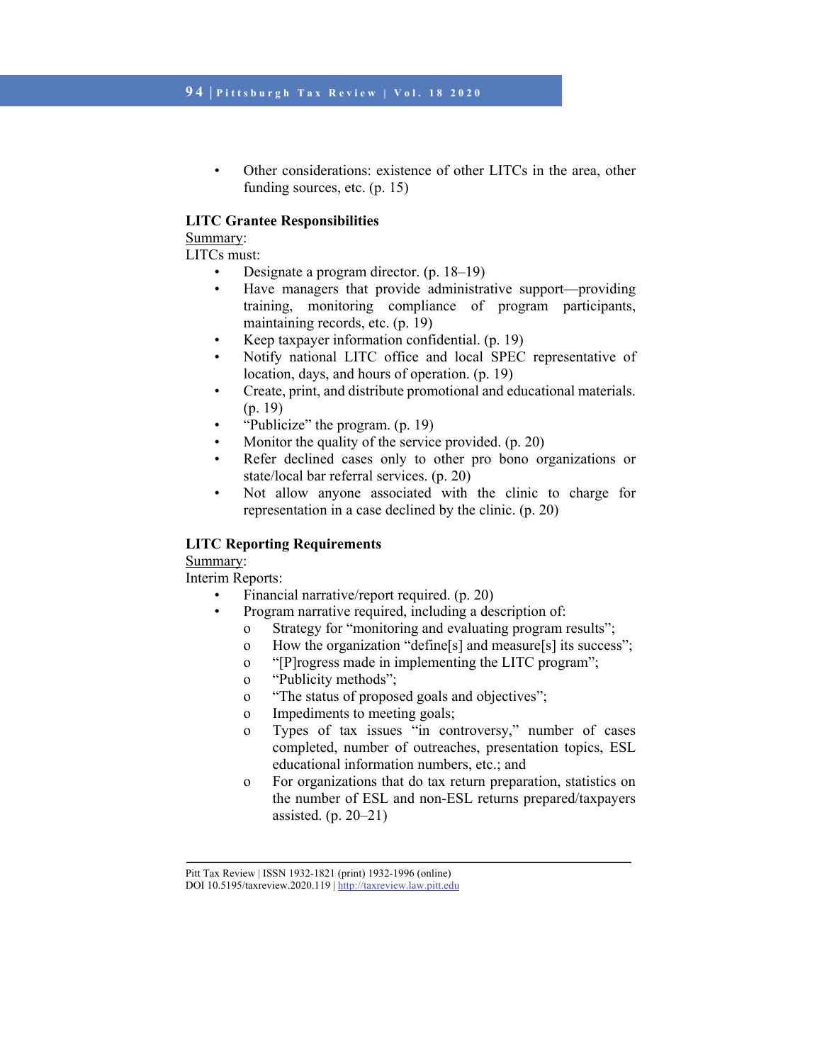- Other considerations: existence of other LITCs in the area, other funding sources, etc. (p. 15)

**LITC Grantee Responsibilities**

Summary:

LITCs must:

- Designate a program director. (p. 18–19)
- Have managers that provide administrative support—providing training, monitoring compliance of program participants, maintaining records, etc. (p. 19)
- Keep taxpayer information confidential. (p. 19)
- Notify national LITC office and local SPEC representative of location, days, and hours of operation. (p. 19)
- Create, print, and distribute promotional and educational materials. (p. 19)
- "Publicize" the program. (p. 19)
- Monitor the quality of the service provided. (p. 20)
- Refer declined cases only to other pro bono organizations or state/local bar referral services. (p. 20)
- Not allow anyone associated with the clinic to charge for representation in a case declined by the clinic. (p. 20)

**LITC Reporting Requirements**

Summary:

Interim Reports:

- Financial narrative/report required. (p. 20)
- Program narrative required, including a description of:
  - Strategy for "monitoring and evaluating program results";
  - How the organization "define[s] and measure[s] its success";
  - "[P]rogress made in implementing the LITC program";
  - "Publicity methods";
  - "The status of proposed goals and objectives";
  - Impediments to meeting goals;
  - Types of tax issues "in controversy," number of cases completed, number of outreaches, presentation topics, ESL educational information numbers, etc.; and
  - For organizations that do tax return preparation, statistics on the number of ESL and non-ESL returns prepared/taxpayers assisted. (p. 20–21)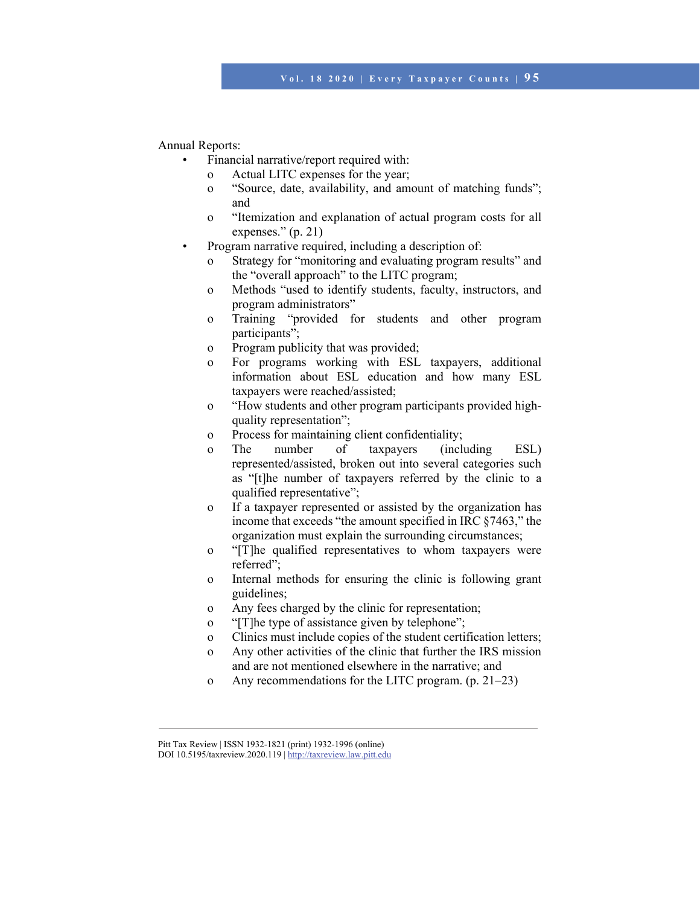Annual Reports:

- Financial narrative/report required with:
  - Actual LITC expenses for the year;
  - "Source, date, availability, and amount of matching funds"; and
  - "Itemization and explanation of actual program costs for all expenses." (p. 21)
- Program narrative required, including a description of:
  - Strategy for "monitoring and evaluating program results" and the "overall approach" to the LITC program;
  - Methods "used to identify students, faculty, instructors, and program administrators"
  - Training "provided for students and other program participants";
  - Program publicity that was provided;
  - For programs working with ESL taxpayers, additional information about ESL education and how many ESL taxpayers were reached/assisted;
  - "How students and other program participants provided high-quality representation";
  - Process for maintaining client confidentiality;
  - The number of taxpayers (including ESL) represented/assisted, broken out into several categories such as "[t]he number of taxpayers referred by the clinic to a qualified representative";
  - If a taxpayer represented or assisted by the organization has income that exceeds "the amount specified in IRC §7463," the organization must explain the surrounding circumstances;
  - "[T]he qualified representatives to whom taxpayers were referred";
  - Internal methods for ensuring the clinic is following grant guidelines;
  - Any fees charged by the clinic for representation;
  - "[T]he type of assistance given by telephone";
  - Clinics must include copies of the student certification letters;
  - Any other activities of the clinic that further the IRS mission and are not mentioned elsewhere in the narrative; and
  - Any recommendations for the LITC program. (p. 21–23)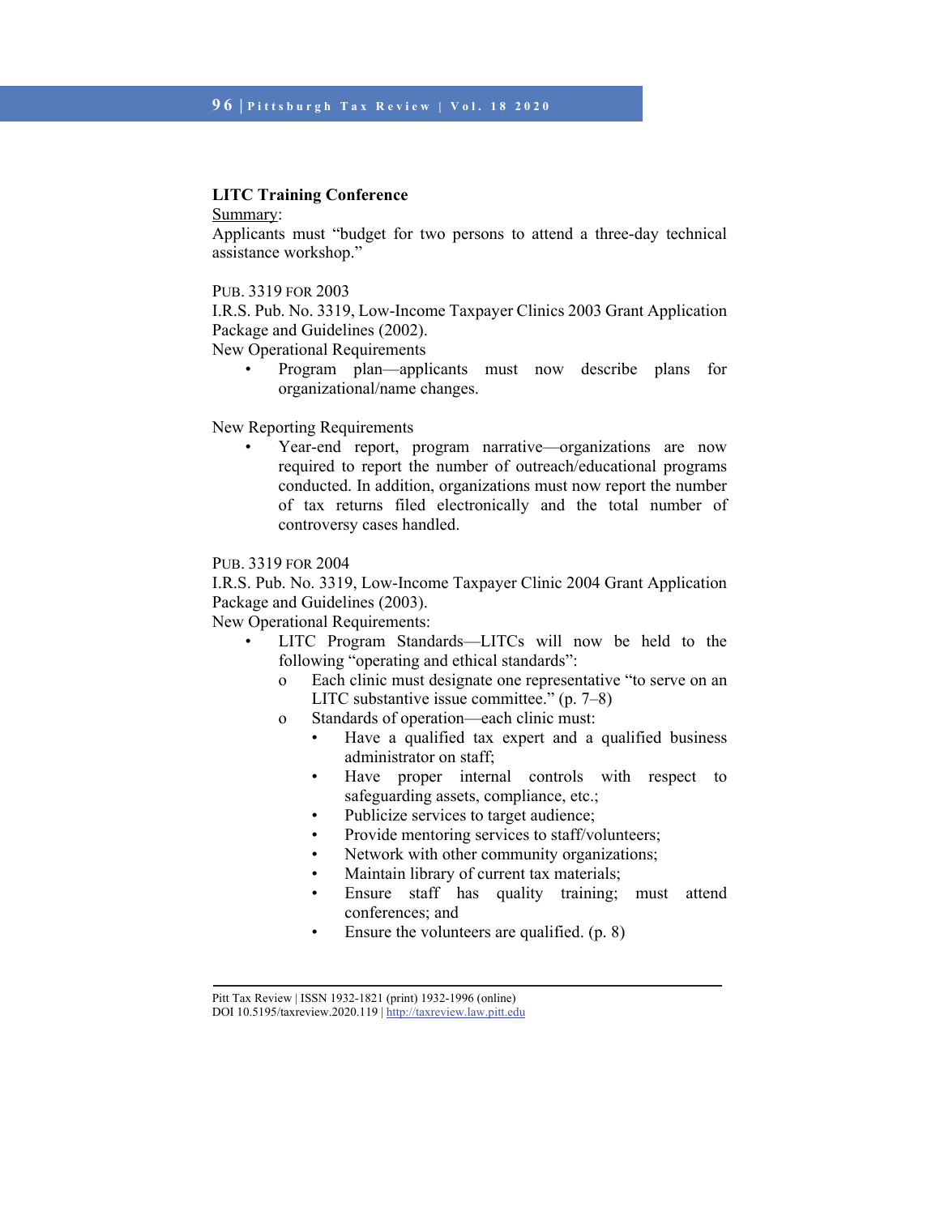**LITC Training Conference**

Summary:

Applicants must "budget for two persons to attend a three-day technical assistance workshop."

PUB. 3319 FOR 2003

I.R.S. Pub. No. 3319, Low-Income Taxpayer Clinics 2003 Grant Application Package and Guidelines (2002).

New Operational Requirements

- Program plan—applicants must now describe plans for organizational/name changes.

New Reporting Requirements

- Year-end report, program narrative—organizations are now required to report the number of outreach/educational programs conducted. In addition, organizations must now report the number of tax returns filed electronically and the total number of controversy cases handled.

PUB. 3319 FOR 2004

I.R.S. Pub. No. 3319, Low-Income Taxpayer Clinic 2004 Grant Application Package and Guidelines (2003).

New Operational Requirements:

- LITC Program Standards—LITCs will now be held to the following "operating and ethical standards":
  - Each clinic must designate one representative "to serve on an LITC substantive issue committee." (p. 7–8)
  - Standards of operation—each clinic must:
    - Have a qualified tax expert and a qualified business administrator on staff;
    - Have proper internal controls with respect to safeguarding assets, compliance, etc.;
    - Publicize services to target audience;
    - Provide mentoring services to staff/volunteers;
    - Network with other community organizations;
    - Maintain library of current tax materials;
    - Ensure staff has quality training; must attend conferences; and
    - Ensure the volunteers are qualified. (p. 8)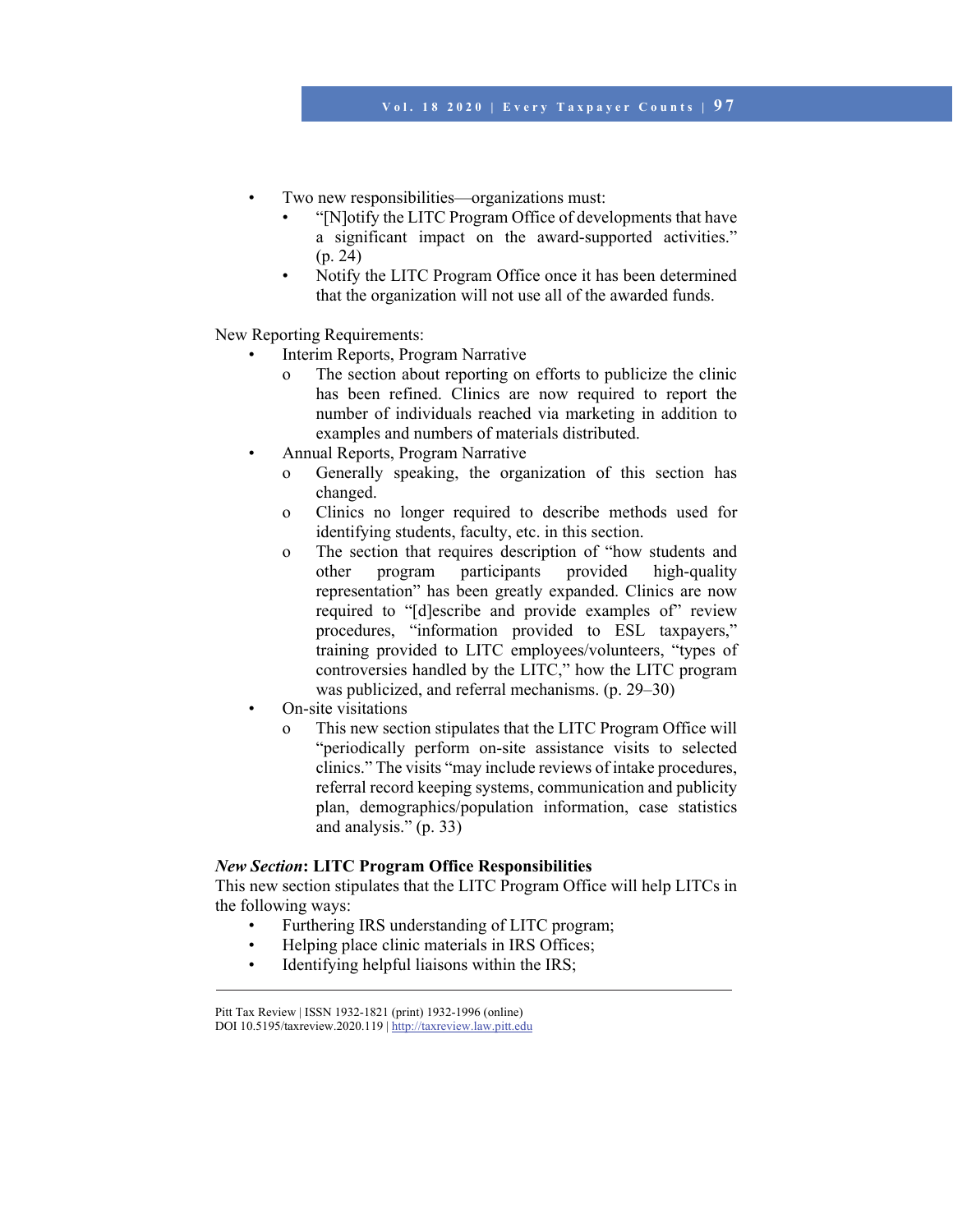- Two new responsibilities—organizations must:
    - "[N]otify the LITC Program Office of developments that have a significant impact on the award-supported activities." (p. 24)
    - Notify the LITC Program Office once it has been determined that the organization will not use all of the awarded funds.

New Reporting Requirements:

- Interim Reports, Program Narrative
    - The section about reporting on efforts to publicize the clinic has been refined. Clinics are now required to report the number of individuals reached via marketing in addition to examples and numbers of materials distributed.
- Annual Reports, Program Narrative
    - Generally speaking, the organization of this section has changed.
    - Clinics no longer required to describe methods used for identifying students, faculty, etc. in this section.
    - The section that requires description of "how students and other program participants provided high-quality representation" has been greatly expanded. Clinics are now required to "[d]escribe and provide examples of" review procedures, "information provided to ESL taxpayers," training provided to LITC employees/volunteers, "types of controversies handled by the LITC," how the LITC program was publicized, and referral mechanisms. (p. 29–30)
- On-site visitations
    - This new section stipulates that the LITC Program Office will "periodically perform on-site assistance visits to selected clinics." The visits "may include reviews of intake procedures, referral record keeping systems, communication and publicity plan, demographics/population information, case statistics and analysis." (p. 33)

***New Section*: LITC Program Office Responsibilities**

This new section stipulates that the LITC Program Office will help LITCs in the following ways:

- Furthering IRS understanding of LITC program;
- Helping place clinic materials in IRS Offices;
- Identifying helpful liaisons within the IRS;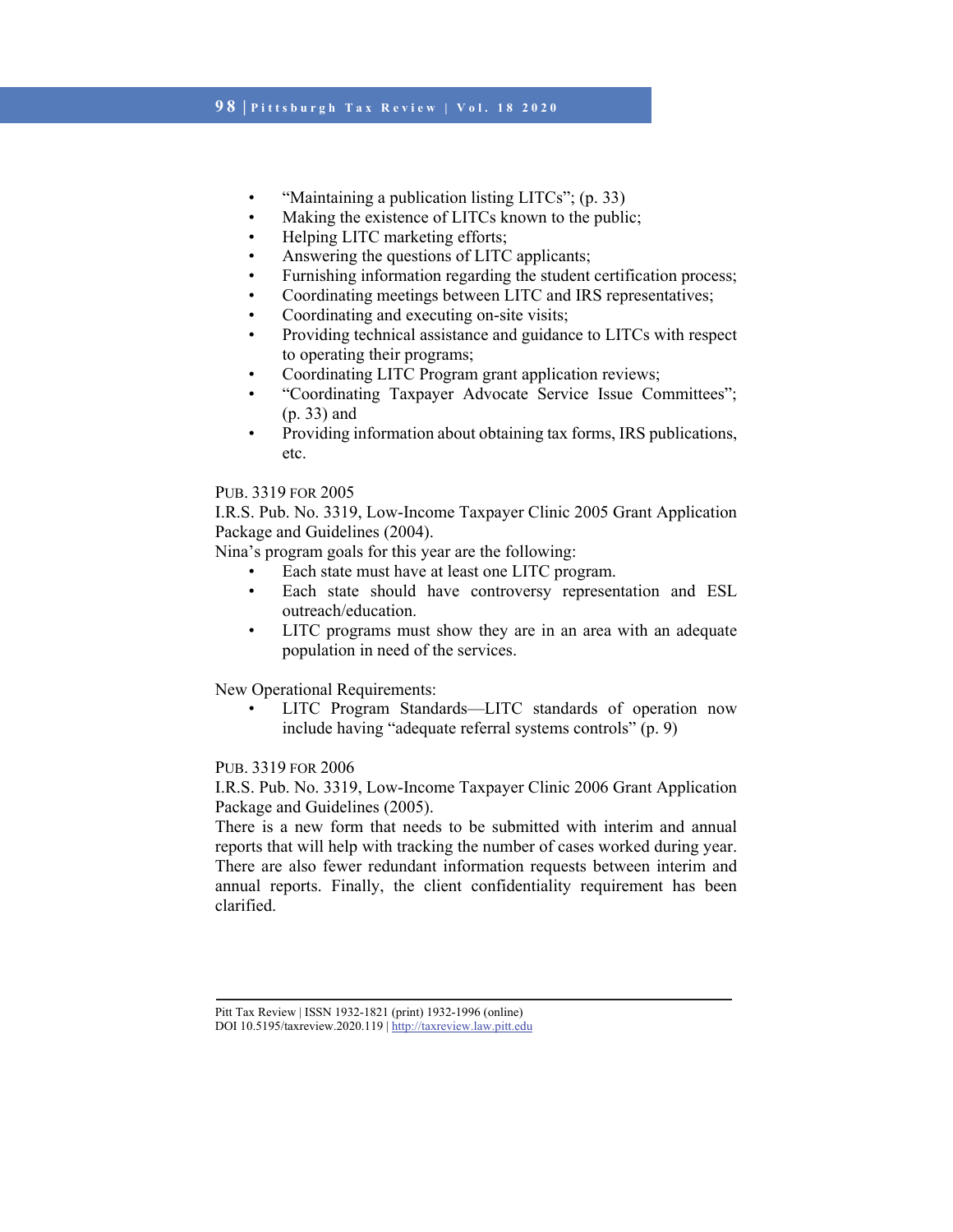- "Maintaining a publication listing LITCs"; (p. 33)
- Making the existence of LITCs known to the public;
- Helping LITC marketing efforts;
- Answering the questions of LITC applicants;
- Furnishing information regarding the student certification process;
- Coordinating meetings between LITC and IRS representatives;
- Coordinating and executing on-site visits;
- Providing technical assistance and guidance to LITCs with respect to operating their programs;
- Coordinating LITC Program grant application reviews;
- "Coordinating Taxpayer Advocate Service Issue Committees"; (p. 33) and
- Providing information about obtaining tax forms, IRS publications, etc.

PUB. 3319 FOR 2005

I.R.S. Pub. No. 3319, Low-Income Taxpayer Clinic 2005 Grant Application Package and Guidelines (2004).

Nina's program goals for this year are the following:

- Each state must have at least one LITC program.
- Each state should have controversy representation and ESL outreach/education.
- LITC programs must show they are in an area with an adequate population in need of the services.

New Operational Requirements:

- LITC Program Standards—LITC standards of operation now include having "adequate referral systems controls" (p. 9)

PUB. 3319 FOR 2006

I.R.S. Pub. No. 3319, Low-Income Taxpayer Clinic 2006 Grant Application Package and Guidelines (2005).

There is a new form that needs to be submitted with interim and annual reports that will help with tracking the number of cases worked during year. There are also fewer redundant information requests between interim and annual reports. Finally, the client confidentiality requirement has been clarified.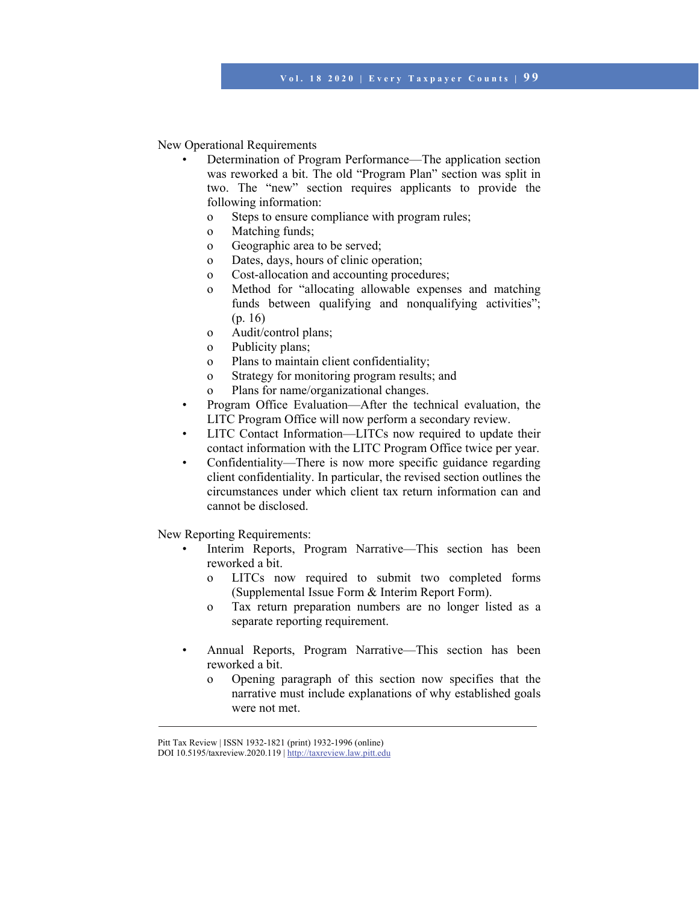New Operational Requirements

- Determination of Program Performance—The application section was reworked a bit. The old "Program Plan" section was split in two. The "new" section requires applicants to provide the following information:
    - Steps to ensure compliance with program rules;
    - Matching funds;
    - Geographic area to be served;
    - Dates, days, hours of clinic operation;
    - Cost-allocation and accounting procedures;
    - Method for "allocating allowable expenses and matching funds between qualifying and nonqualifying activities"; (p. 16)
    - Audit/control plans;
    - Publicity plans;
    - Plans to maintain client confidentiality;
    - Strategy for monitoring program results; and
    - Plans for name/organizational changes.
- Program Office Evaluation—After the technical evaluation, the LITC Program Office will now perform a secondary review.
- LITC Contact Information—LITCs now required to update their contact information with the LITC Program Office twice per year.
- Confidentiality—There is now more specific guidance regarding client confidentiality. In particular, the revised section outlines the circumstances under which client tax return information can and cannot be disclosed.

New Reporting Requirements:

- Interim Reports, Program Narrative—This section has been reworked a bit.
    - LITCs now required to submit two completed forms (Supplemental Issue Form & Interim Report Form).
    - Tax return preparation numbers are no longer listed as a separate reporting requirement.

- Annual Reports, Program Narrative—This section has been reworked a bit.
    - Opening paragraph of this section now specifies that the narrative must include explanations of why established goals were not met.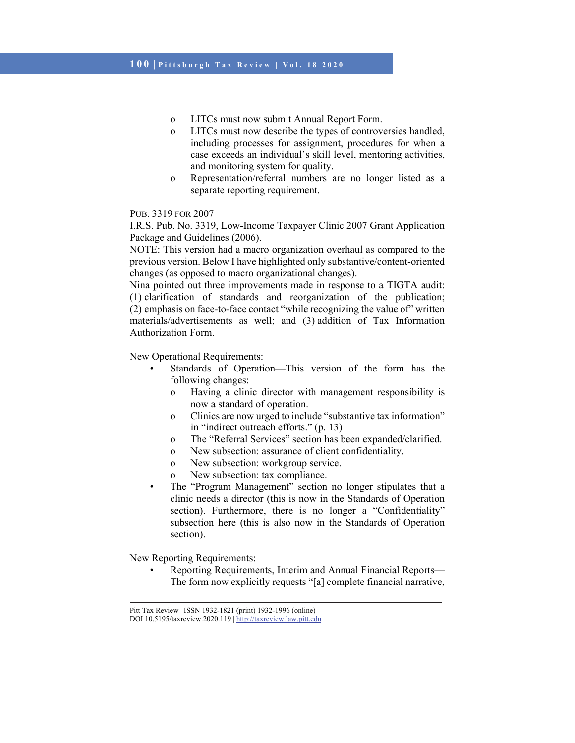- LITCs must now submit Annual Report Form.
   - LITCs must now describe the types of controversies handled, including processes for assignment, procedures for when a case exceeds an individual's skill level, mentoring activities, and monitoring system for quality.
   - Representation/referral numbers are no longer listed as a separate reporting requirement.

PUB. 3319 FOR 2007

I.R.S. Pub. No. 3319, Low-Income Taxpayer Clinic 2007 Grant Application Package and Guidelines (2006).

NOTE: This version had a macro organization overhaul as compared to the previous version. Below I have highlighted only substantive/content-oriented changes (as opposed to macro organizational changes).

Nina pointed out three improvements made in response to a TIGTA audit: (1) clarification of standards and reorganization of the publication; (2) emphasis on face-to-face contact "while recognizing the value of" written materials/advertisements as well; and (3) addition of Tax Information Authorization Form.

New Operational Requirements:

- Standards of Operation—This version of the form has the following changes:
  - Having a clinic director with management responsibility is now a standard of operation.
  - Clinics are now urged to include "substantive tax information" in "indirect outreach efforts." (p. 13)
  - The "Referral Services" section has been expanded/clarified.
  - New subsection: assurance of client confidentiality.
  - New subsection: workgroup service.
  - New subsection: tax compliance.
- The "Program Management" section no longer stipulates that a clinic needs a director (this is now in the Standards of Operation section). Furthermore, there is no longer a "Confidentiality" subsection here (this is also now in the Standards of Operation section).

New Reporting Requirements:

- Reporting Requirements, Interim and Annual Financial Reports—The form now explicitly requests "[a] complete financial narrative,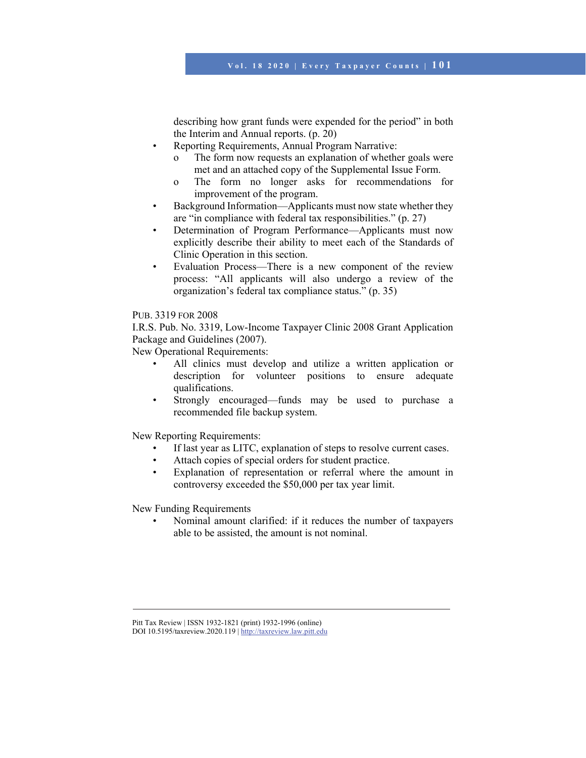describing how grant funds were expended for the period" in both the Interim and Annual reports. (p. 20)

- Reporting Requirements, Annual Program Narrative:
    - The form now requests an explanation of whether goals were met and an attached copy of the Supplemental Issue Form.
    - The form no longer asks for recommendations for improvement of the program.
- Background Information—Applicants must now state whether they are "in compliance with federal tax responsibilities." (p. 27)
- Determination of Program Performance—Applicants must now explicitly describe their ability to meet each of the Standards of Clinic Operation in this section.
- Evaluation Process—There is a new component of the review process: "All applicants will also undergo a review of the organization's federal tax compliance status." (p. 35)

PUB. 3319 FOR 2008

I.R.S. Pub. No. 3319, Low-Income Taxpayer Clinic 2008 Grant Application Package and Guidelines (2007).

New Operational Requirements:

- All clinics must develop and utilize a written application or description for volunteer positions to ensure adequate qualifications.
- Strongly encouraged—funds may be used to purchase a recommended file backup system.

New Reporting Requirements:

- If last year as LITC, explanation of steps to resolve current cases.
- Attach copies of special orders for student practice.
- Explanation of representation or referral where the amount in controversy exceeded the $50,000 per tax year limit.

New Funding Requirements

- Nominal amount clarified: if it reduces the number of taxpayers able to be assisted, the amount is not nominal.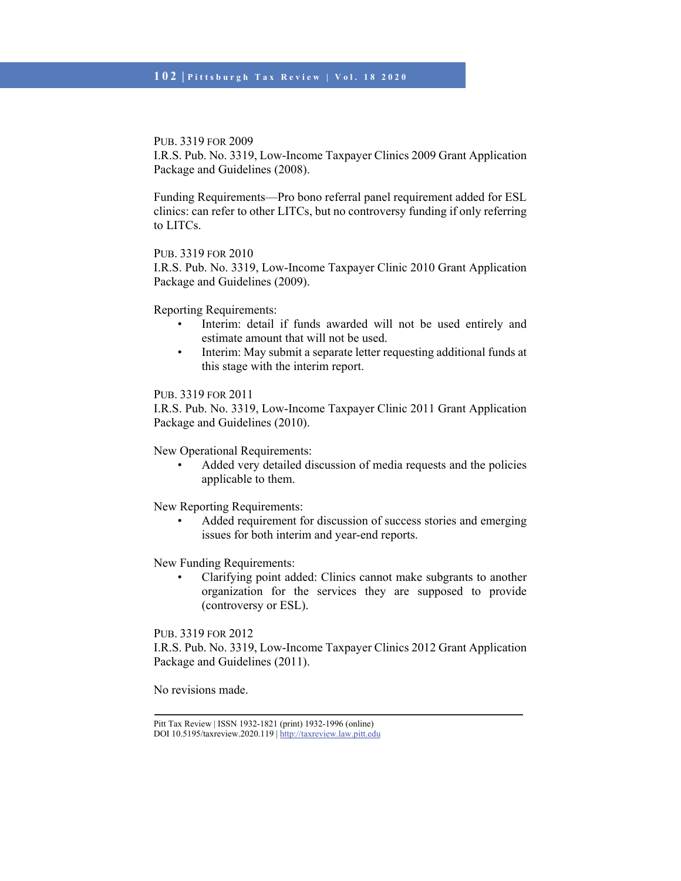PUB. 3319 FOR 2009

I.R.S. Pub. No. 3319, Low-Income Taxpayer Clinics 2009 Grant Application Package and Guidelines (2008).

Funding Requirements—Pro bono referral panel requirement added for ESL clinics: can refer to other LITCs, but no controversy funding if only referring to LITCs.

PUB. 3319 FOR 2010

I.R.S. Pub. No. 3319, Low-Income Taxpayer Clinic 2010 Grant Application Package and Guidelines (2009).

Reporting Requirements:

- Interim: detail if funds awarded will not be used entirely and estimate amount that will not be used.
- Interim: May submit a separate letter requesting additional funds at this stage with the interim report.

PUB. 3319 FOR 2011

I.R.S. Pub. No. 3319, Low-Income Taxpayer Clinic 2011 Grant Application Package and Guidelines (2010).

New Operational Requirements:

- Added very detailed discussion of media requests and the policies applicable to them.

New Reporting Requirements:

- Added requirement for discussion of success stories and emerging issues for both interim and year-end reports.

New Funding Requirements:

- Clarifying point added: Clinics cannot make subgrants to another organization for the services they are supposed to provide (controversy or ESL).

PUB. 3319 FOR 2012

I.R.S. Pub. No. 3319, Low-Income Taxpayer Clinics 2012 Grant Application Package and Guidelines (2011).

No revisions made.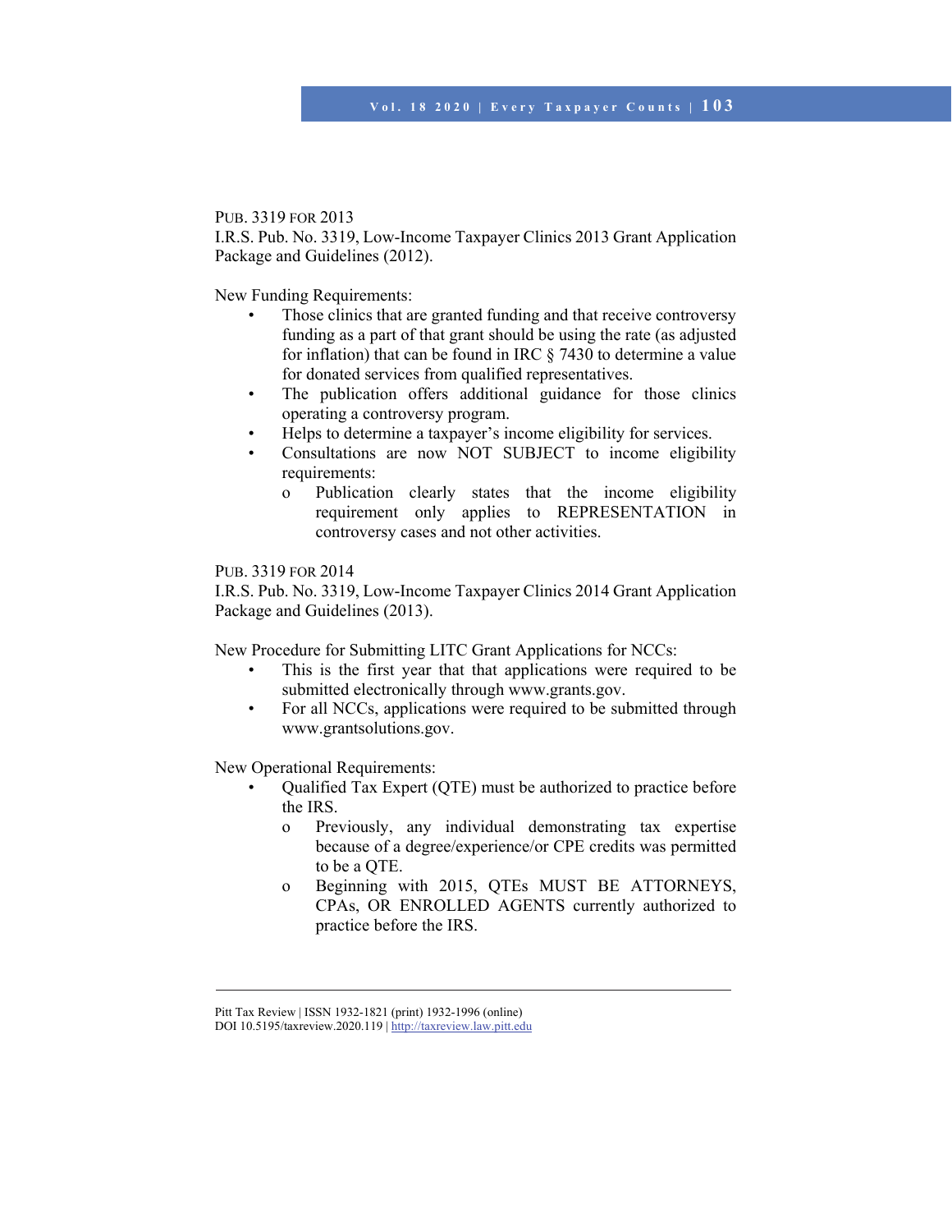PUB. 3319 FOR 2013

I.R.S. Pub. No. 3319, Low-Income Taxpayer Clinics 2013 Grant Application Package and Guidelines (2012).

New Funding Requirements:

- Those clinics that are granted funding and that receive controversy funding as a part of that grant should be using the rate (as adjusted for inflation) that can be found in IRC § 7430 to determine a value for donated services from qualified representatives.
- The publication offers additional guidance for those clinics operating a controversy program.
- Helps to determine a taxpayer's income eligibility for services.
- Consultations are now NOT SUBJECT to income eligibility requirements:
    - Publication clearly states that the income eligibility requirement only applies to REPRESENTATION in controversy cases and not other activities.

PUB. 3319 FOR 2014

I.R.S. Pub. No. 3319, Low-Income Taxpayer Clinics 2014 Grant Application Package and Guidelines (2013).

New Procedure for Submitting LITC Grant Applications for NCCs:

- This is the first year that that applications were required to be submitted electronically through www.grants.gov.
- For all NCCs, applications were required to be submitted through www.grantsolutions.gov.

New Operational Requirements:

- Qualified Tax Expert (QTE) must be authorized to practice before the IRS.
    - Previously, any individual demonstrating tax expertise because of a degree/experience/or CPE credits was permitted to be a QTE.
    - Beginning with 2015, QTEs MUST BE ATTORNEYS, CPAs, OR ENROLLED AGENTS currently authorized to practice before the IRS.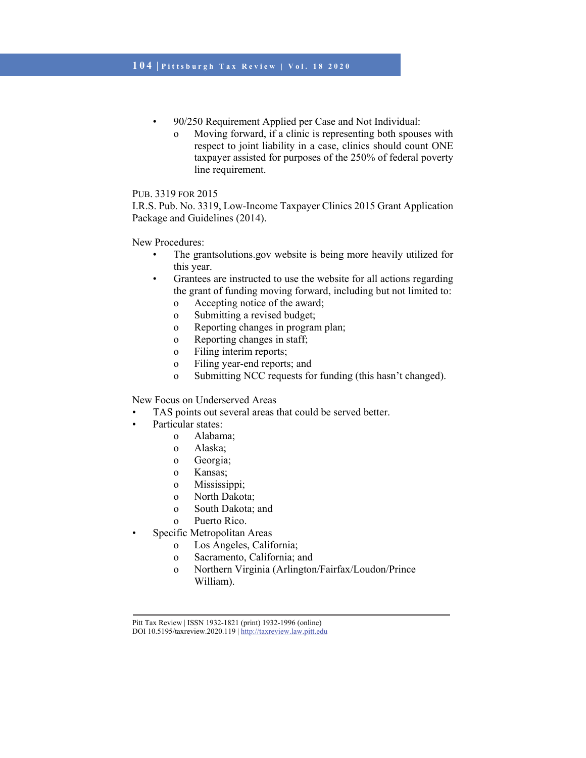- 90/250 Requirement Applied per Case and Not Individual:
    - Moving forward, if a clinic is representing both spouses with respect to joint liability in a case, clinics should count ONE taxpayer assisted for purposes of the 250% of federal poverty line requirement.

PUB. 3319 FOR 2015

I.R.S. Pub. No. 3319, Low-Income Taxpayer Clinics 2015 Grant Application Package and Guidelines (2014).

New Procedures:

- The grantsolutions.gov website is being more heavily utilized for this year.
- Grantees are instructed to use the website for all actions regarding the grant of funding moving forward, including but not limited to:
    - Accepting notice of the award;
    - Submitting a revised budget;
    - Reporting changes in program plan;
    - Reporting changes in staff;
    - Filing interim reports;
    - Filing year-end reports; and
    - Submitting NCC requests for funding (this hasn't changed).

New Focus on Underserved Areas

- TAS points out several areas that could be served better.
- Particular states:
    - Alabama;
    - Alaska;
    - Georgia;
    - Kansas;
    - Mississippi;
    - North Dakota;
    - South Dakota; and
    - Puerto Rico.
- Specific Metropolitan Areas
    - Los Angeles, California;
    - Sacramento, California; and
    - Northern Virginia (Arlington/Fairfax/Loudon/Prince William).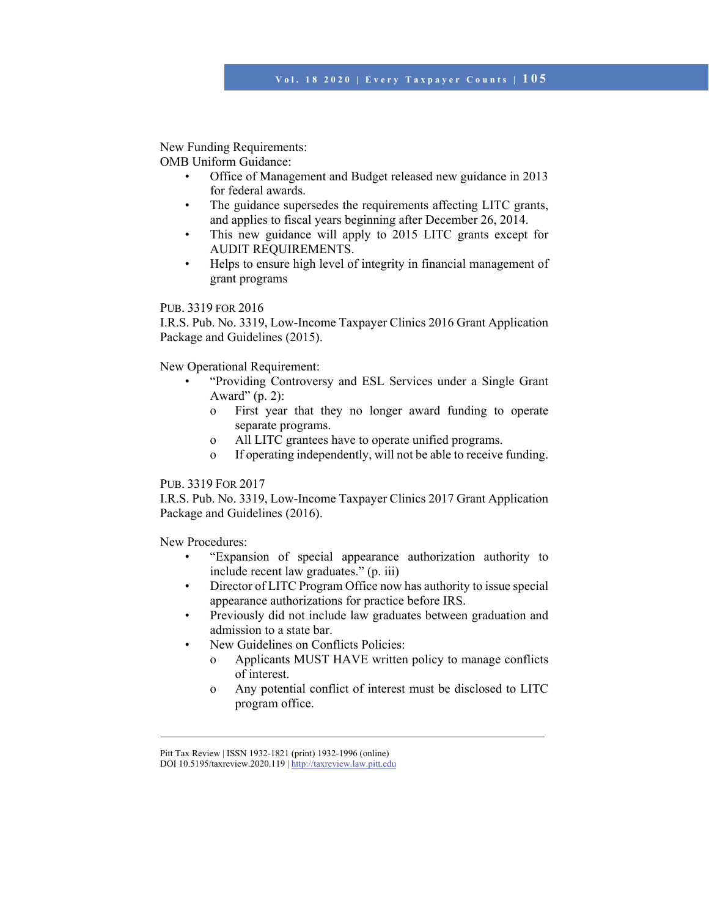New Funding Requirements:
OMB Uniform Guidance:

- Office of Management and Budget released new guidance in 2013 for federal awards.
- The guidance supersedes the requirements affecting LITC grants, and applies to fiscal years beginning after December 26, 2014.
- This new guidance will apply to 2015 LITC grants except for AUDIT REQUIREMENTS.
- Helps to ensure high level of integrity in financial management of grant programs

PUB. 3319 FOR 2016
I.R.S. Pub. No. 3319, Low-Income Taxpayer Clinics 2016 Grant Application Package and Guidelines (2015).

New Operational Requirement:

- "Providing Controversy and ESL Services under a Single Grant Award" (p. 2):
  - First year that they no longer award funding to operate separate programs.
  - All LITC grantees have to operate unified programs.
  - If operating independently, will not be able to receive funding.

PUB. 3319 FOR 2017
I.R.S. Pub. No. 3319, Low-Income Taxpayer Clinics 2017 Grant Application Package and Guidelines (2016).

New Procedures:

- "Expansion of special appearance authorization authority to include recent law graduates." (p. iii)
- Director of LITC Program Office now has authority to issue special appearance authorizations for practice before IRS.
- Previously did not include law graduates between graduation and admission to a state bar.
- New Guidelines on Conflicts Policies:
  - Applicants MUST HAVE written policy to manage conflicts of interest.
  - Any potential conflict of interest must be disclosed to LITC program office.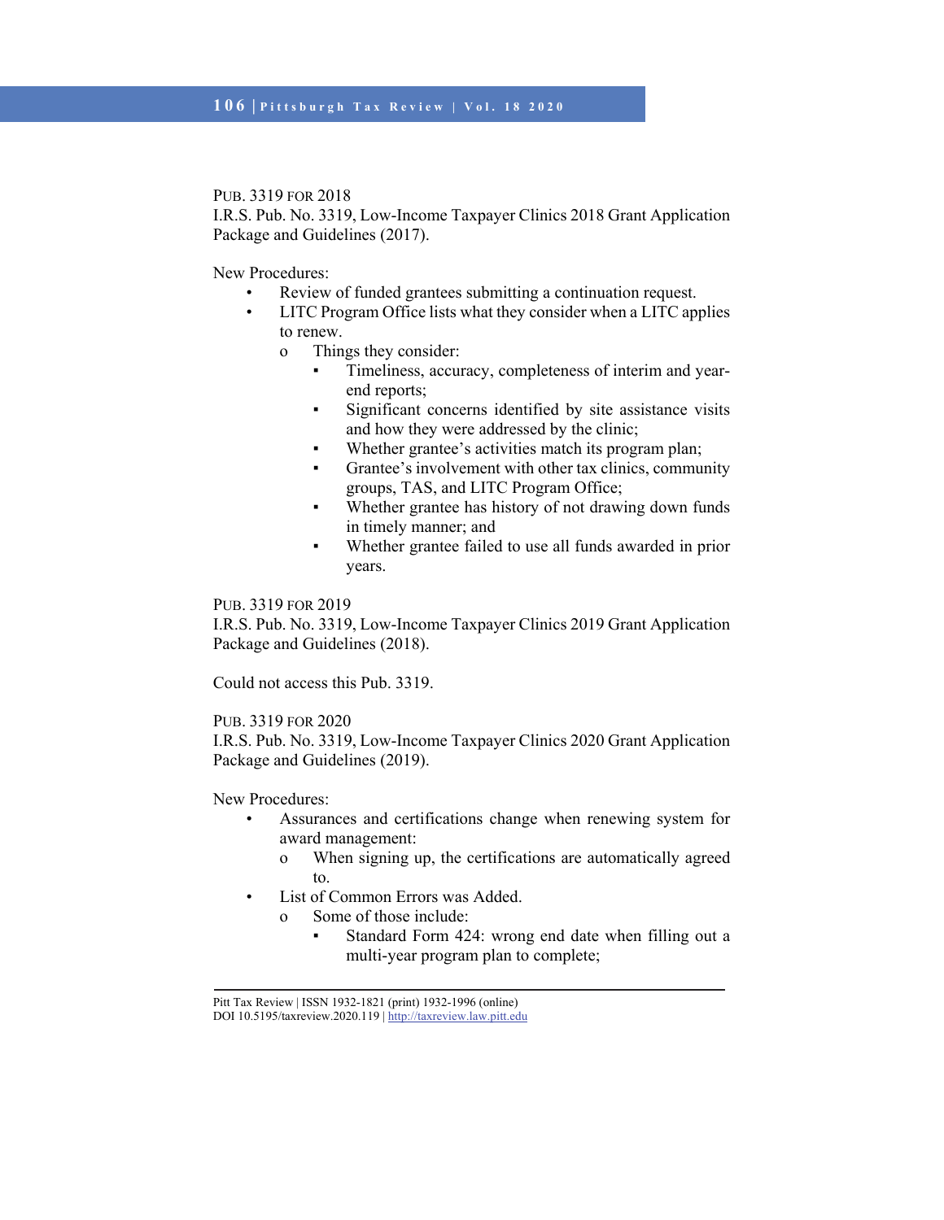PUB. 3319 FOR 2018
I.R.S. Pub. No. 3319, Low-Income Taxpayer Clinics 2018 Grant Application Package and Guidelines (2017).

New Procedures:

- Review of funded grantees submitting a continuation request.
- LITC Program Office lists what they consider when a LITC applies to renew.
  - Things they consider:
    - Timeliness, accuracy, completeness of interim and year-end reports;
    - Significant concerns identified by site assistance visits and how they were addressed by the clinic;
    - Whether grantee's activities match its program plan;
    - Grantee's involvement with other tax clinics, community groups, TAS, and LITC Program Office;
    - Whether grantee has history of not drawing down funds in timely manner; and
    - Whether grantee failed to use all funds awarded in prior years.

PUB. 3319 FOR 2019
I.R.S. Pub. No. 3319, Low-Income Taxpayer Clinics 2019 Grant Application Package and Guidelines (2018).

Could not access this Pub. 3319.

PUB. 3319 FOR 2020
I.R.S. Pub. No. 3319, Low-Income Taxpayer Clinics 2020 Grant Application Package and Guidelines (2019).

New Procedures:

- Assurances and certifications change when renewing system for award management:
  - When signing up, the certifications are automatically agreed to.
- List of Common Errors was Added.
  - Some of those include:
    - Standard Form 424: wrong end date when filling out a multi-year program plan to complete;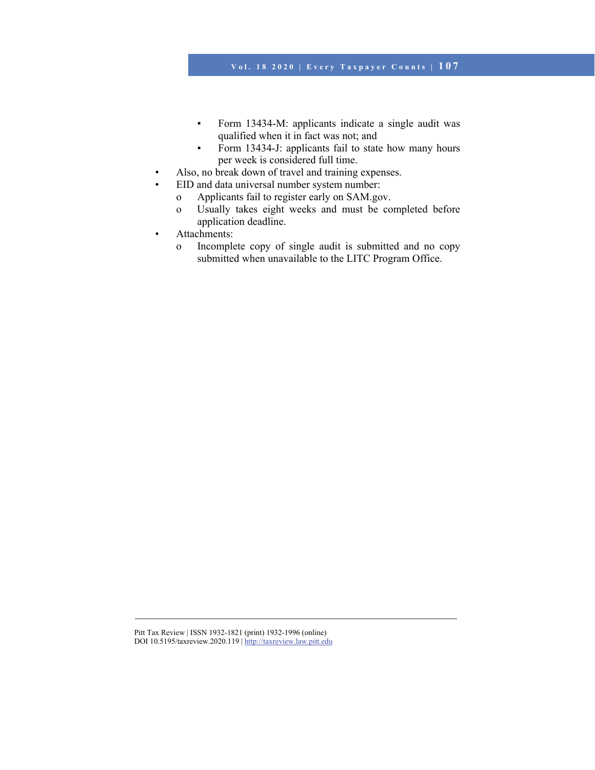- Form 13434-M: applicants indicate a single audit was qualified when it in fact was not; and
    - Form 13434-J: applicants fail to state how many hours per week is considered full time.
- Also, no break down of travel and training expenses.
- EID and data universal number system number:
  - Applicants fail to register early on SAM.gov.
  - Usually takes eight weeks and must be completed before application deadline.
- Attachments:
  - Incomplete copy of single audit is submitted and no copy submitted when unavailable to the LITC Program Office.